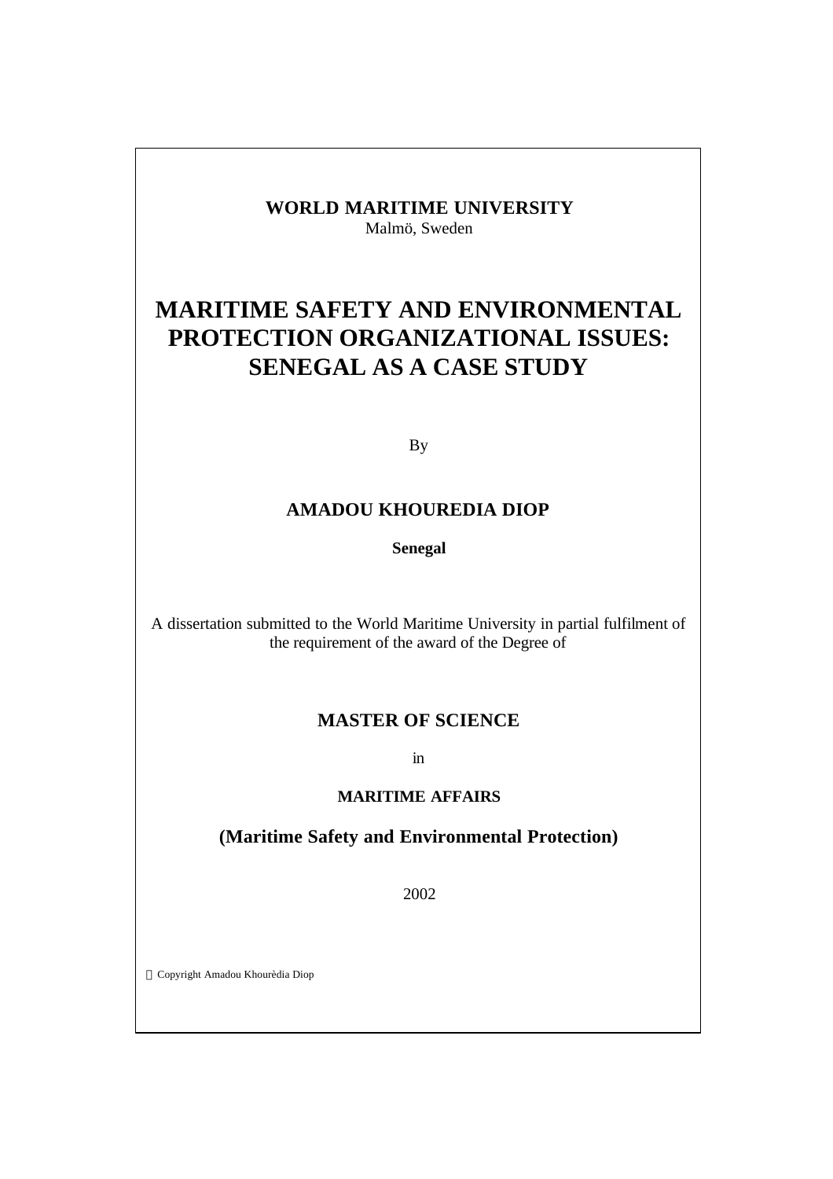**WORLD MARITIME UNIVERSITY**
Malmö, Sweden

# MARITIME SAFETY AND ENVIRONMENTAL PROTECTION ORGANIZATIONAL ISSUES: SENEGAL AS A CASE STUDY

By

## AMADOU KHOUREDIA DIOP

**Senegal**

A dissertation submitted to the World Maritime University in partial fulfilment of the requirement of the award of the Degree of

## MASTER OF SCIENCE

in

**MARITIME AFFAIRS**

**(Maritime Safety and Environmental Protection)**

2002

© Copyright Amadou Khourèdia Diop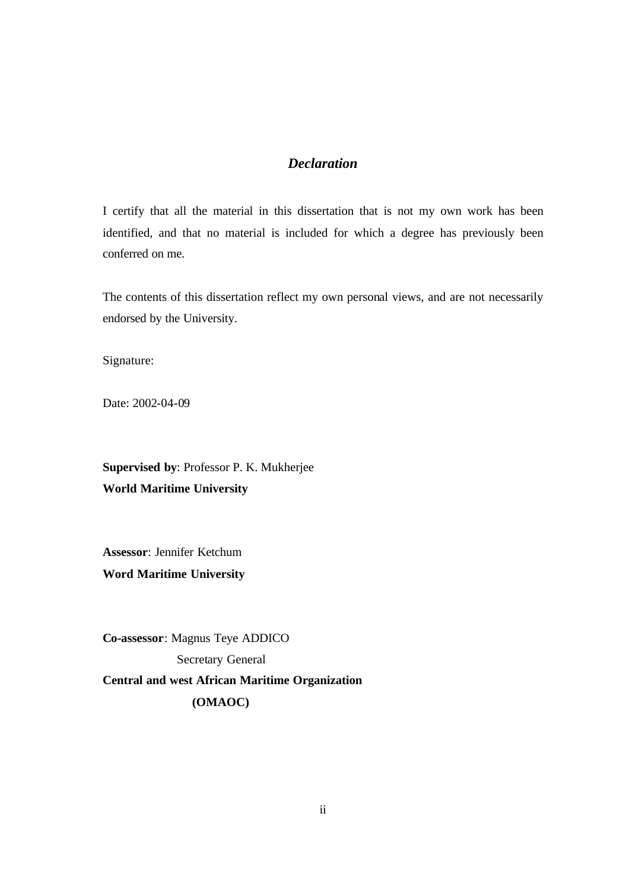# *Declaration*

I certify that all the material in this dissertation that is not my own work has been identified, and that no material is included for which a degree has previously been conferred on me.

The contents of this dissertation reflect my own personal views, and are not necessarily endorsed by the University.

Signature:

Date: 2002-04-09

**Supervised by**: Professor P. K. Mukherjee
**World Maritime University**

**Assessor**: Jennifer Ketchum
**Word Maritime University**

**Co-assessor**: Magnus Teye ADDICO
Secretary General
**Central and west African Maritime Organization**
**(OMAOC)**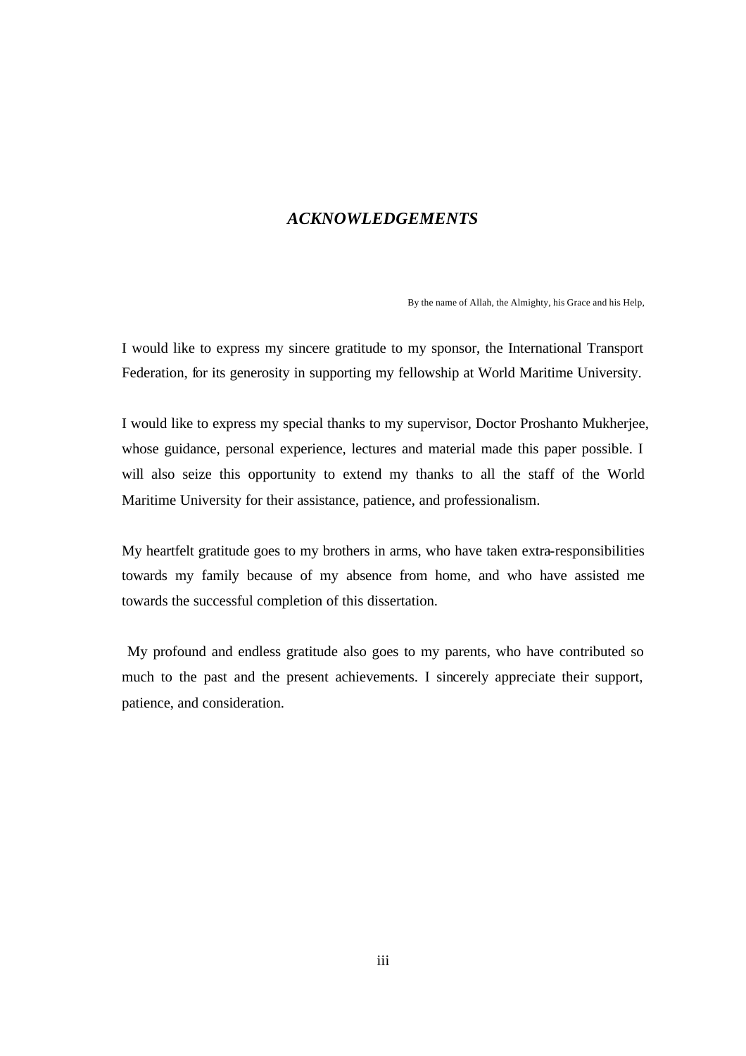## *ACKNOWLEDGEMENTS*

By the name of Allah, the Almighty, his Grace and his Help,

I would like to express my sincere gratitude to my sponsor, the International Transport Federation, for its generosity in supporting my fellowship at World Maritime University.

I would like to express my special thanks to my supervisor, Doctor Proshanto Mukherjee, whose guidance, personal experience, lectures and material made this paper possible. I will also seize this opportunity to extend my thanks to all the staff of the World Maritime University for their assistance, patience, and professionalism.

My heartfelt gratitude goes to my brothers in arms, who have taken extra-responsibilities towards my family because of my absence from home, and who have assisted me towards the successful completion of this dissertation.

My profound and endless gratitude also goes to my parents, who have contributed so much to the past and the present achievements. I sincerely appreciate their support, patience, and consideration.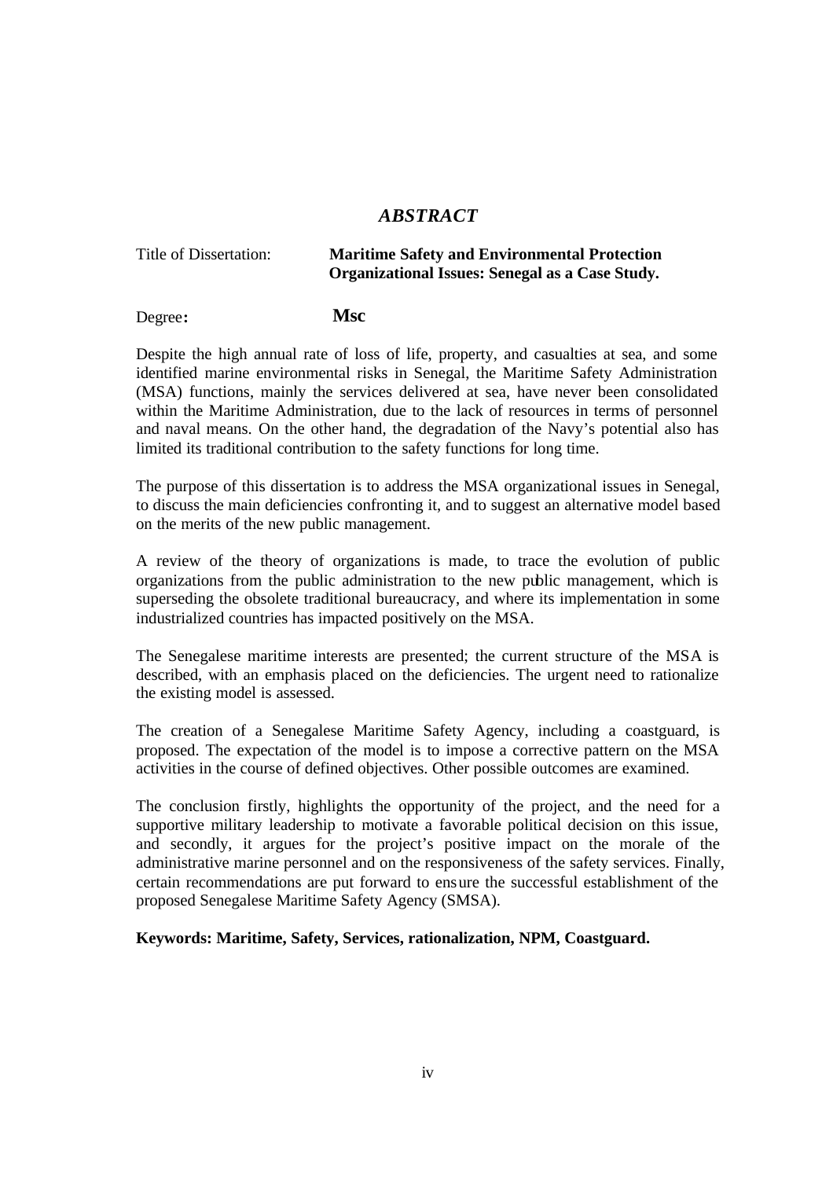# *ABSTRACT*

Title of Dissertation: **Maritime Safety and Environmental Protection Organizational Issues: Senegal as a Case Study.**

Degree**:** **Msc**

Despite the high annual rate of loss of life, property, and casualties at sea, and some identified marine environmental risks in Senegal, the Maritime Safety Administration (MSA) functions, mainly the services delivered at sea, have never been consolidated within the Maritime Administration, due to the lack of resources in terms of personnel and naval means. On the other hand, the degradation of the Navy's potential also has limited its traditional contribution to the safety functions for long time.

The purpose of this dissertation is to address the MSA organizational issues in Senegal, to discuss the main deficiencies confronting it, and to suggest an alternative model based on the merits of the new public management.

A review of the theory of organizations is made, to trace the evolution of public organizations from the public administration to the new public management, which is superseding the obsolete traditional bureaucracy, and where its implementation in some industrialized countries has impacted positively on the MSA.

The Senegalese maritime interests are presented; the current structure of the MSA is described, with an emphasis placed on the deficiencies. The urgent need to rationalize the existing model is assessed.

The creation of a Senegalese Maritime Safety Agency, including a coastguard, is proposed. The expectation of the model is to impose a corrective pattern on the MSA activities in the course of defined objectives. Other possible outcomes are examined.

The conclusion firstly, highlights the opportunity of the project, and the need for a supportive military leadership to motivate a favorable political decision on this issue, and secondly, it argues for the project's positive impact on the morale of the administrative marine personnel and on the responsiveness of the safety services. Finally, certain recommendations are put forward to ensure the successful establishment of the proposed Senegalese Maritime Safety Agency (SMSA).

**Keywords: Maritime, Safety, Services, rationalization, NPM, Coastguard.**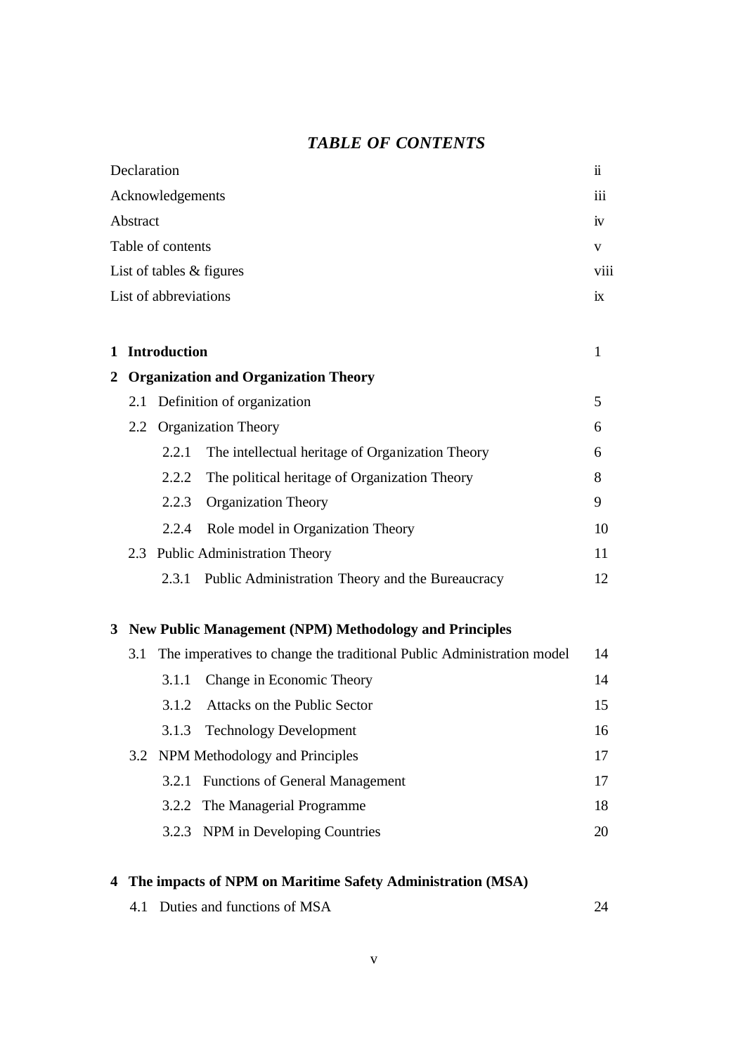# *TABLE OF CONTENTS*

| | |
|---|---|
| Declaration | ii |
| Acknowledgements | iii |
| Abstract | iv |
| Table of contents | v |
| List of tables & figures | viii |
| List of abbreviations | ix |
| | |
| **1 Introduction** | 1 |
| **2 Organization and Organization Theory** | |
| 2.1 Definition of organization | 5 |
| 2.2 Organization Theory | 6 |
| 2.2.1 The intellectual heritage of Organization Theory | 6 |
| 2.2.2 The political heritage of Organization Theory | 8 |
| 2.2.3 Organization Theory | 9 |
| 2.2.4 Role model in Organization Theory | 10 |
| 2.3 Public Administration Theory | 11 |
| 2.3.1 Public Administration Theory and the Bureaucracy | 12 |
| | |
| **3 New Public Management (NPM) Methodology and Principles** | |
| 3.1 The imperatives to change the traditional Public Administration model | 14 |
| 3.1.1 Change in Economic Theory | 14 |
| 3.1.2 Attacks on the Public Sector | 15 |
| 3.1.3 Technology Development | 16 |
| 3.2 NPM Methodology and Principles | 17 |
| 3.2.1 Functions of General Management | 17 |
| 3.2.2 The Managerial Programme | 18 |
| 3.2.3 NPM in Developing Countries | 20 |
| | |
| **4 The impacts of NPM on Maritime Safety Administration (MSA)** | |
| 4.1 Duties and functions of MSA | 24 |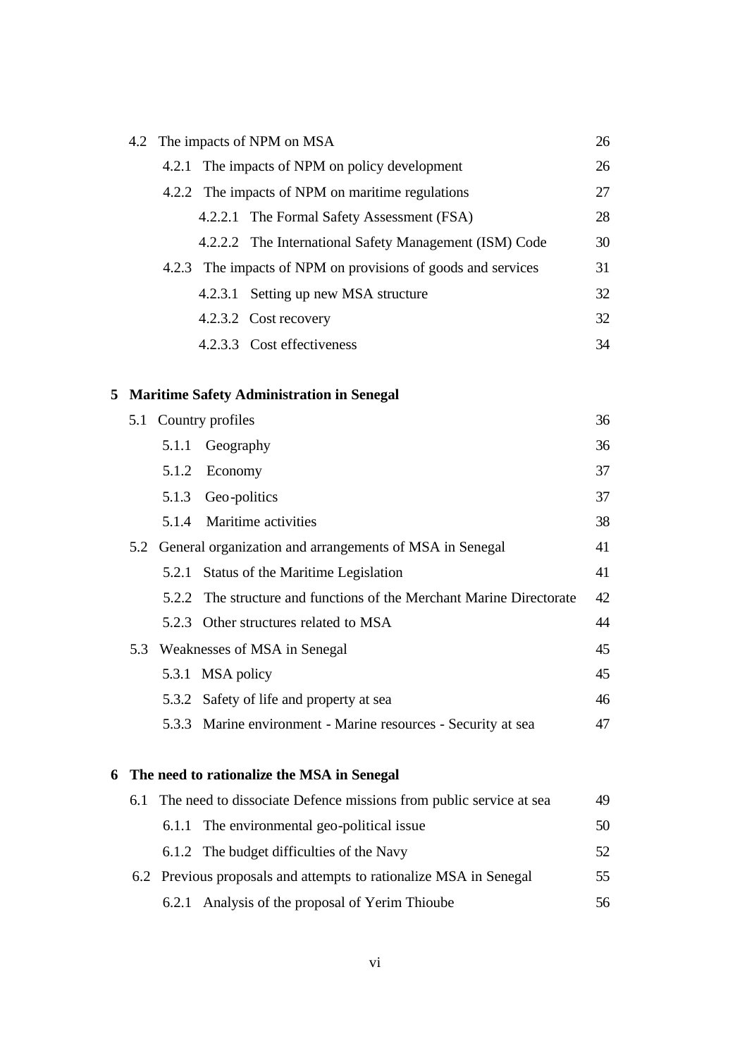| | |
|---|---|
| 4.2 The impacts of NPM on MSA | 26 |
| 4.2.1 The impacts of NPM on policy development | 26 |
| 4.2.2 The impacts of NPM on maritime regulations | 27 |
| 4.2.2.1 The Formal Safety Assessment (FSA) | 28 |
| 4.2.2.2 The International Safety Management (ISM) Code | 30 |
| 4.2.3 The impacts of NPM on provisions of goods and services | 31 |
| 4.2.3.1 Setting up new MSA structure | 32 |
| 4.2.3.2 Cost recovery | 32 |
| 4.2.3.3 Cost effectiveness | 34 |
| **5 Maritime Safety Administration in Senegal** | |
| 5.1 Country profiles | 36 |
| 5.1.1 Geography | 36 |
| 5.1.2 Economy | 37 |
| 5.1.3 Geo-politics | 37 |
| 5.1.4 Maritime activities | 38 |
| 5.2 General organization and arrangements of MSA in Senegal | 41 |
| 5.2.1 Status of the Maritime Legislation | 41 |
| 5.2.2 The structure and functions of the Merchant Marine Directorate | 42 |
| 5.2.3 Other structures related to MSA | 44 |
| 5.3 Weaknesses of MSA in Senegal | 45 |
| 5.3.1 MSA policy | 45 |
| 5.3.2 Safety of life and property at sea | 46 |
| 5.3.3 Marine environment - Marine resources - Security at sea | 47 |
| **6 The need to rationalize the MSA in Senegal** | |
| 6.1 The need to dissociate Defence missions from public service at sea | 49 |
| 6.1.1 The environmental geo-political issue | 50 |
| 6.1.2 The budget difficulties of the Navy | 52 |
| 6.2 Previous proposals and attempts to rationalize MSA in Senegal | 55 |
| 6.2.1 Analysis of the proposal of Yerim Thioube | 56 |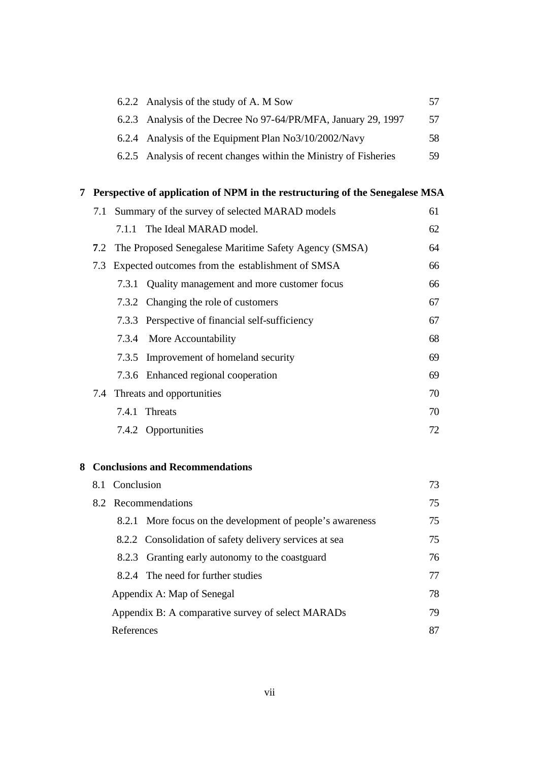| | | |
|---|---|---|
| | 6.2.2 Analysis of the study of A. M Sow | 57 |
| | 6.2.3 Analysis of the Decree No 97-64/PR/MFA, January 29, 1997 | 57 |
| | 6.2.4 Analysis of the Equipment Plan No3/10/2002/Navy | 58 |
| | 6.2.5 Analysis of recent changes within the Ministry of Fisheries | 59 |
| **7** | **Perspective of application of NPM in the restructuring of the Senegalese MSA** | |
| | 7.1 Summary of the survey of selected MARAD models | 61 |
| | 7.1.1 The Ideal MARAD model. | 62 |
| | **7**.2 The Proposed Senegalese Maritime Safety Agency (SMSA) | 64 |
| | 7.3 Expected outcomes from the establishment of SMSA | 66 |
| | 7.3.1 Quality management and more customer focus | 66 |
| | 7.3.2 Changing the role of customers | 67 |
| | 7.3.3 Perspective of financial self-sufficiency | 67 |
| | 7.3.4 More Accountability | 68 |
| | 7.3.5 Improvement of homeland security | 69 |
| | 7.3.6 Enhanced regional cooperation | 69 |
| | 7.4 Threats and opportunities | 70 |
| | 7.4.1 Threats | 70 |
| | 7.4.2 Opportunities | 72 |
| **8** | **Conclusions and Recommendations** | |
| | 8.1 Conclusion | 73 |
| | 8.2 Recommendations | 75 |
| | 8.2.1 More focus on the development of people's awareness | 75 |
| | 8.2.2 Consolidation of safety delivery services at sea | 75 |
| | 8.2.3 Granting early autonomy to the coastguard | 76 |
| | 8.2.4 The need for further studies | 77 |
| | Appendix A: Map of Senegal | 78 |
| | Appendix B: A comparative survey of select MARADs | 79 |
| | References | 87 |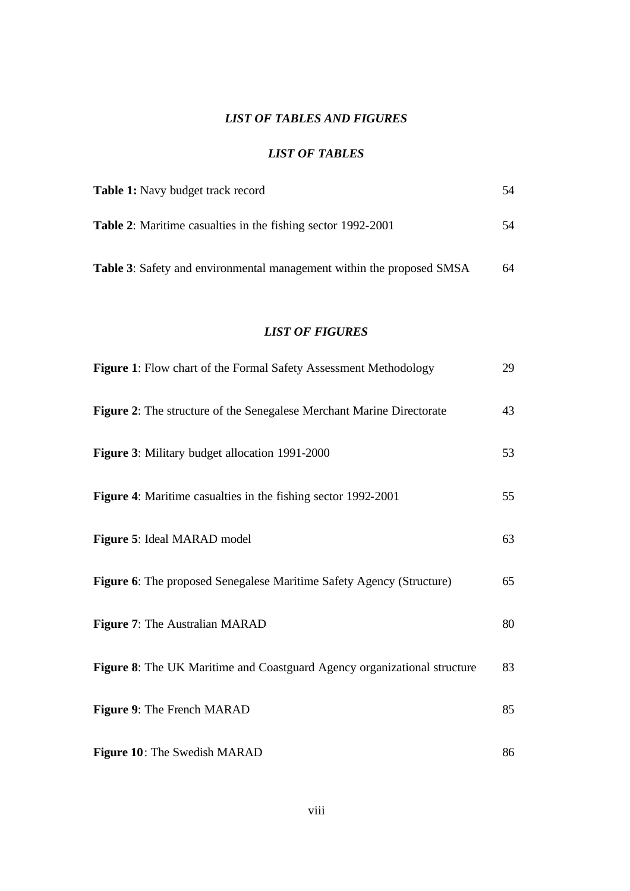## *LIST OF TABLES AND FIGURES*

### *LIST OF TABLES*

**Table 1:** Navy budget track record 54

**Table 2**: Maritime casualties in the fishing sector 1992-2001 54

**Table 3**: Safety and environmental management within the proposed SMSA 64

### *LIST OF FIGURES*

**Figure 1**: Flow chart of the Formal Safety Assessment Methodology 29

**Figure 2**: The structure of the Senegalese Merchant Marine Directorate 43

**Figure 3**: Military budget allocation 1991-2000 53

**Figure 4**: Maritime casualties in the fishing sector 1992-2001 55

**Figure 5**: Ideal MARAD model 63

**Figure 6**: The proposed Senegalese Maritime Safety Agency (Structure) 65

**Figure 7**: The Australian MARAD 80

**Figure 8**: The UK Maritime and Coastguard Agency organizational structure 83

**Figure 9**: The French MARAD 85

**Figure 10**: The Swedish MARAD 86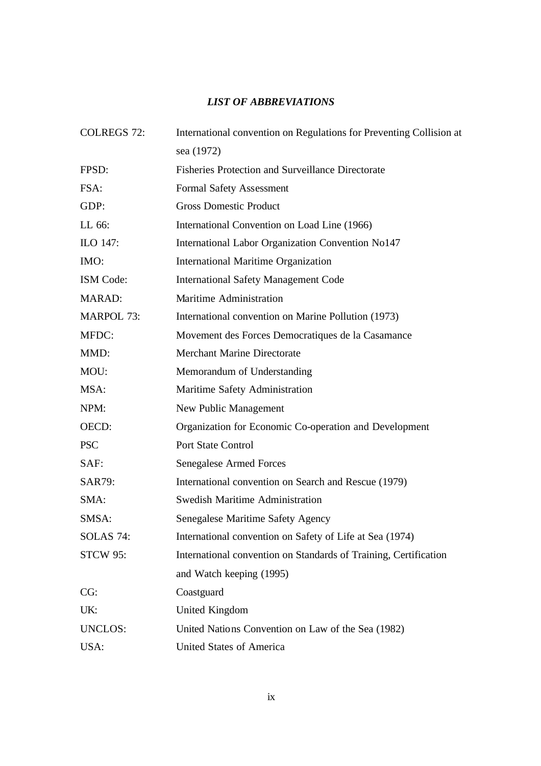## *LIST OF ABBREVIATIONS*

| | |
|---|---|
| COLREGS 72: | International convention on Regulations for Preventing Collision at sea (1972) |
| FPSD: | Fisheries Protection and Surveillance Directorate |
| FSA: | Formal Safety Assessment |
| GDP: | Gross Domestic Product |
| LL 66: | International Convention on Load Line (1966) |
| ILO 147: | International Labor Organization Convention No147 |
| IMO: | International Maritime Organization |
| ISM Code: | International Safety Management Code |
| MARAD: | Maritime Administration |
| MARPOL 73: | International convention on Marine Pollution (1973) |
| MFDC: | Movement des Forces Democratiques de la Casamance |
| MMD: | Merchant Marine Directorate |
| MOU: | Memorandum of Understanding |
| MSA: | Maritime Safety Administration |
| NPM: | New Public Management |
| OECD: | Organization for Economic Co-operation and Development |
| PSC | Port State Control |
| SAF: | Senegalese Armed Forces |
| SAR79: | International convention on Search and Rescue (1979) |
| SMA: | Swedish Maritime Administration |
| SMSA: | Senegalese Maritime Safety Agency |
| SOLAS 74: | International convention on Safety of Life at Sea (1974) |
| STCW 95: | International convention on Standards of Training, Certification and Watch keeping (1995) |
| CG: | Coastguard |
| UK: | United Kingdom |
| UNCLOS: | United Nations Convention on Law of the Sea (1982) |
| USA: | United States of America |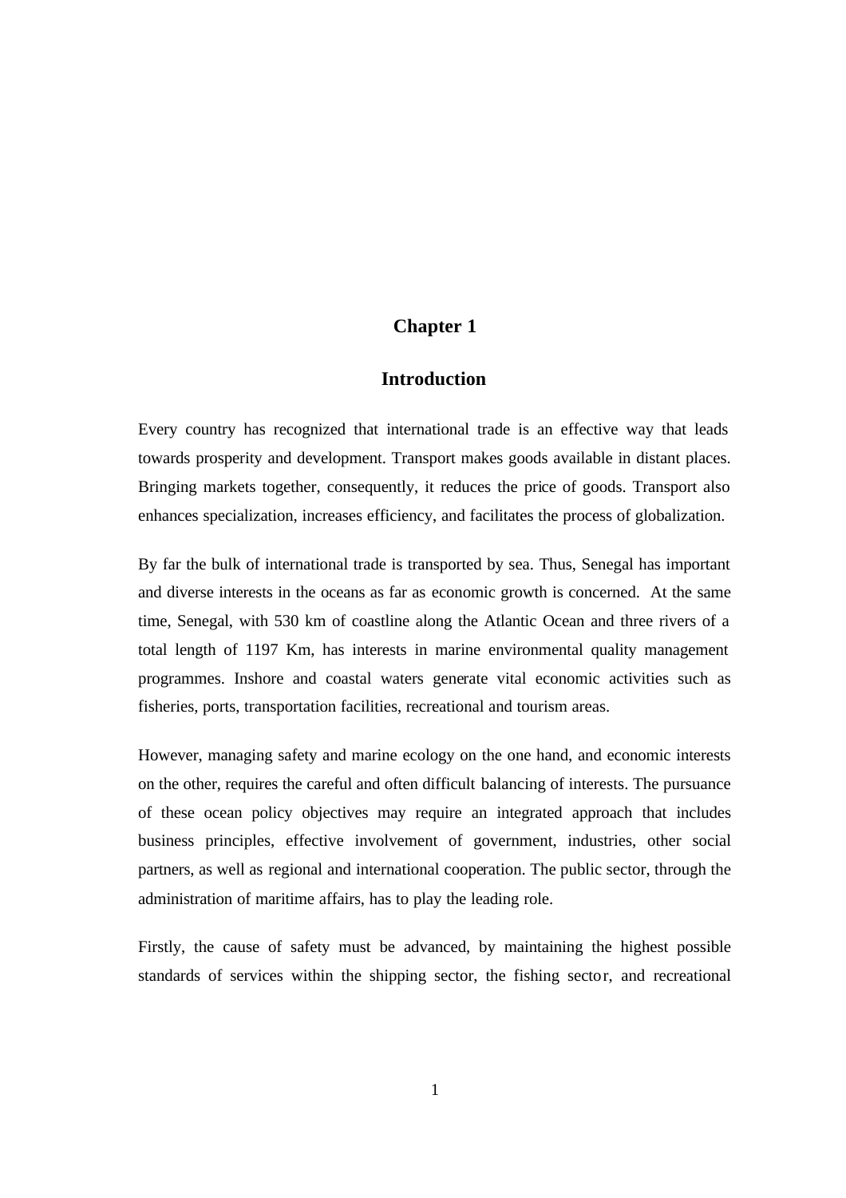# Chapter 1

## Introduction

Every country has recognized that international trade is an effective way that leads towards prosperity and development. Transport makes goods available in distant places. Bringing markets together, consequently, it reduces the price of goods. Transport also enhances specialization, increases efficiency, and facilitates the process of globalization.

By far the bulk of international trade is transported by sea. Thus, Senegal has important and diverse interests in the oceans as far as economic growth is concerned. At the same time, Senegal, with 530 km of coastline along the Atlantic Ocean and three rivers of a total length of 1197 Km, has interests in marine environmental quality management programmes. Inshore and coastal waters generate vital economic activities such as fisheries, ports, transportation facilities, recreational and tourism areas.

However, managing safety and marine ecology on the one hand, and economic interests on the other, requires the careful and often difficult balancing of interests. The pursuance of these ocean policy objectives may require an integrated approach that includes business principles, effective involvement of government, industries, other social partners, as well as regional and international cooperation. The public sector, through the administration of maritime affairs, has to play the leading role.

Firstly, the cause of safety must be advanced, by maintaining the highest possible standards of services within the shipping sector, the fishing sector, and recreational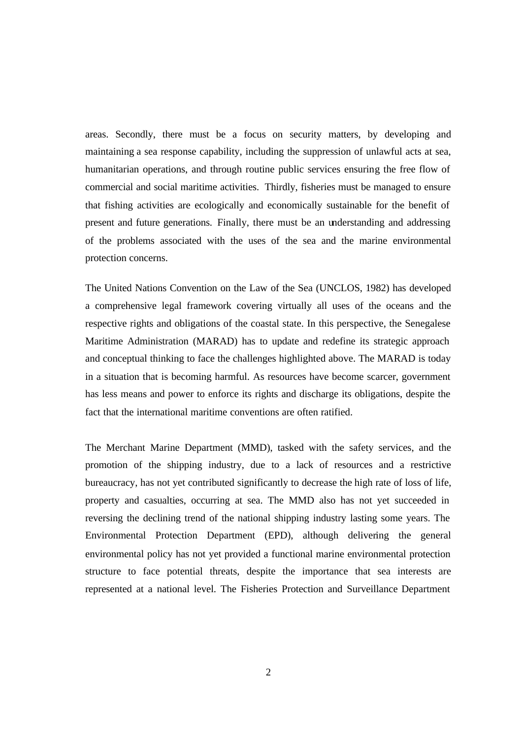areas. Secondly, there must be a focus on security matters, by developing and maintaining a sea response capability, including the suppression of unlawful acts at sea, humanitarian operations, and through routine public services ensuring the free flow of commercial and social maritime activities. Thirdly, fisheries must be managed to ensure that fishing activities are ecologically and economically sustainable for the benefit of present and future generations. Finally, there must be an understanding and addressing of the problems associated with the uses of the sea and the marine environmental protection concerns.

The United Nations Convention on the Law of the Sea (UNCLOS, 1982) has developed a comprehensive legal framework covering virtually all uses of the oceans and the respective rights and obligations of the coastal state. In this perspective, the Senegalese Maritime Administration (MARAD) has to update and redefine its strategic approach and conceptual thinking to face the challenges highlighted above. The MARAD is today in a situation that is becoming harmful. As resources have become scarcer, government has less means and power to enforce its rights and discharge its obligations, despite the fact that the international maritime conventions are often ratified.

The Merchant Marine Department (MMD), tasked with the safety services, and the promotion of the shipping industry, due to a lack of resources and a restrictive bureaucracy, has not yet contributed significantly to decrease the high rate of loss of life, property and casualties, occurring at sea. The MMD also has not yet succeeded in reversing the declining trend of the national shipping industry lasting some years. The Environmental Protection Department (EPD), although delivering the general environmental policy has not yet provided a functional marine environmental protection structure to face potential threats, despite the importance that sea interests are represented at a national level. The Fisheries Protection and Surveillance Department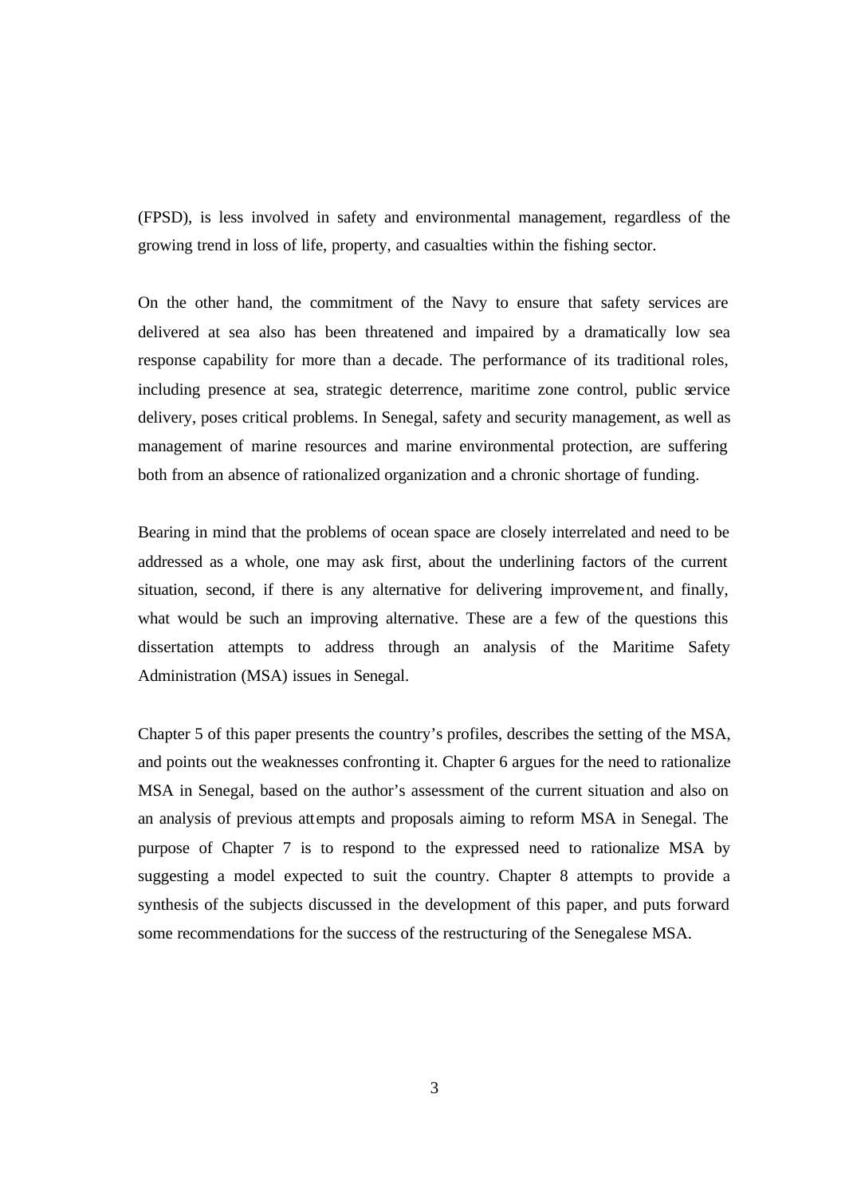(FPSD), is less involved in safety and environmental management, regardless of the growing trend in loss of life, property, and casualties within the fishing sector.

On the other hand, the commitment of the Navy to ensure that safety services are delivered at sea also has been threatened and impaired by a dramatically low sea response capability for more than a decade. The performance of its traditional roles, including presence at sea, strategic deterrence, maritime zone control, public service delivery, poses critical problems. In Senegal, safety and security management, as well as management of marine resources and marine environmental protection, are suffering both from an absence of rationalized organization and a chronic shortage of funding.

Bearing in mind that the problems of ocean space are closely interrelated and need to be addressed as a whole, one may ask first, about the underlining factors of the current situation, second, if there is any alternative for delivering improvement, and finally, what would be such an improving alternative. These are a few of the questions this dissertation attempts to address through an analysis of the Maritime Safety Administration (MSA) issues in Senegal.

Chapter 5 of this paper presents the country's profiles, describes the setting of the MSA, and points out the weaknesses confronting it. Chapter 6 argues for the need to rationalize MSA in Senegal, based on the author's assessment of the current situation and also on an analysis of previous attempts and proposals aiming to reform MSA in Senegal. The purpose of Chapter 7 is to respond to the expressed need to rationalize MSA by suggesting a model expected to suit the country. Chapter 8 attempts to provide a synthesis of the subjects discussed in the development of this paper, and puts forward some recommendations for the success of the restructuring of the Senegalese MSA.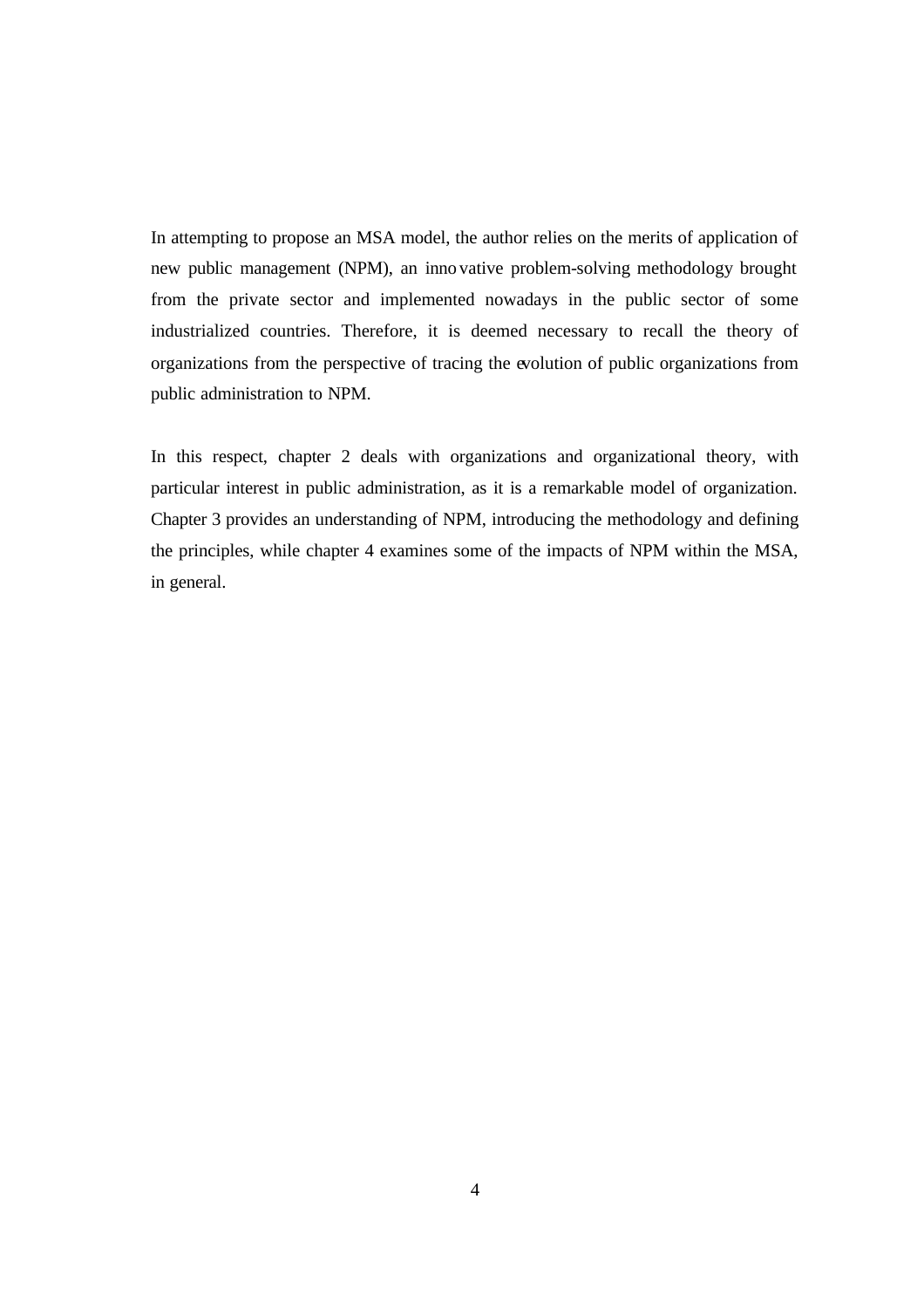In attempting to propose an MSA model, the author relies on the merits of application of new public management (NPM), an innovative problem-solving methodology brought from the private sector and implemented nowadays in the public sector of some industrialized countries. Therefore, it is deemed necessary to recall the theory of organizations from the perspective of tracing the evolution of public organizations from public administration to NPM.

In this respect, chapter 2 deals with organizations and organizational theory, with particular interest in public administration, as it is a remarkable model of organization. Chapter 3 provides an understanding of NPM, introducing the methodology and defining the principles, while chapter 4 examines some of the impacts of NPM within the MSA, in general.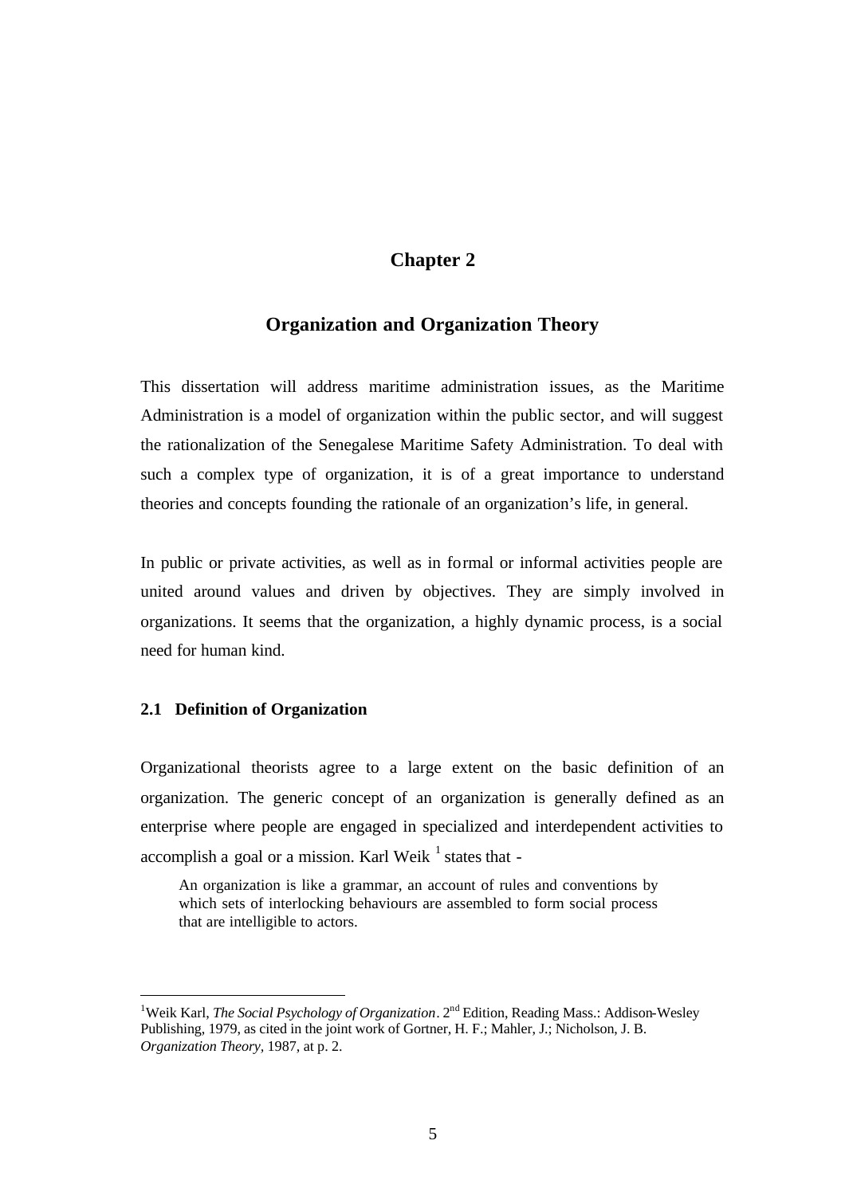# Chapter 2

## Organization and Organization Theory

This dissertation will address maritime administration issues, as the Maritime Administration is a model of organization within the public sector, and will suggest the rationalization of the Senegalese Maritime Safety Administration. To deal with such a complex type of organization, it is of a great importance to understand theories and concepts founding the rationale of an organization's life, in general.

In public or private activities, as well as in formal or informal activities people are united around values and driven by objectives. They are simply involved in organizations. It seems that the organization, a highly dynamic process, is a social need for human kind.

### 2.1 Definition of Organization

Organizational theorists agree to a large extent on the basic definition of an organization. The generic concept of an organization is generally defined as an enterprise where people are engaged in specialized and interdependent activities to accomplish a goal or a mission. Karl Weik [1] states that -

> An organization is like a grammar, an account of rules and conventions by which sets of interlocking behaviours are assembled to form social process that are intelligible to actors.

---

[1] Weik Karl, *The Social Psychology of Organization*. 2nd Edition, Reading Mass.: Addison-Wesley Publishing, 1979, as cited in the joint work of Gortner, H. F.; Mahler, J.; Nicholson, J. B. *Organization Theory,* 1987, at p. 2.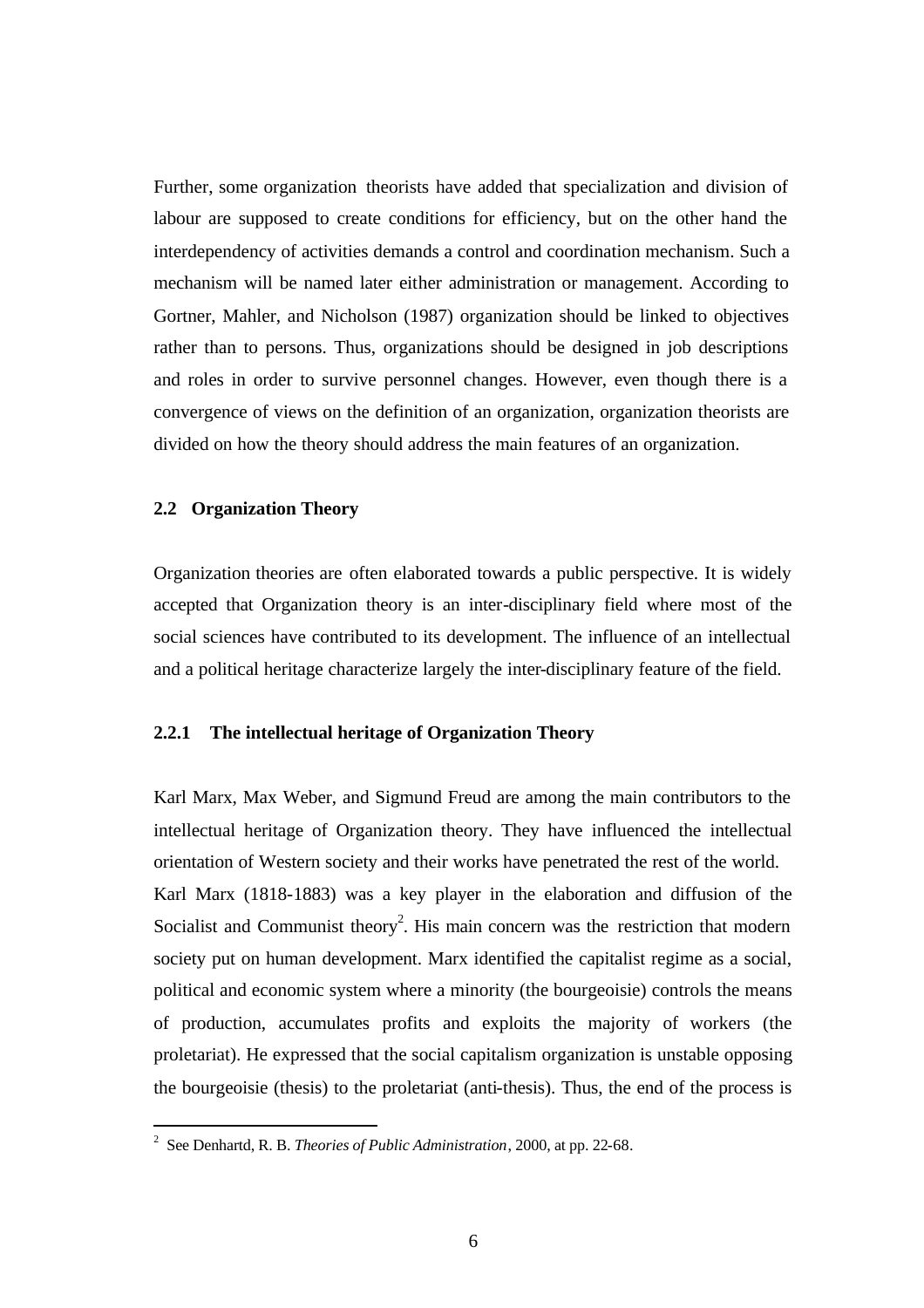Further, some organization theorists have added that specialization and division of labour are supposed to create conditions for efficiency, but on the other hand the interdependency of activities demands a control and coordination mechanism. Such a mechanism will be named later either administration or management. According to Gortner, Mahler, and Nicholson (1987) organization should be linked to objectives rather than to persons. Thus, organizations should be designed in job descriptions and roles in order to survive personnel changes. However, even though there is a convergence of views on the definition of an organization, organization theorists are divided on how the theory should address the main features of an organization.

### 2.2 Organization Theory

Organization theories are often elaborated towards a public perspective. It is widely accepted that Organization theory is an inter-disciplinary field where most of the social sciences have contributed to its development. The influence of an intellectual and a political heritage characterize largely the inter-disciplinary feature of the field.

#### 2.2.1 The intellectual heritage of Organization Theory

Karl Marx, Max Weber, and Sigmund Freud are among the main contributors to the intellectual heritage of Organization theory. They have influenced the intellectual orientation of Western society and their works have penetrated the rest of the world.

Karl Marx (1818-1883) was a key player in the elaboration and diffusion of the Socialist and Communist theory[2]. His main concern was the restriction that modern society put on human development. Marx identified the capitalist regime as a social, political and economic system where a minority (the bourgeoisie) controls the means of production, accumulates profits and exploits the majority of workers (the proletariat). He expressed that the social capitalism organization is unstable opposing the bourgeoisie (thesis) to the proletariat (anti-thesis). Thus, the end of the process is

---

[2] See Denhartd, R. B. *Theories of Public Administration*, 2000, at pp. 22-68.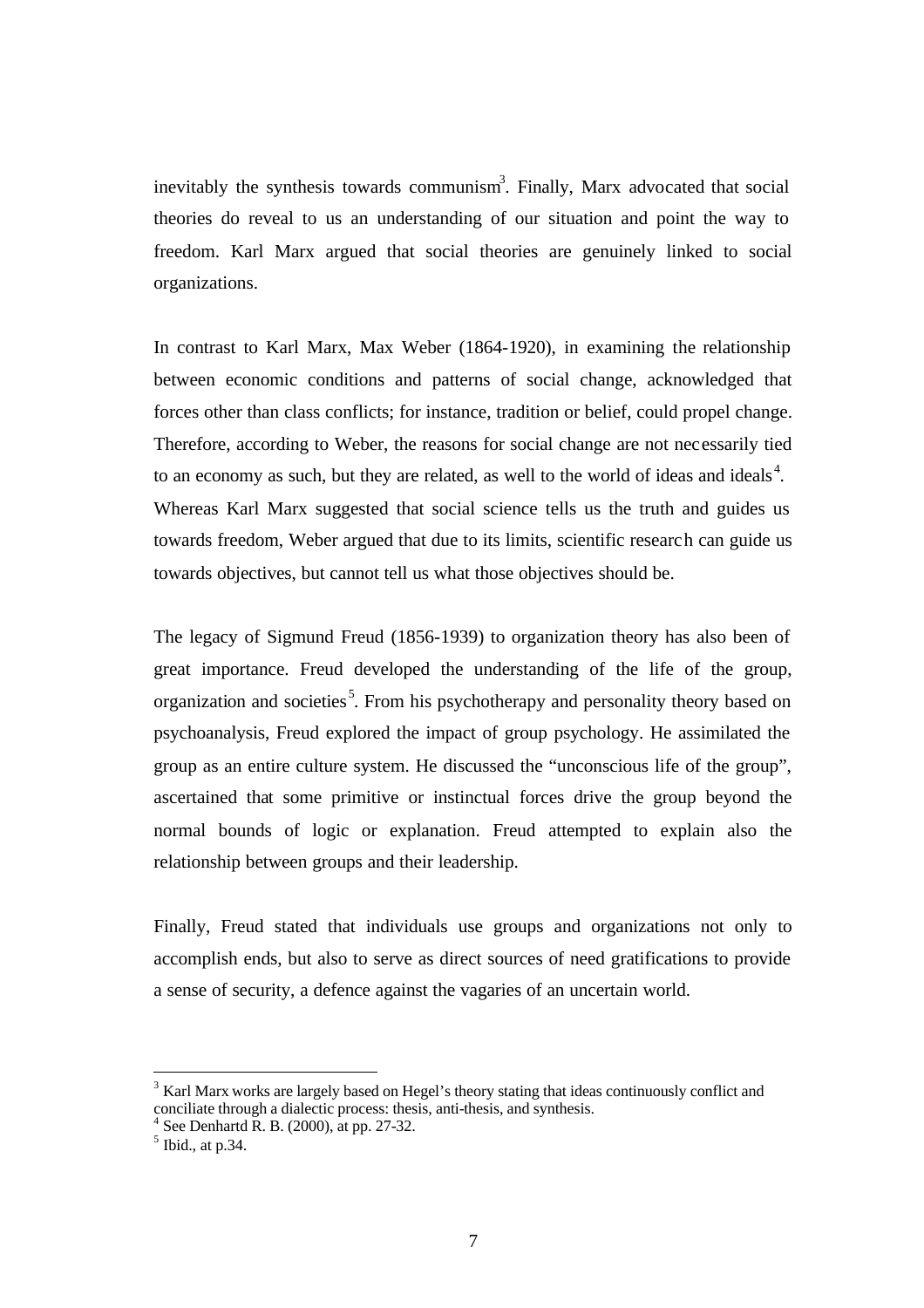inevitably the synthesis towards communism[3]. Finally, Marx advocated that social theories do reveal to us an understanding of our situation and point the way to freedom. Karl Marx argued that social theories are genuinely linked to social organizations.

In contrast to Karl Marx, Max Weber (1864-1920), in examining the relationship between economic conditions and patterns of social change, acknowledged that forces other than class conflicts; for instance, tradition or belief, could propel change. Therefore, according to Weber, the reasons for social change are not necessarily tied to an economy as such, but they are related, as well to the world of ideas and ideals[4]. Whereas Karl Marx suggested that social science tells us the truth and guides us towards freedom, Weber argued that due to its limits, scientific research can guide us towards objectives, but cannot tell us what those objectives should be.

The legacy of Sigmund Freud (1856-1939) to organization theory has also been of great importance. Freud developed the understanding of the life of the group, organization and societies[5]. From his psychotherapy and personality theory based on psychoanalysis, Freud explored the impact of group psychology. He assimilated the group as an entire culture system. He discussed the "unconscious life of the group", ascertained that some primitive or instinctual forces drive the group beyond the normal bounds of logic or explanation. Freud attempted to explain also the relationship between groups and their leadership.

Finally, Freud stated that individuals use groups and organizations not only to accomplish ends, but also to serve as direct sources of need gratifications to provide a sense of security, a defence against the vagaries of an uncertain world.

---

[3] Karl Marx works are largely based on Hegel's theory stating that ideas continuously conflict and conciliate through a dialectic process: thesis, anti-thesis, and synthesis.

[4] See Denhartd R. B. (2000), at pp. 27-32.

[5] Ibid., at p.34.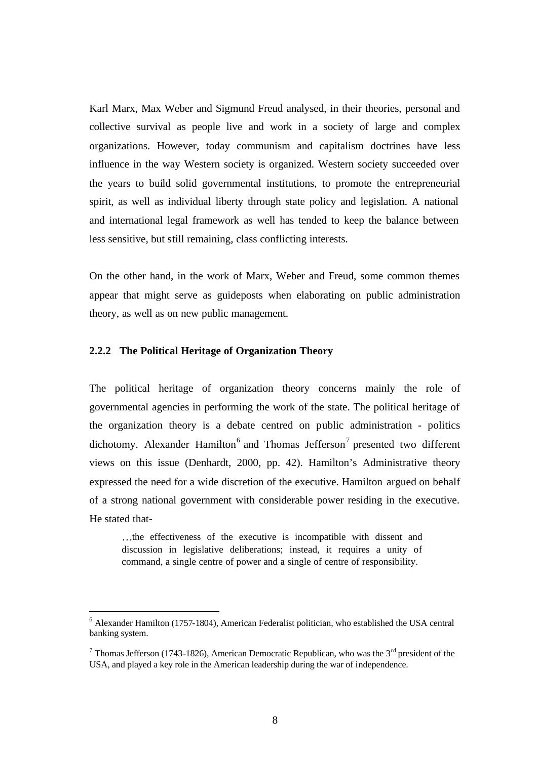Karl Marx, Max Weber and Sigmund Freud analysed, in their theories, personal and collective survival as people live and work in a society of large and complex organizations. However, today communism and capitalism doctrines have less influence in the way Western society is organized. Western society succeeded over the years to build solid governmental institutions, to promote the entrepreneurial spirit, as well as individual liberty through state policy and legislation. A national and international legal framework as well has tended to keep the balance between less sensitive, but still remaining, class conflicting interests.

On the other hand, in the work of Marx, Weber and Freud, some common themes appear that might serve as guideposts when elaborating on public administration theory, as well as on new public management.

### 2.2.2 The Political Heritage of Organization Theory

The political heritage of organization theory concerns mainly the role of governmental agencies in performing the work of the state. The political heritage of the organization theory is a debate centred on public administration - politics dichotomy. Alexander Hamilton[6] and Thomas Jefferson[7] presented two different views on this issue (Denhardt, 2000, pp. 42). Hamilton's Administrative theory expressed the need for a wide discretion of the executive. Hamilton argued on behalf of a strong national government with considerable power residing in the executive. He stated that-

> …the effectiveness of the executive is incompatible with dissent and discussion in legislative deliberations; instead, it requires a unity of command, a single centre of power and a single of centre of responsibility.

[6] Alexander Hamilton (1757-1804), American Federalist politician, who established the USA central banking system.

[7] Thomas Jefferson (1743-1826), American Democratic Republican, who was the 3rd president of the USA, and played a key role in the American leadership during the war of independence.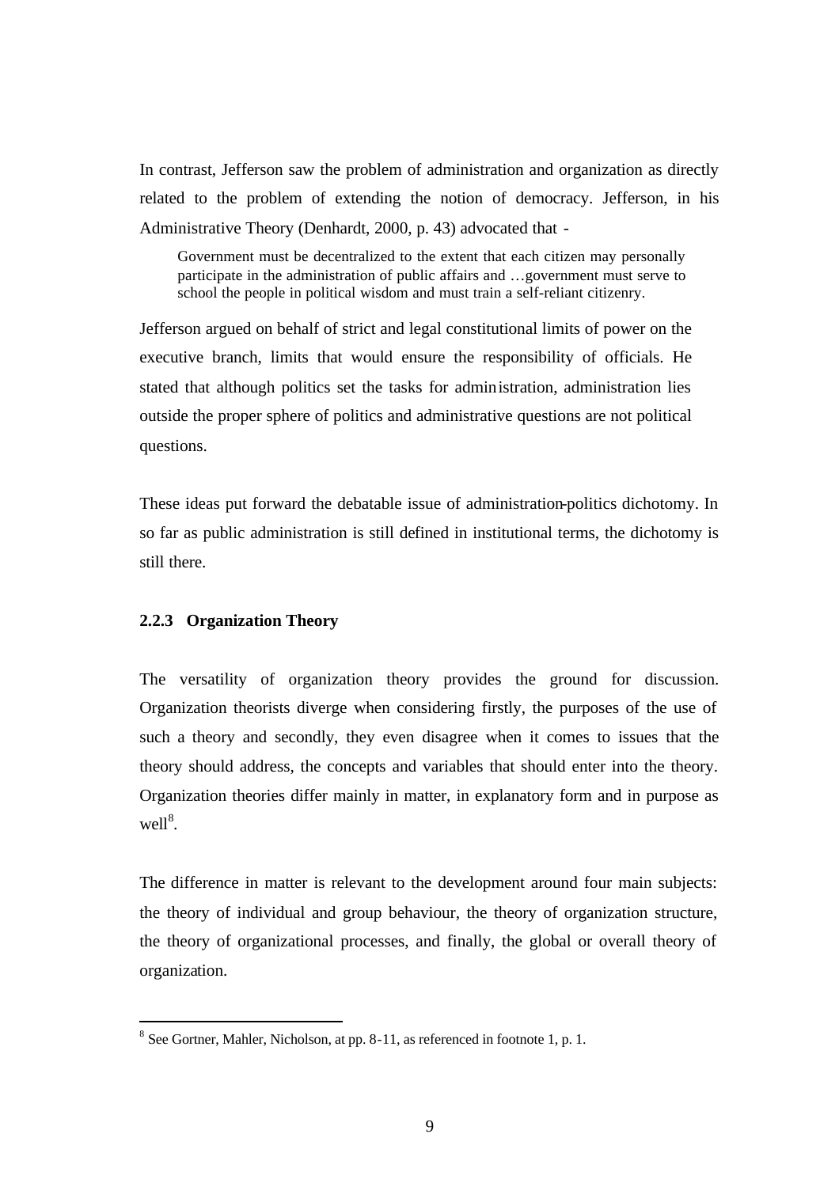In contrast, Jefferson saw the problem of administration and organization as directly related to the problem of extending the notion of democracy. Jefferson, in his Administrative Theory (Denhardt, 2000, p. 43) advocated that -

> Government must be decentralized to the extent that each citizen may personally participate in the administration of public affairs and …government must serve to school the people in political wisdom and must train a self-reliant citizenry.

Jefferson argued on behalf of strict and legal constitutional limits of power on the executive branch, limits that would ensure the responsibility of officials. He stated that although politics set the tasks for administration, administration lies outside the proper sphere of politics and administrative questions are not political questions.

These ideas put forward the debatable issue of administration-politics dichotomy. In so far as public administration is still defined in institutional terms, the dichotomy is still there.

### 2.2.3 Organization Theory

The versatility of organization theory provides the ground for discussion. Organization theorists diverge when considering firstly, the purposes of the use of such a theory and secondly, they even disagree when it comes to issues that the theory should address, the concepts and variables that should enter into the theory. Organization theories differ mainly in matter, in explanatory form and in purpose as well[8].

The difference in matter is relevant to the development around four main subjects: the theory of individual and group behaviour, the theory of organization structure, the theory of organizational processes, and finally, the global or overall theory of organization.

[8] See Gortner, Mahler, Nicholson, at pp. 8-11, as referenced in footnote 1, p. 1.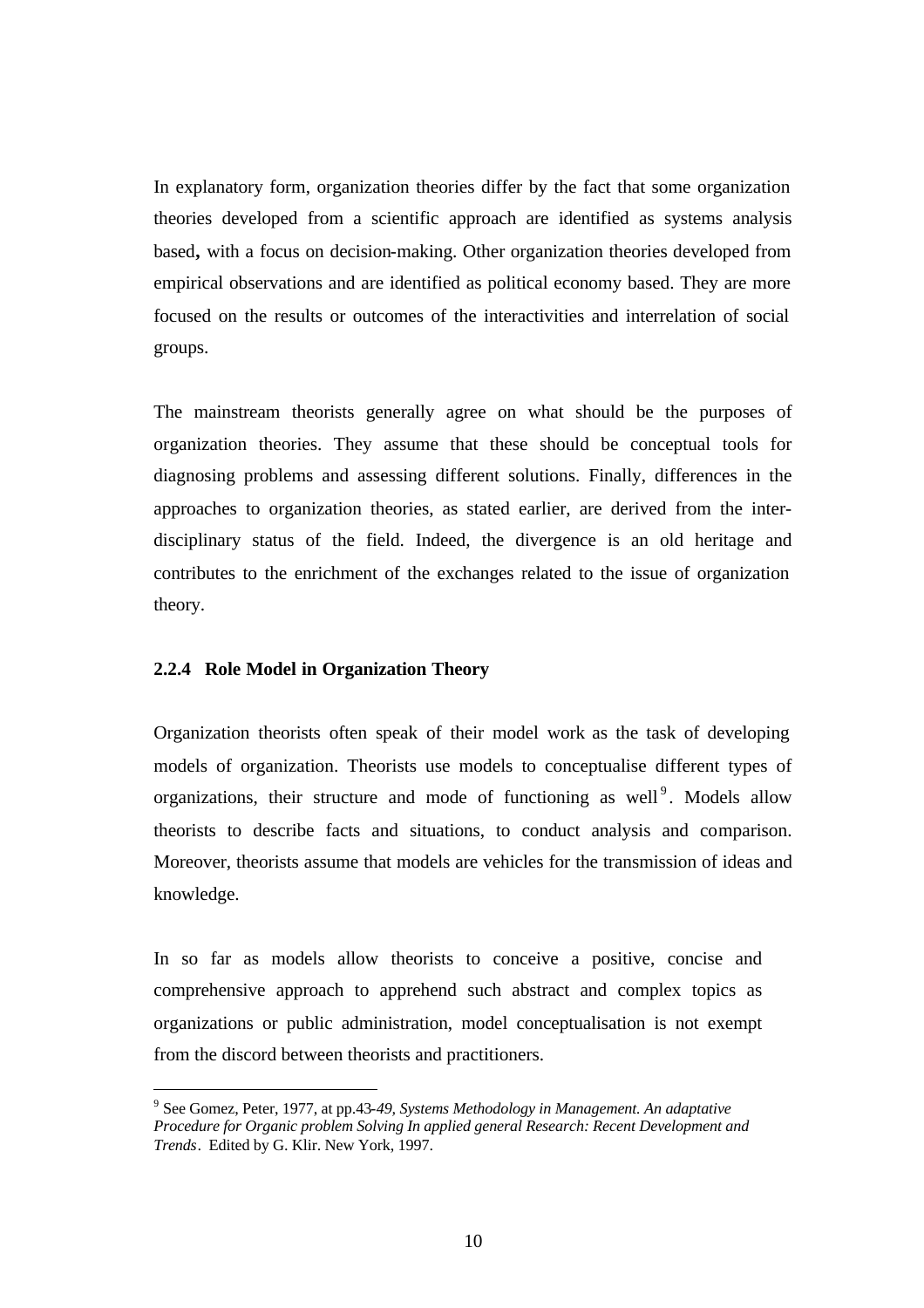In explanatory form, organization theories differ by the fact that some organization theories developed from a scientific approach are identified as systems analysis based**,** with a focus on decision-making. Other organization theories developed from empirical observations and are identified as political economy based. They are more focused on the results or outcomes of the interactivities and interrelation of social groups.

The mainstream theorists generally agree on what should be the purposes of organization theories. They assume that these should be conceptual tools for diagnosing problems and assessing different solutions. Finally, differences in the approaches to organization theories, as stated earlier, are derived from the inter-disciplinary status of the field. Indeed, the divergence is an old heritage and contributes to the enrichment of the exchanges related to the issue of organization theory.

### 2.2.4 Role Model in Organization Theory

Organization theorists often speak of their model work as the task of developing models of organization. Theorists use models to conceptualise different types of organizations, their structure and mode of functioning as well[9]. Models allow theorists to describe facts and situations, to conduct analysis and comparison. Moreover, theorists assume that models are vehicles for the transmission of ideas and knowledge.

In so far as models allow theorists to conceive a positive, concise and comprehensive approach to apprehend such abstract and complex topics as organizations or public administration, model conceptualisation is not exempt from the discord between theorists and practitioners.

---

[9] See Gomez, Peter, 1977, at pp.43-*49, Systems Methodology in Management. An adaptative Procedure for Organic problem Solving In applied general Research: Recent Development and Trends*. Edited by G. Klir. New York, 1997.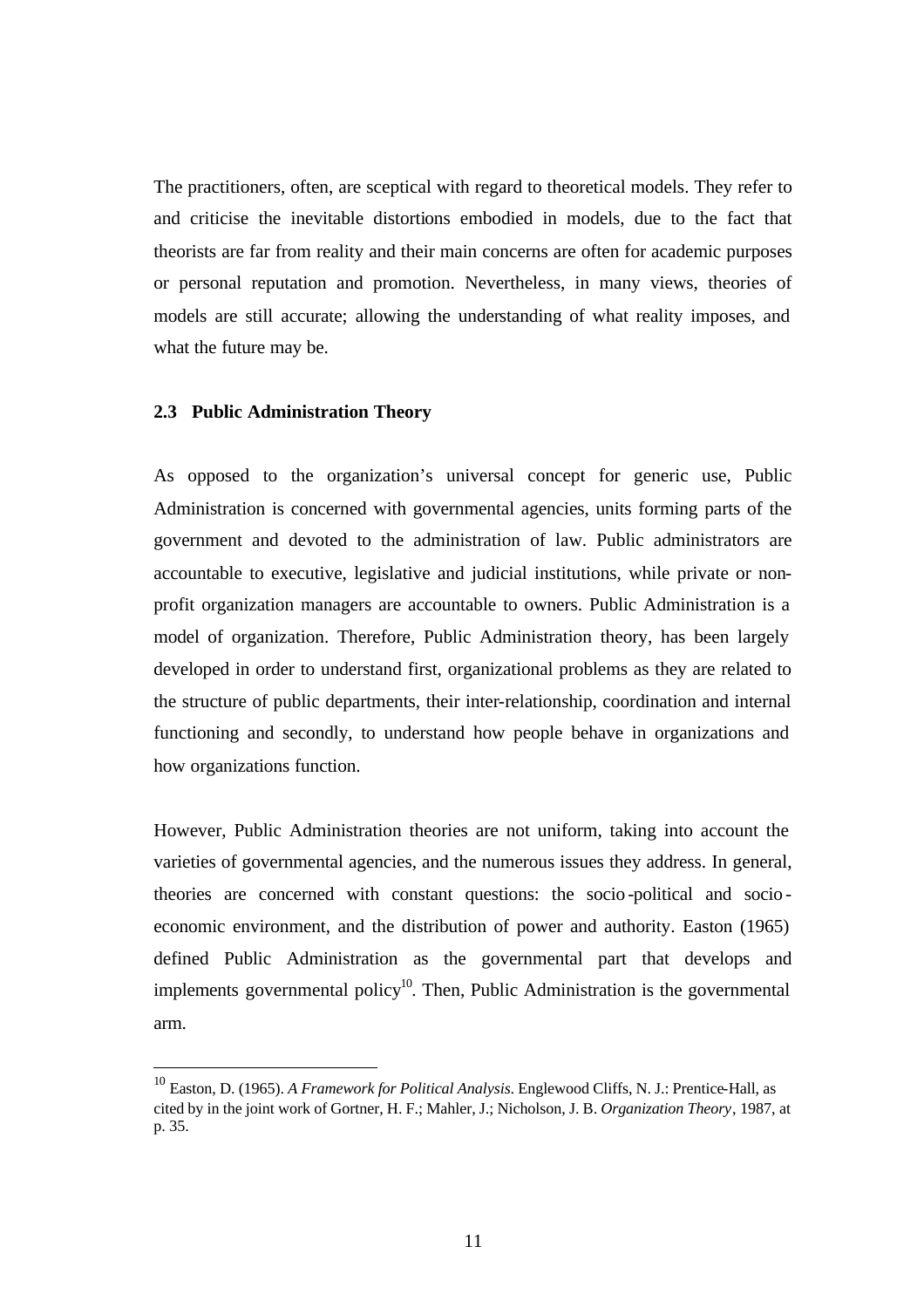The practitioners, often, are sceptical with regard to theoretical models. They refer to and criticise the inevitable distortions embodied in models, due to the fact that theorists are far from reality and their main concerns are often for academic purposes or personal reputation and promotion. Nevertheless, in many views, theories of models are still accurate; allowing the understanding of what reality imposes, and what the future may be.

### 2.3 Public Administration Theory

As opposed to the organization's universal concept for generic use, Public Administration is concerned with governmental agencies, units forming parts of the government and devoted to the administration of law. Public administrators are accountable to executive, legislative and judicial institutions, while private or non-profit organization managers are accountable to owners. Public Administration is a model of organization. Therefore, Public Administration theory, has been largely developed in order to understand first, organizational problems as they are related to the structure of public departments, their inter-relationship, coordination and internal functioning and secondly, to understand how people behave in organizations and how organizations function.

However, Public Administration theories are not uniform, taking into account the varieties of governmental agencies, and the numerous issues they address. In general, theories are concerned with constant questions: the socio-political and socio-economic environment, and the distribution of power and authority. Easton (1965) defined Public Administration as the governmental part that develops and implements governmental policy[10]. Then, Public Administration is the governmental arm.

---

[10] Easton, D. (1965). *A Framework for Political Analysis*. Englewood Cliffs, N. J.: Prentice-Hall, as cited by in the joint work of Gortner, H. F.; Mahler, J.; Nicholson, J. B. *Organization Theory*, 1987, at p. 35.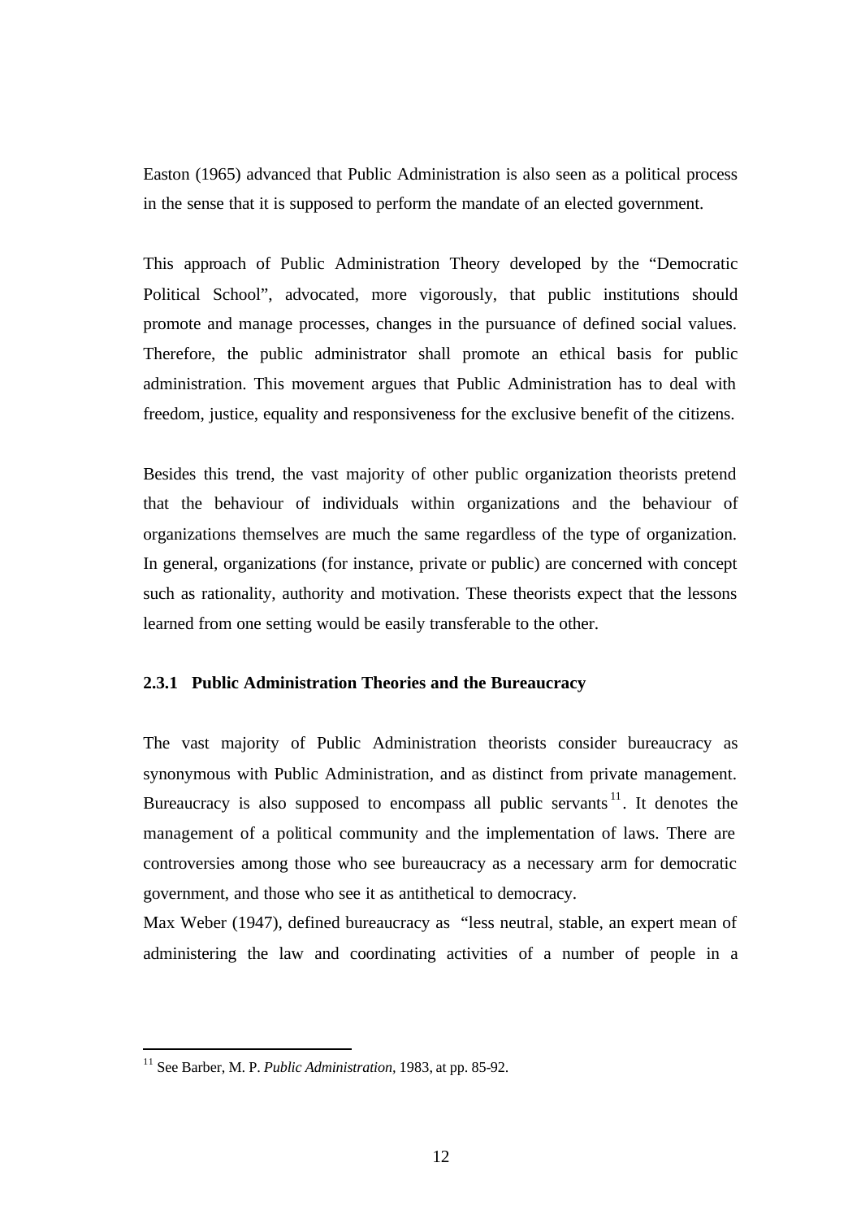Easton (1965) advanced that Public Administration is also seen as a political process in the sense that it is supposed to perform the mandate of an elected government.

This approach of Public Administration Theory developed by the "Democratic Political School", advocated, more vigorously, that public institutions should promote and manage processes, changes in the pursuance of defined social values. Therefore, the public administrator shall promote an ethical basis for public administration. This movement argues that Public Administration has to deal with freedom, justice, equality and responsiveness for the exclusive benefit of the citizens.

Besides this trend, the vast majority of other public organization theorists pretend that the behaviour of individuals within organizations and the behaviour of organizations themselves are much the same regardless of the type of organization. In general, organizations (for instance, private or public) are concerned with concept such as rationality, authority and motivation. These theorists expect that the lessons learned from one setting would be easily transferable to the other.

### 2.3.1 Public Administration Theories and the Bureaucracy

The vast majority of Public Administration theorists consider bureaucracy as synonymous with Public Administration, and as distinct from private management. Bureaucracy is also supposed to encompass all public servants[11]. It denotes the management of a political community and the implementation of laws. There are controversies among those who see bureaucracy as a necessary arm for democratic government, and those who see it as antithetical to democracy.

Max Weber (1947), defined bureaucracy as "less neutral, stable, an expert mean of administering the law and coordinating activities of a number of people in a

---

[11] See Barber, M. P. *Public Administration,* 1983, at pp. 85-92.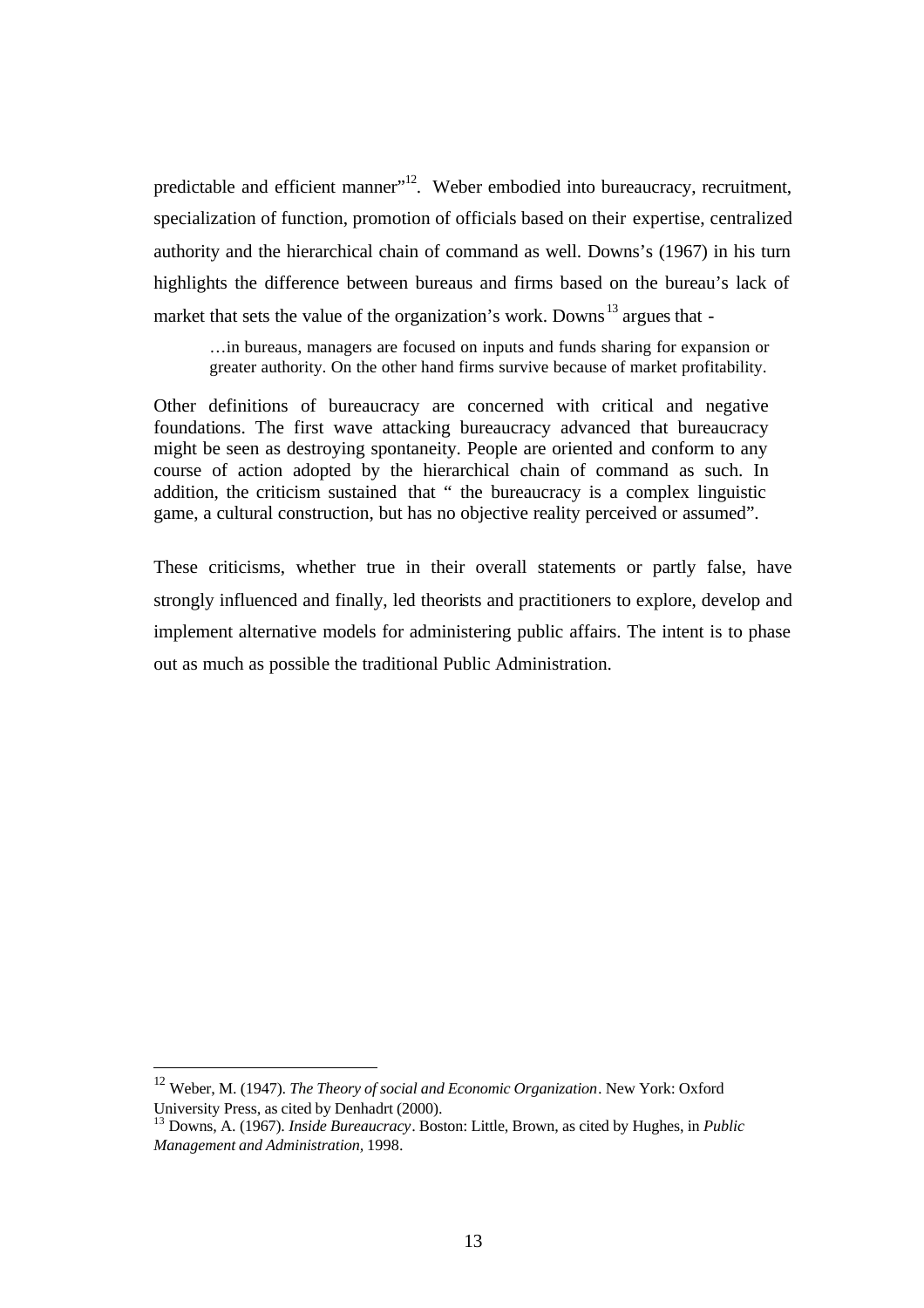predictable and efficient manner"[12]. Weber embodied into bureaucracy, recruitment, specialization of function, promotion of officials based on their expertise, centralized authority and the hierarchical chain of command as well. Downs's (1967) in his turn highlights the difference between bureaus and firms based on the bureau's lack of market that sets the value of the organization's work. Downs[13] argues that -

> …in bureaus, managers are focused on inputs and funds sharing for expansion or greater authority. On the other hand firms survive because of market profitability.

Other definitions of bureaucracy are concerned with critical and negative foundations. The first wave attacking bureaucracy advanced that bureaucracy might be seen as destroying spontaneity. People are oriented and conform to any course of action adopted by the hierarchical chain of command as such. In addition, the criticism sustained that " the bureaucracy is a complex linguistic game, a cultural construction, but has no objective reality perceived or assumed".

These criticisms, whether true in their overall statements or partly false, have strongly influenced and finally, led theorists and practitioners to explore, develop and implement alternative models for administering public affairs. The intent is to phase out as much as possible the traditional Public Administration.

---

[12] Weber, M. (1947). *The Theory of social and Economic Organization*. New York: Oxford University Press, as cited by Denhadrt (2000).

[13] Downs, A. (1967). *Inside Bureaucracy*. Boston: Little, Brown, as cited by Hughes, in *Public Management and Administration,* 1998.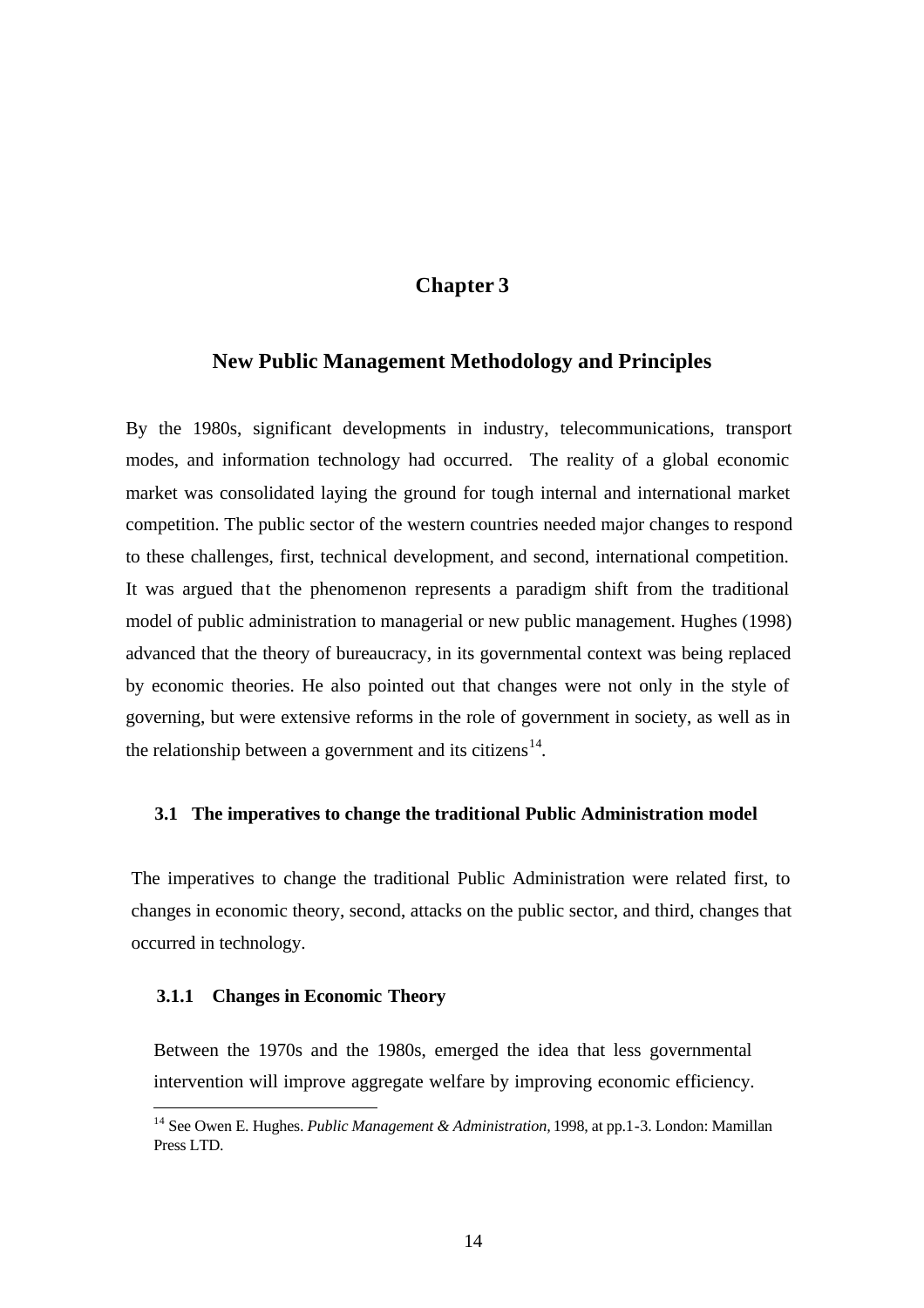# Chapter 3

## New Public Management Methodology and Principles

By the 1980s, significant developments in industry, telecommunications, transport modes, and information technology had occurred. The reality of a global economic market was consolidated laying the ground for tough internal and international market competition. The public sector of the western countries needed major changes to respond to these challenges, first, technical development, and second, international competition. It was argued that the phenomenon represents a paradigm shift from the traditional model of public administration to managerial or new public management. Hughes (1998) advanced that the theory of bureaucracy, in its governmental context was being replaced by economic theories. He also pointed out that changes were not only in the style of governing, but were extensive reforms in the role of government in society, as well as in the relationship between a government and its citizens[14].

### 3.1 The imperatives to change the traditional Public Administration model

The imperatives to change the traditional Public Administration were related first, to changes in economic theory, second, attacks on the public sector, and third, changes that occurred in technology.

#### 3.1.1 Changes in Economic Theory

Between the 1970s and the 1980s, emerged the idea that less governmental intervention will improve aggregate welfare by improving economic efficiency.

[14] See Owen E. Hughes. *Public Management & Administration,* 1998, at pp.1-3. London: Mamillan Press LTD.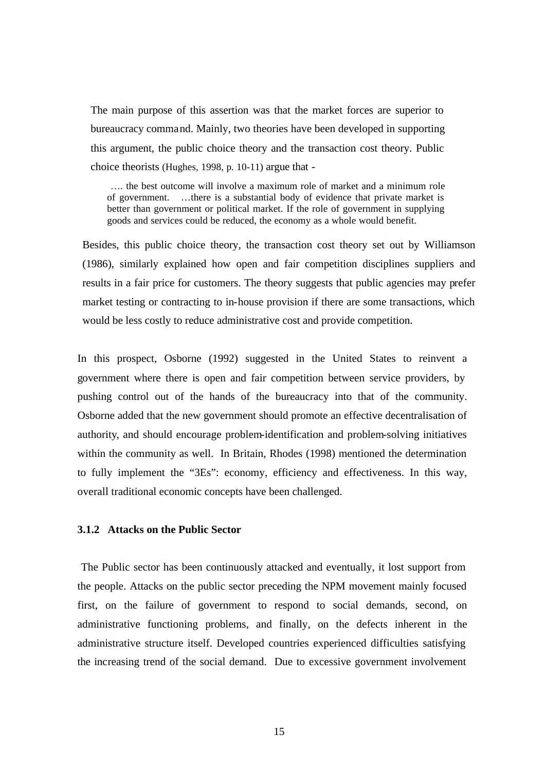The main purpose of this assertion was that the market forces are superior to bureaucracy command. Mainly, two theories have been developed in supporting this argument, the public choice theory and the transaction cost theory. Public choice theorists (Hughes, 1998, p. 10-11) argue that -

> …. the best outcome will involve a maximum role of market and a minimum role of government. …there is a substantial body of evidence that private market is better than government or political market. If the role of government in supplying goods and services could be reduced, the economy as a whole would benefit.

Besides, this public choice theory, the transaction cost theory set out by Williamson (1986), similarly explained how open and fair competition disciplines suppliers and results in a fair price for customers. The theory suggests that public agencies may prefer market testing or contracting to in-house provision if there are some transactions, which would be less costly to reduce administrative cost and provide competition.

In this prospect, Osborne (1992) suggested in the United States to reinvent a government where there is open and fair competition between service providers, by pushing control out of the hands of the bureaucracy into that of the community. Osborne added that the new government should promote an effective decentralisation of authority, and should encourage problem-identification and problem-solving initiatives within the community as well. In Britain, Rhodes (1998) mentioned the determination to fully implement the "3Es": economy, efficiency and effectiveness. In this way, overall traditional economic concepts have been challenged.

### 3.1.2 Attacks on the Public Sector

The Public sector has been continuously attacked and eventually, it lost support from the people. Attacks on the public sector preceding the NPM movement mainly focused first, on the failure of government to respond to social demands, second, on administrative functioning problems, and finally, on the defects inherent in the administrative structure itself. Developed countries experienced difficulties satisfying the increasing trend of the social demand. Due to excessive government involvement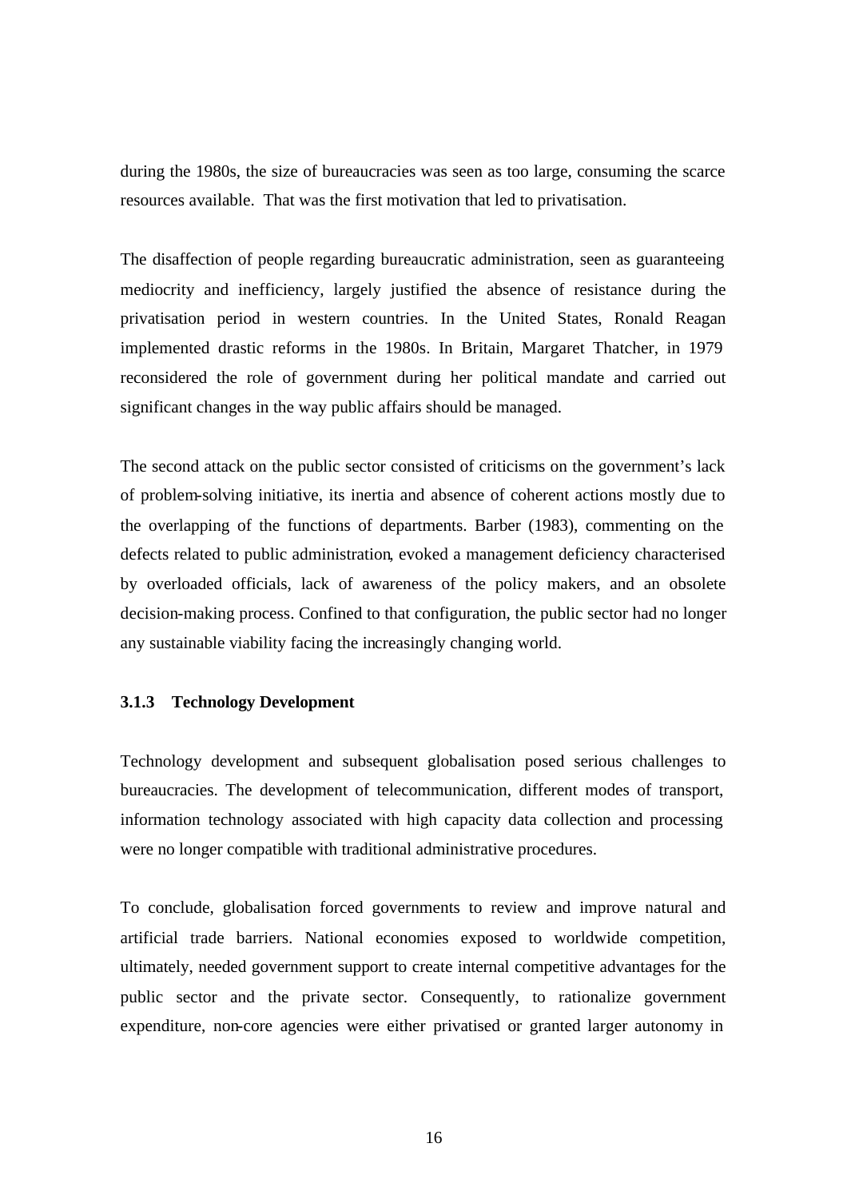during the 1980s, the size of bureaucracies was seen as too large, consuming the scarce resources available. That was the first motivation that led to privatisation.

The disaffection of people regarding bureaucratic administration, seen as guaranteeing mediocrity and inefficiency, largely justified the absence of resistance during the privatisation period in western countries. In the United States, Ronald Reagan implemented drastic reforms in the 1980s. In Britain, Margaret Thatcher, in 1979 reconsidered the role of government during her political mandate and carried out significant changes in the way public affairs should be managed.

The second attack on the public sector consisted of criticisms on the government's lack of problem-solving initiative, its inertia and absence of coherent actions mostly due to the overlapping of the functions of departments. Barber (1983), commenting on the defects related to public administration, evoked a management deficiency characterised by overloaded officials, lack of awareness of the policy makers, and an obsolete decision-making process. Confined to that configuration, the public sector had no longer any sustainable viability facing the increasingly changing world.

### 3.1.3 Technology Development

Technology development and subsequent globalisation posed serious challenges to bureaucracies. The development of telecommunication, different modes of transport, information technology associated with high capacity data collection and processing were no longer compatible with traditional administrative procedures.

To conclude, globalisation forced governments to review and improve natural and artificial trade barriers. National economies exposed to worldwide competition, ultimately, needed government support to create internal competitive advantages for the public sector and the private sector. Consequently, to rationalize government expenditure, non-core agencies were either privatised or granted larger autonomy in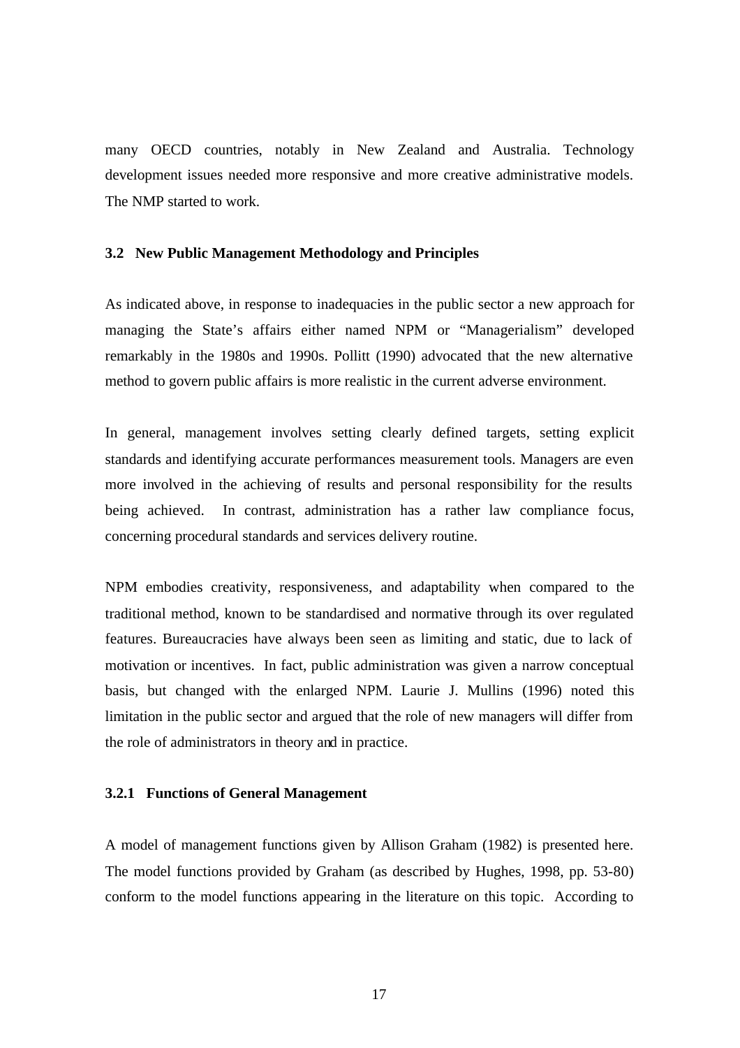many OECD countries, notably in New Zealand and Australia. Technology development issues needed more responsive and more creative administrative models. The NMP started to work.

### 3.2 New Public Management Methodology and Principles

As indicated above, in response to inadequacies in the public sector a new approach for managing the State's affairs either named NPM or "Managerialism" developed remarkably in the 1980s and 1990s. Pollitt (1990) advocated that the new alternative method to govern public affairs is more realistic in the current adverse environment.

In general, management involves setting clearly defined targets, setting explicit standards and identifying accurate performances measurement tools. Managers are even more involved in the achieving of results and personal responsibility for the results being achieved. In contrast, administration has a rather law compliance focus, concerning procedural standards and services delivery routine.

NPM embodies creativity, responsiveness, and adaptability when compared to the traditional method, known to be standardised and normative through its over regulated features. Bureaucracies have always been seen as limiting and static, due to lack of motivation or incentives. In fact, public administration was given a narrow conceptual basis, but changed with the enlarged NPM. Laurie J. Mullins (1996) noted this limitation in the public sector and argued that the role of new managers will differ from the role of administrators in theory and in practice.

#### 3.2.1 Functions of General Management

A model of management functions given by Allison Graham (1982) is presented here. The model functions provided by Graham (as described by Hughes, 1998, pp. 53-80) conform to the model functions appearing in the literature on this topic. According to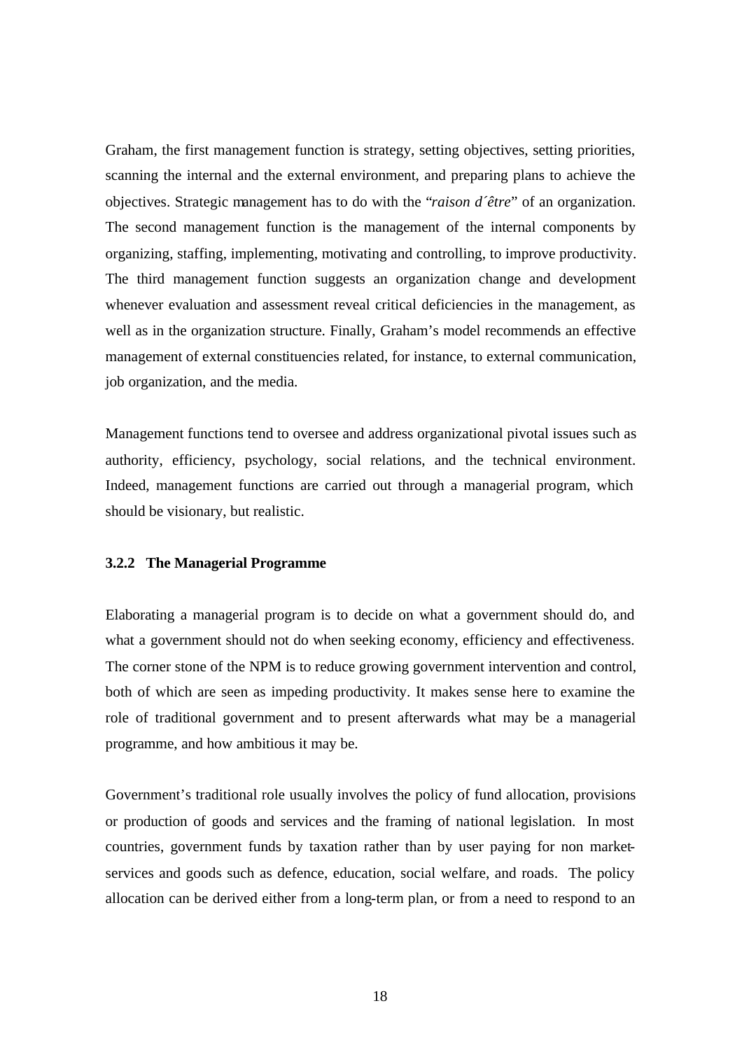Graham, the first management function is strategy, setting objectives, setting priorities, scanning the internal and the external environment, and preparing plans to achieve the objectives. Strategic management has to do with the "*raison d´être*" of an organization. The second management function is the management of the internal components by organizing, staffing, implementing, motivating and controlling, to improve productivity. The third management function suggests an organization change and development whenever evaluation and assessment reveal critical deficiencies in the management, as well as in the organization structure. Finally, Graham's model recommends an effective management of external constituencies related, for instance, to external communication, job organization, and the media.

Management functions tend to oversee and address organizational pivotal issues such as authority, efficiency, psychology, social relations, and the technical environment. Indeed, management functions are carried out through a managerial program, which should be visionary, but realistic.

### 3.2.2 The Managerial Programme

Elaborating a managerial program is to decide on what a government should do, and what a government should not do when seeking economy, efficiency and effectiveness. The corner stone of the NPM is to reduce growing government intervention and control, both of which are seen as impeding productivity. It makes sense here to examine the role of traditional government and to present afterwards what may be a managerial programme, and how ambitious it may be.

Government's traditional role usually involves the policy of fund allocation, provisions or production of goods and services and the framing of national legislation. In most countries, government funds by taxation rather than by user paying for non market-services and goods such as defence, education, social welfare, and roads. The policy allocation can be derived either from a long-term plan, or from a need to respond to an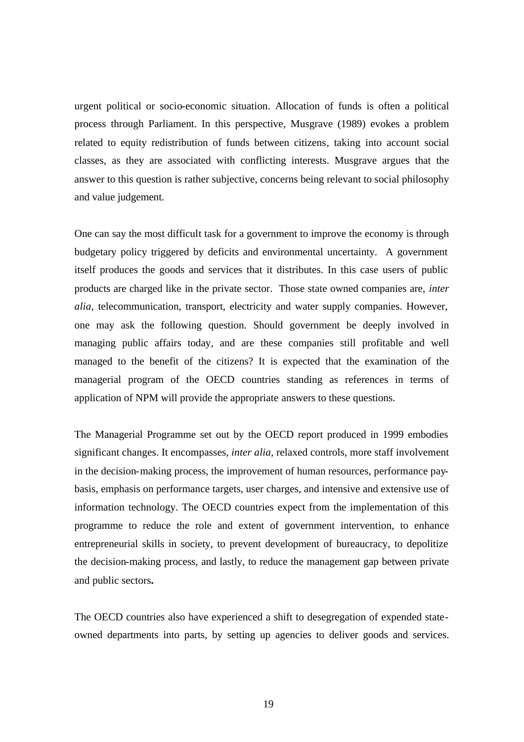urgent political or socio-economic situation. Allocation of funds is often a political process through Parliament. In this perspective, Musgrave (1989) evokes a problem related to equity redistribution of funds between citizens, taking into account social classes, as they are associated with conflicting interests. Musgrave argues that the answer to this question is rather subjective, concerns being relevant to social philosophy and value judgement.

One can say the most difficult task for a government to improve the economy is through budgetary policy triggered by deficits and environmental uncertainty. A government itself produces the goods and services that it distributes. In this case users of public products are charged like in the private sector. Those state owned companies are, *inter alia*, telecommunication, transport, electricity and water supply companies. However, one may ask the following question. Should government be deeply involved in managing public affairs today, and are these companies still profitable and well managed to the benefit of the citizens? It is expected that the examination of the managerial program of the OECD countries standing as references in terms of application of NPM will provide the appropriate answers to these questions.

The Managerial Programme set out by the OECD report produced in 1999 embodies significant changes. It encompasses, *inter alia*, relaxed controls, more staff involvement in the decision-making process, the improvement of human resources, performance pay-basis, emphasis on performance targets, user charges, and intensive and extensive use of information technology. The OECD countries expect from the implementation of this programme to reduce the role and extent of government intervention, to enhance entrepreneurial skills in society, to prevent development of bureaucracy, to depolitize the decision-making process, and lastly, to reduce the management gap between private and public sectors**.**

The OECD countries also have experienced a shift to desegregation of expended state-owned departments into parts, by setting up agencies to deliver goods and services.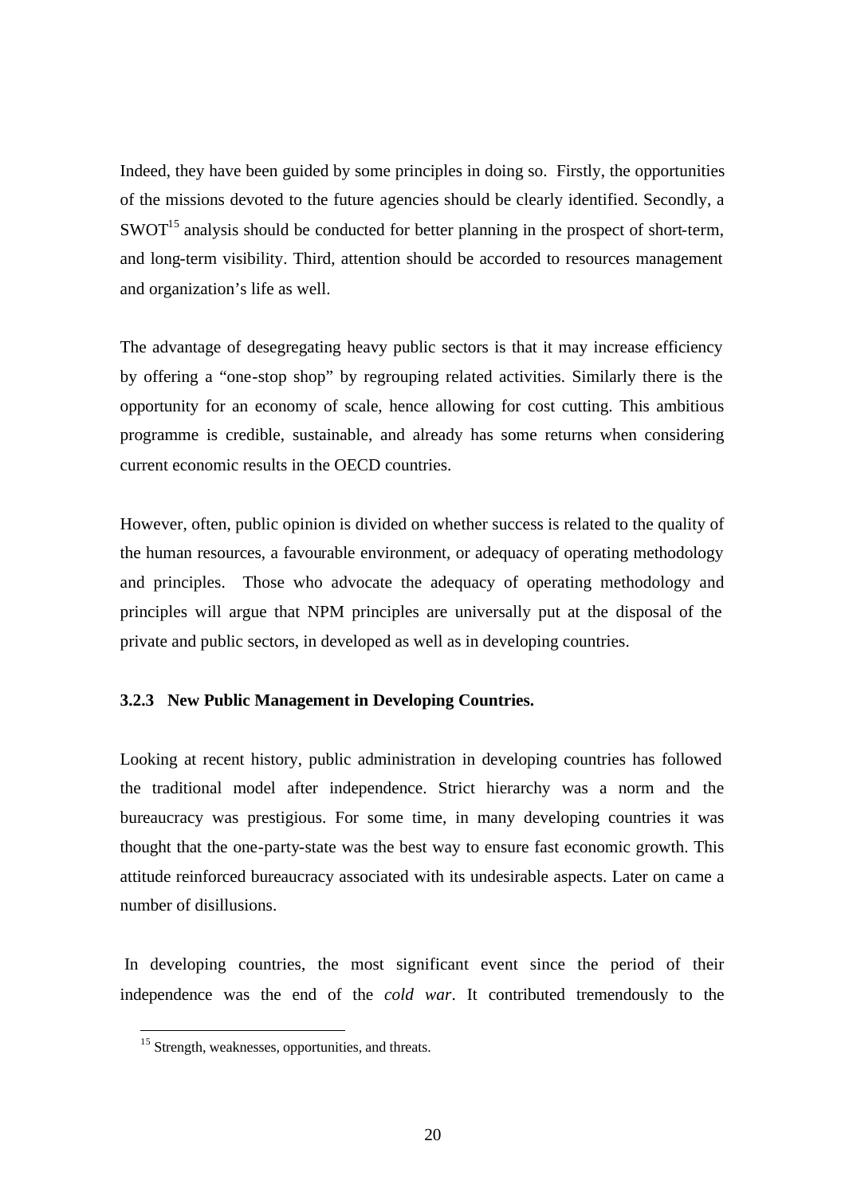Indeed, they have been guided by some principles in doing so. Firstly, the opportunities of the missions devoted to the future agencies should be clearly identified. Secondly, a SWOT[15] analysis should be conducted for better planning in the prospect of short-term, and long-term visibility. Third, attention should be accorded to resources management and organization's life as well.

The advantage of desegregating heavy public sectors is that it may increase efficiency by offering a "one-stop shop" by regrouping related activities. Similarly there is the opportunity for an economy of scale, hence allowing for cost cutting. This ambitious programme is credible, sustainable, and already has some returns when considering current economic results in the OECD countries.

However, often, public opinion is divided on whether success is related to the quality of the human resources, a favourable environment, or adequacy of operating methodology and principles. Those who advocate the adequacy of operating methodology and principles will argue that NPM principles are universally put at the disposal of the private and public sectors, in developed as well as in developing countries.

### 3.2.3 New Public Management in Developing Countries.

Looking at recent history, public administration in developing countries has followed the traditional model after independence. Strict hierarchy was a norm and the bureaucracy was prestigious. For some time, in many developing countries it was thought that the one-party-state was the best way to ensure fast economic growth. This attitude reinforced bureaucracy associated with its undesirable aspects. Later on came a number of disillusions.

In developing countries, the most significant event since the period of their independence was the end of the *cold war*. It contributed tremendously to the

---

[15] Strength, weaknesses, opportunities, and threats.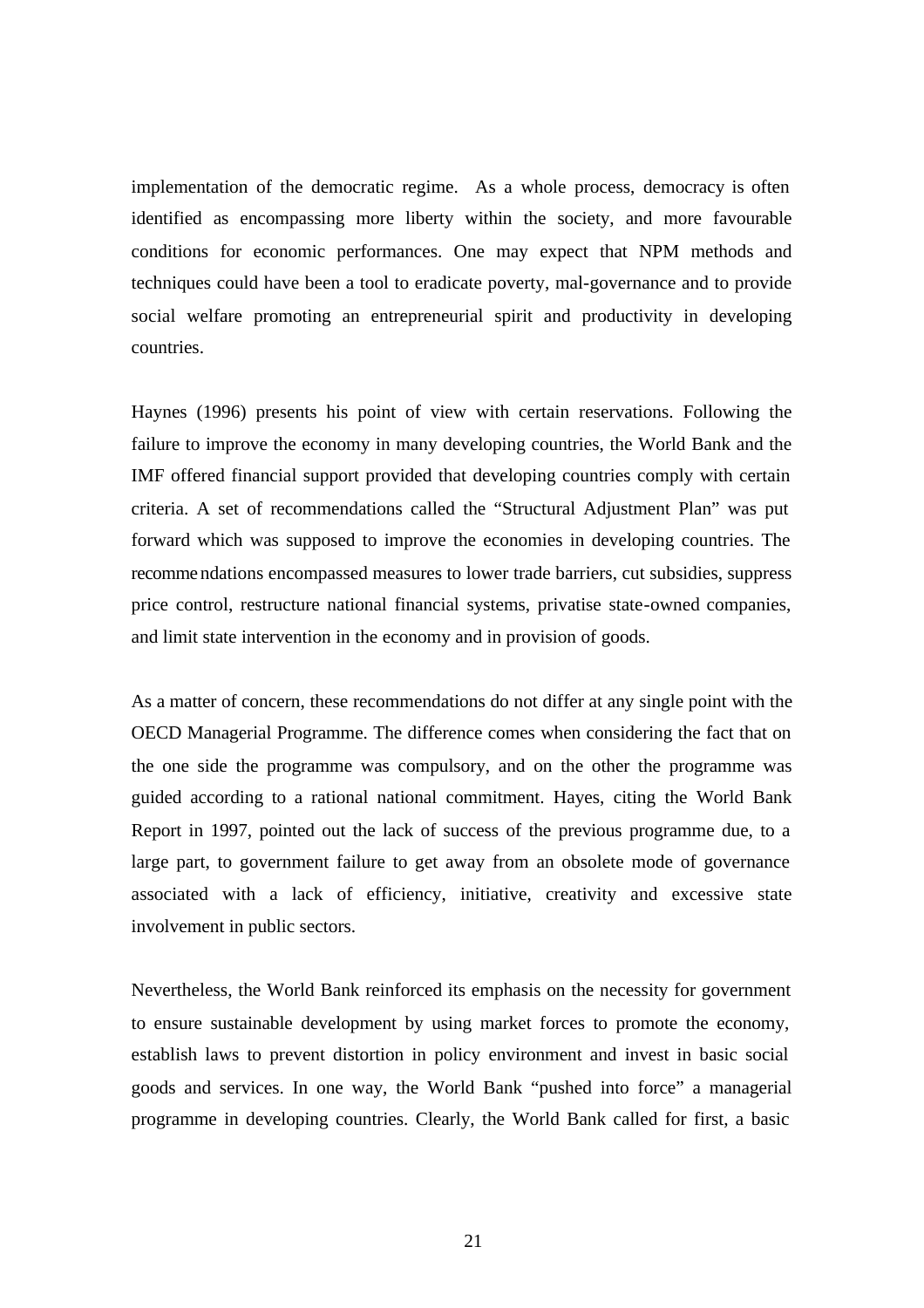implementation of the democratic regime. As a whole process, democracy is often identified as encompassing more liberty within the society, and more favourable conditions for economic performances. One may expect that NPM methods and techniques could have been a tool to eradicate poverty, mal-governance and to provide social welfare promoting an entrepreneurial spirit and productivity in developing countries.

Haynes (1996) presents his point of view with certain reservations. Following the failure to improve the economy in many developing countries, the World Bank and the IMF offered financial support provided that developing countries comply with certain criteria. A set of recommendations called the "Structural Adjustment Plan" was put forward which was supposed to improve the economies in developing countries. The recommendations encompassed measures to lower trade barriers, cut subsidies, suppress price control, restructure national financial systems, privatise state-owned companies, and limit state intervention in the economy and in provision of goods.

As a matter of concern, these recommendations do not differ at any single point with the OECD Managerial Programme. The difference comes when considering the fact that on the one side the programme was compulsory, and on the other the programme was guided according to a rational national commitment. Hayes, citing the World Bank Report in 1997, pointed out the lack of success of the previous programme due, to a large part, to government failure to get away from an obsolete mode of governance associated with a lack of efficiency, initiative, creativity and excessive state involvement in public sectors.

Nevertheless, the World Bank reinforced its emphasis on the necessity for government to ensure sustainable development by using market forces to promote the economy, establish laws to prevent distortion in policy environment and invest in basic social goods and services. In one way, the World Bank "pushed into force" a managerial programme in developing countries. Clearly, the World Bank called for first, a basic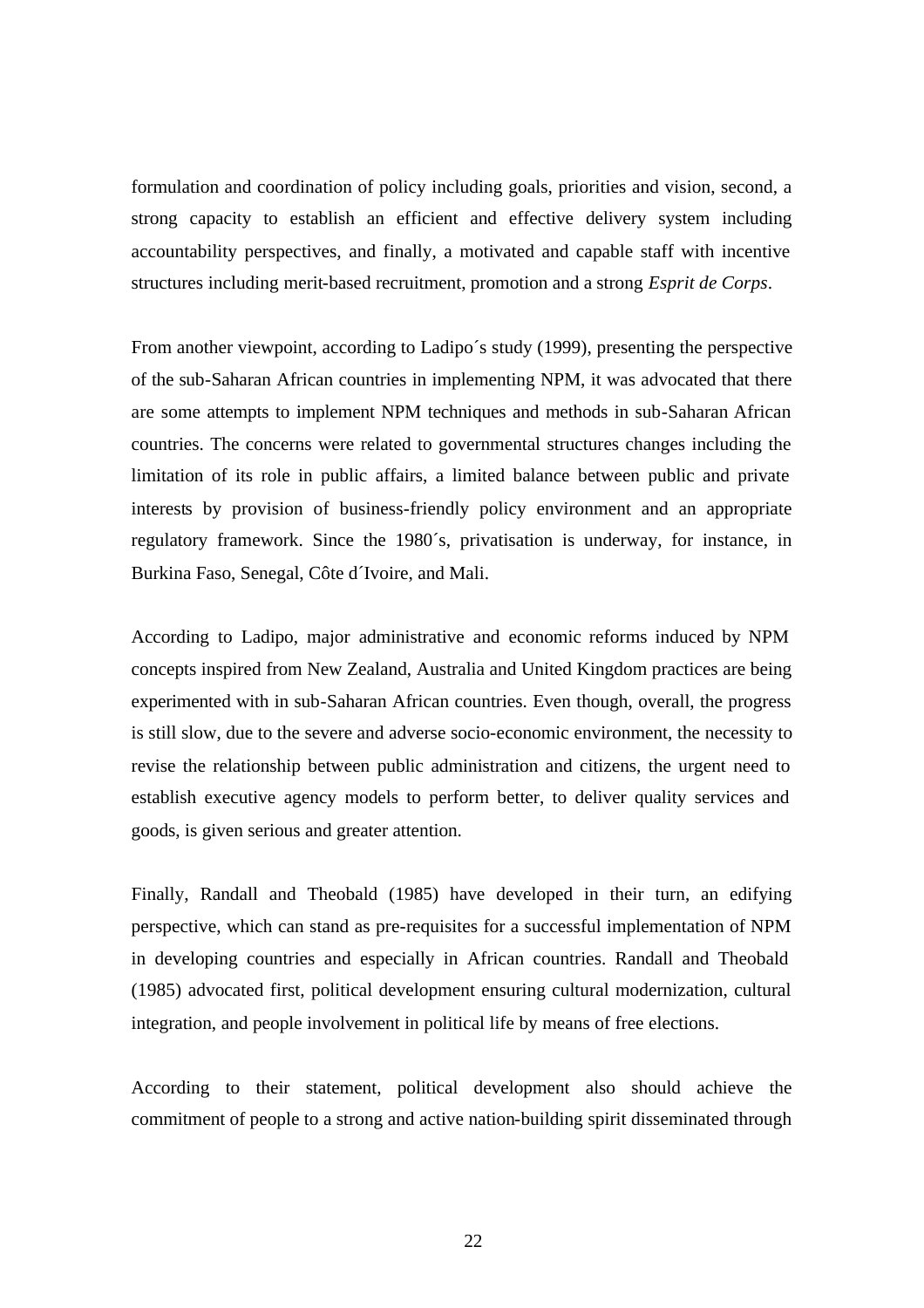formulation and coordination of policy including goals, priorities and vision, second, a strong capacity to establish an efficient and effective delivery system including accountability perspectives, and finally, a motivated and capable staff with incentive structures including merit-based recruitment, promotion and a strong *Esprit de Corps*.

From another viewpoint, according to Ladipo´s study (1999), presenting the perspective of the sub-Saharan African countries in implementing NPM, it was advocated that there are some attempts to implement NPM techniques and methods in sub-Saharan African countries. The concerns were related to governmental structures changes including the limitation of its role in public affairs, a limited balance between public and private interests by provision of business-friendly policy environment and an appropriate regulatory framework. Since the 1980´s, privatisation is underway, for instance, in Burkina Faso, Senegal, Côte d´Ivoire, and Mali.

According to Ladipo, major administrative and economic reforms induced by NPM concepts inspired from New Zealand, Australia and United Kingdom practices are being experimented with in sub-Saharan African countries. Even though, overall, the progress is still slow, due to the severe and adverse socio-economic environment, the necessity to revise the relationship between public administration and citizens, the urgent need to establish executive agency models to perform better, to deliver quality services and goods, is given serious and greater attention.

Finally, Randall and Theobald (1985) have developed in their turn, an edifying perspective, which can stand as pre-requisites for a successful implementation of NPM in developing countries and especially in African countries. Randall and Theobald (1985) advocated first, political development ensuring cultural modernization, cultural integration, and people involvement in political life by means of free elections.

According to their statement, political development also should achieve the commitment of people to a strong and active nation-building spirit disseminated through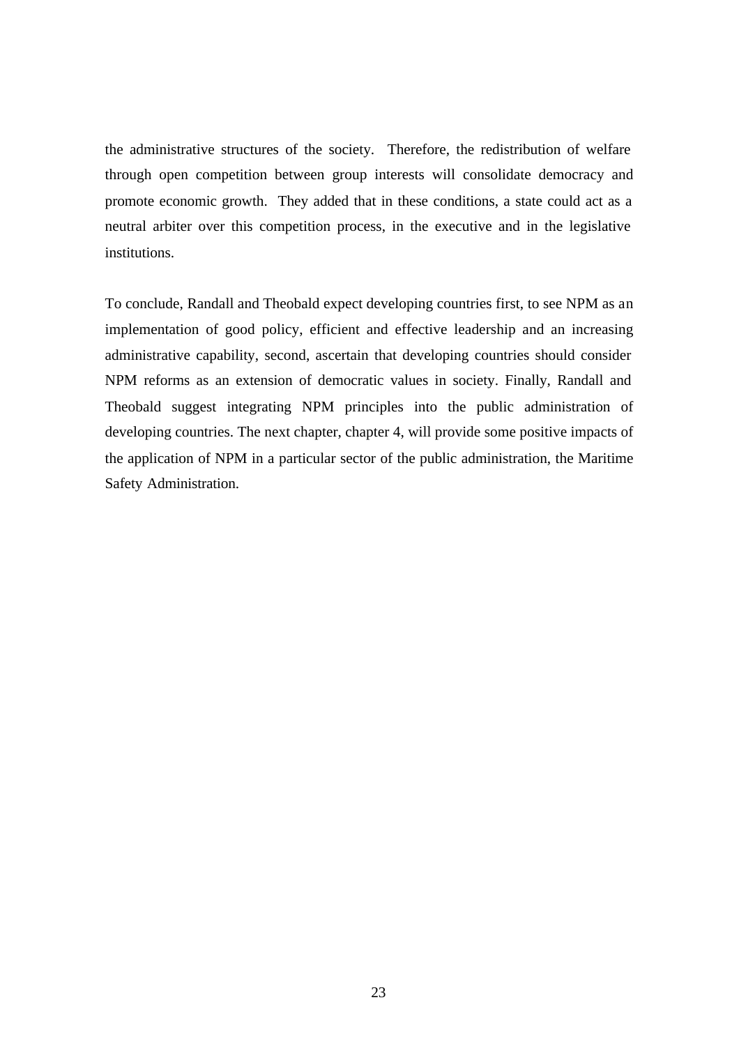the administrative structures of the society. Therefore, the redistribution of welfare through open competition between group interests will consolidate democracy and promote economic growth. They added that in these conditions, a state could act as a neutral arbiter over this competition process, in the executive and in the legislative institutions.

To conclude, Randall and Theobald expect developing countries first, to see NPM as an implementation of good policy, efficient and effective leadership and an increasing administrative capability, second, ascertain that developing countries should consider NPM reforms as an extension of democratic values in society. Finally, Randall and Theobald suggest integrating NPM principles into the public administration of developing countries. The next chapter, chapter 4, will provide some positive impacts of the application of NPM in a particular sector of the public administration, the Maritime Safety Administration.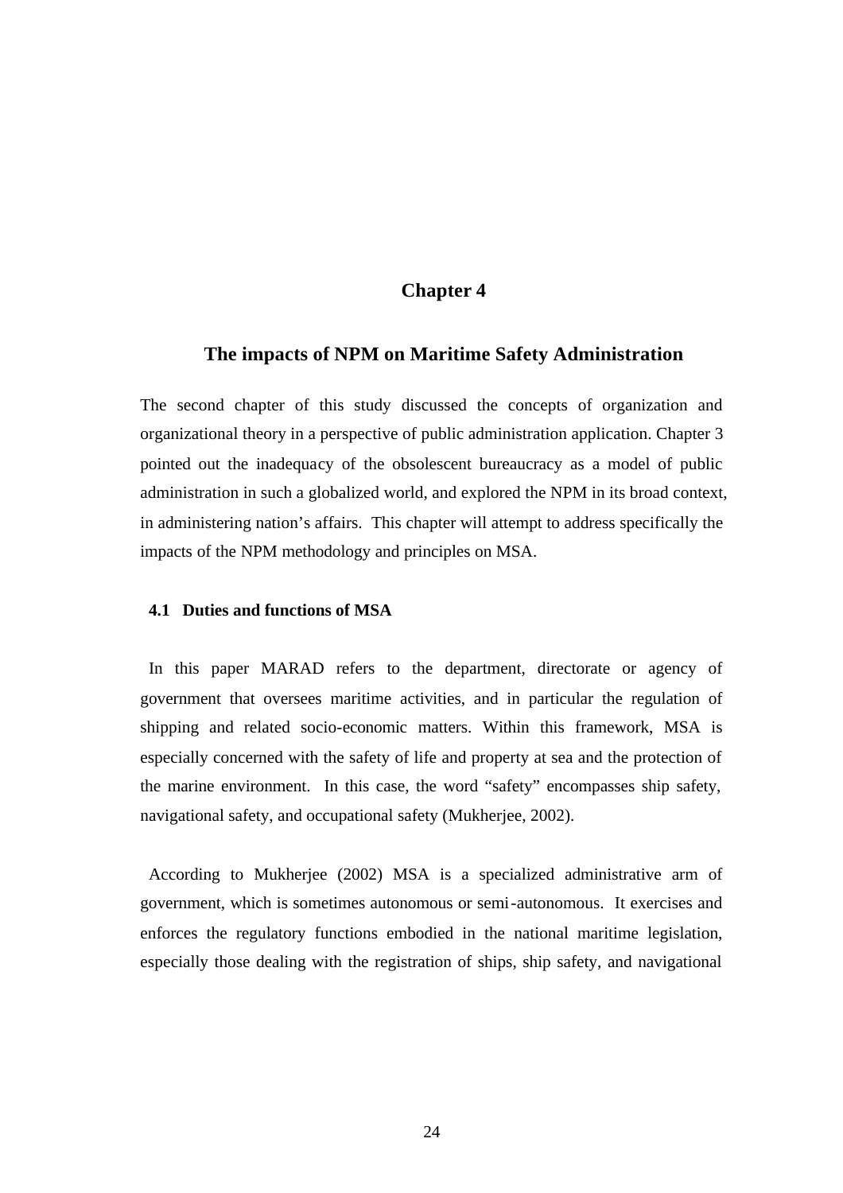# Chapter 4

## The impacts of NPM on Maritime Safety Administration

The second chapter of this study discussed the concepts of organization and organizational theory in a perspective of public administration application. Chapter 3 pointed out the inadequacy of the obsolescent bureaucracy as a model of public administration in such a globalized world, and explored the NPM in its broad context, in administering nation's affairs. This chapter will attempt to address specifically the impacts of the NPM methodology and principles on MSA.

### 4.1 Duties and functions of MSA

In this paper MARAD refers to the department, directorate or agency of government that oversees maritime activities, and in particular the regulation of shipping and related socio-economic matters. Within this framework, MSA is especially concerned with the safety of life and property at sea and the protection of the marine environment. In this case, the word "safety" encompasses ship safety, navigational safety, and occupational safety (Mukherjee, 2002).

According to Mukherjee (2002) MSA is a specialized administrative arm of government, which is sometimes autonomous or semi-autonomous. It exercises and enforces the regulatory functions embodied in the national maritime legislation, especially those dealing with the registration of ships, ship safety, and navigational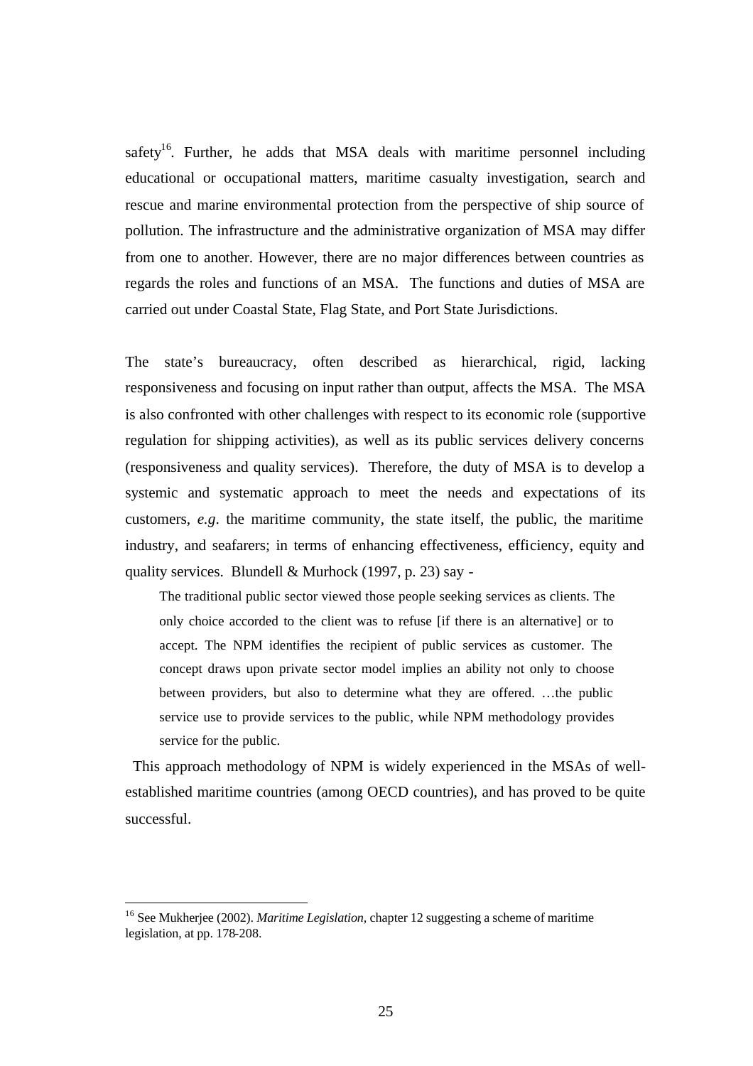safety[16]. Further, he adds that MSA deals with maritime personnel including educational or occupational matters, maritime casualty investigation, search and rescue and marine environmental protection from the perspective of ship source of pollution. The infrastructure and the administrative organization of MSA may differ from one to another. However, there are no major differences between countries as regards the roles and functions of an MSA. The functions and duties of MSA are carried out under Coastal State, Flag State, and Port State Jurisdictions.

The state's bureaucracy, often described as hierarchical, rigid, lacking responsiveness and focusing on input rather than output, affects the MSA. The MSA is also confronted with other challenges with respect to its economic role (supportive regulation for shipping activities), as well as its public services delivery concerns (responsiveness and quality services). Therefore, the duty of MSA is to develop a systemic and systematic approach to meet the needs and expectations of its customers, *e.g*. the maritime community, the state itself, the public, the maritime industry, and seafarers; in terms of enhancing effectiveness, efficiency, equity and quality services. Blundell & Murhock (1997, p. 23) say -

> The traditional public sector viewed those people seeking services as clients. The only choice accorded to the client was to refuse [if there is an alternative] or to accept. The NPM identifies the recipient of public services as customer. The concept draws upon private sector model implies an ability not only to choose between providers, but also to determine what they are offered. …the public service use to provide services to the public, while NPM methodology provides service for the public.

This approach methodology of NPM is widely experienced in the MSAs of well-established maritime countries (among OECD countries), and has proved to be quite successful.

---

[16] See Mukherjee (2002). *Maritime Legislation*, chapter 12 suggesting a scheme of maritime legislation, at pp. 178-208.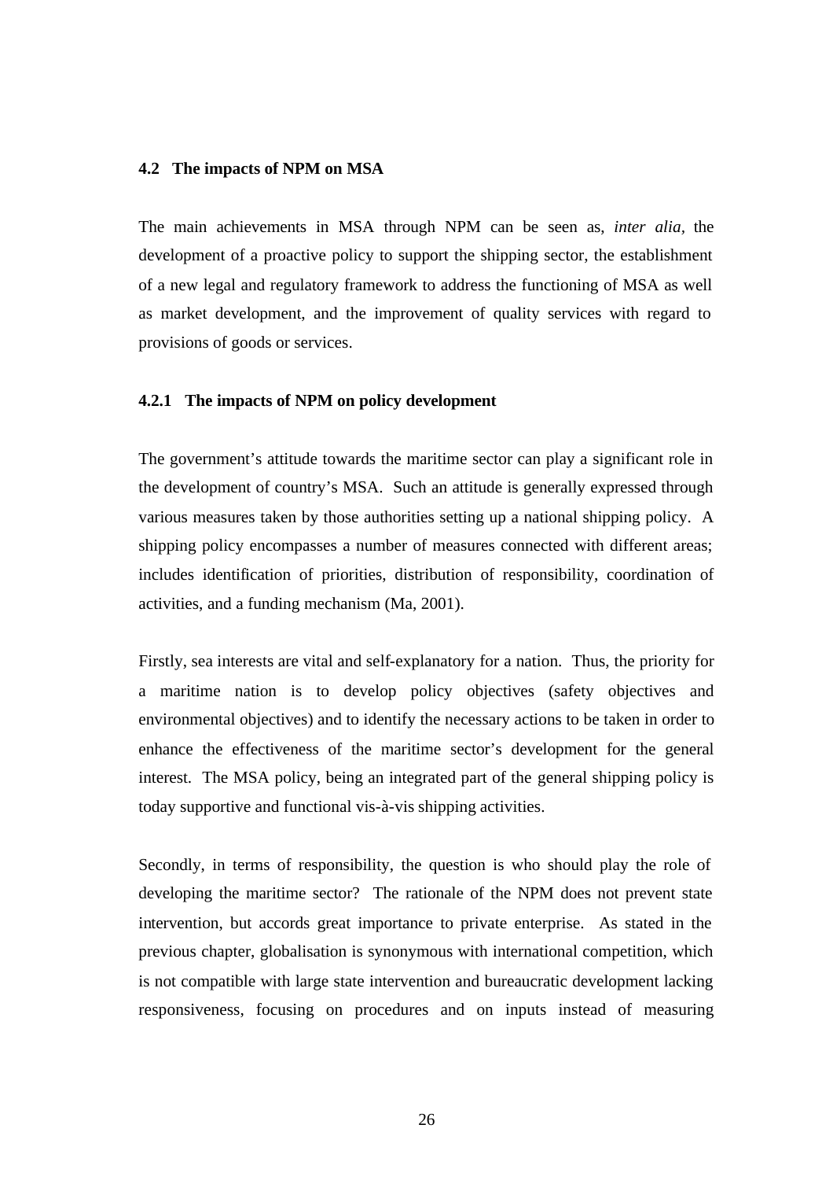## 4.2 The impacts of NPM on MSA

The main achievements in MSA through NPM can be seen as, *inter alia*, the development of a proactive policy to support the shipping sector, the establishment of a new legal and regulatory framework to address the functioning of MSA as well as market development, and the improvement of quality services with regard to provisions of goods or services.

### 4.2.1 The impacts of NPM on policy development

The government's attitude towards the maritime sector can play a significant role in the development of country's MSA. Such an attitude is generally expressed through various measures taken by those authorities setting up a national shipping policy. A shipping policy encompasses a number of measures connected with different areas; includes identification of priorities, distribution of responsibility, coordination of activities, and a funding mechanism (Ma, 2001).

Firstly, sea interests are vital and self-explanatory for a nation. Thus, the priority for a maritime nation is to develop policy objectives (safety objectives and environmental objectives) and to identify the necessary actions to be taken in order to enhance the effectiveness of the maritime sector's development for the general interest. The MSA policy, being an integrated part of the general shipping policy is today supportive and functional vis-à-vis shipping activities.

Secondly, in terms of responsibility, the question is who should play the role of developing the maritime sector? The rationale of the NPM does not prevent state intervention, but accords great importance to private enterprise. As stated in the previous chapter, globalisation is synonymous with international competition, which is not compatible with large state intervention and bureaucratic development lacking responsiveness, focusing on procedures and on inputs instead of measuring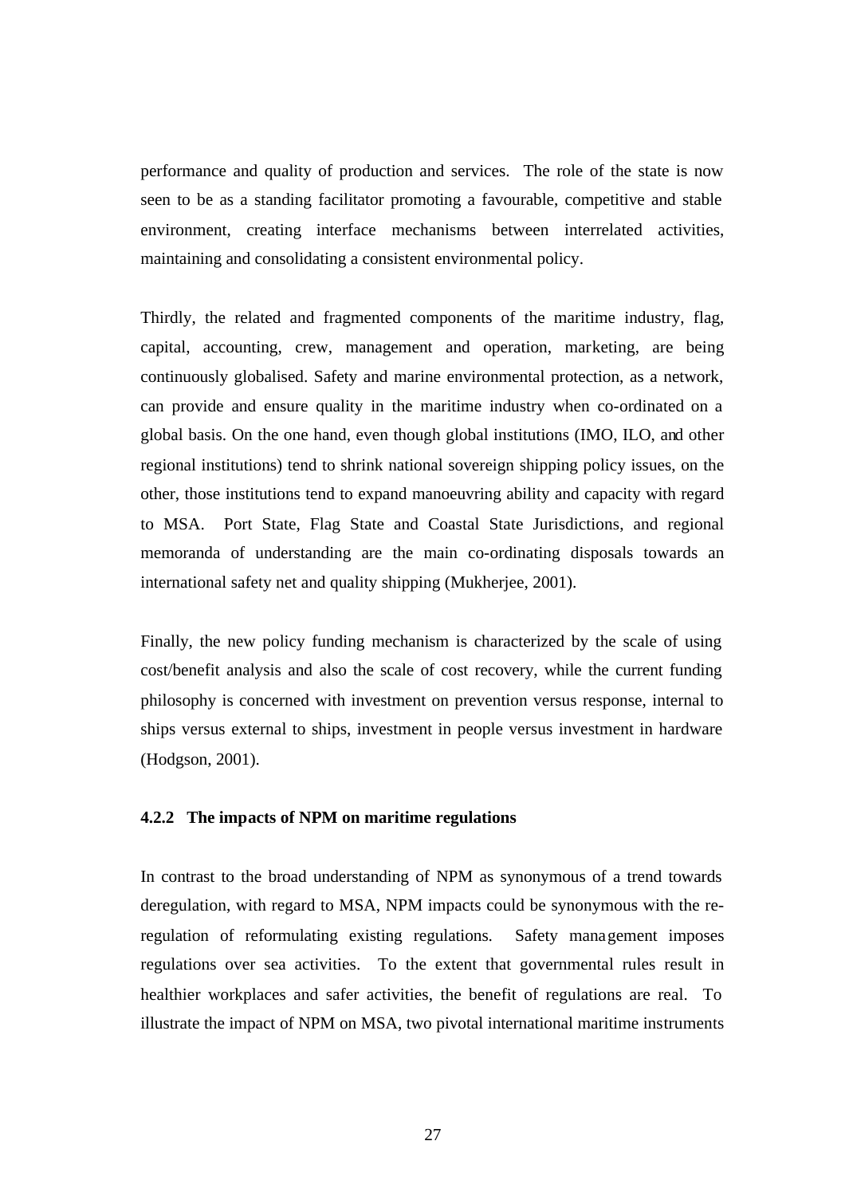performance and quality of production and services. The role of the state is now seen to be as a standing facilitator promoting a favourable, competitive and stable environment, creating interface mechanisms between interrelated activities, maintaining and consolidating a consistent environmental policy.

Thirdly, the related and fragmented components of the maritime industry, flag, capital, accounting, crew, management and operation, marketing, are being continuously globalised. Safety and marine environmental protection, as a network, can provide and ensure quality in the maritime industry when co-ordinated on a global basis. On the one hand, even though global institutions (IMO, ILO, and other regional institutions) tend to shrink national sovereign shipping policy issues, on the other, those institutions tend to expand manoeuvring ability and capacity with regard to MSA. Port State, Flag State and Coastal State Jurisdictions, and regional memoranda of understanding are the main co-ordinating disposals towards an international safety net and quality shipping (Mukherjee, 2001).

Finally, the new policy funding mechanism is characterized by the scale of using cost/benefit analysis and also the scale of cost recovery, while the current funding philosophy is concerned with investment on prevention versus response, internal to ships versus external to ships, investment in people versus investment in hardware (Hodgson, 2001).

### 4.2.2 The impacts of NPM on maritime regulations

In contrast to the broad understanding of NPM as synonymous of a trend towards deregulation, with regard to MSA, NPM impacts could be synonymous with the re-regulation of reformulating existing regulations. Safety management imposes regulations over sea activities. To the extent that governmental rules result in healthier workplaces and safer activities, the benefit of regulations are real. To illustrate the impact of NPM on MSA, two pivotal international maritime instruments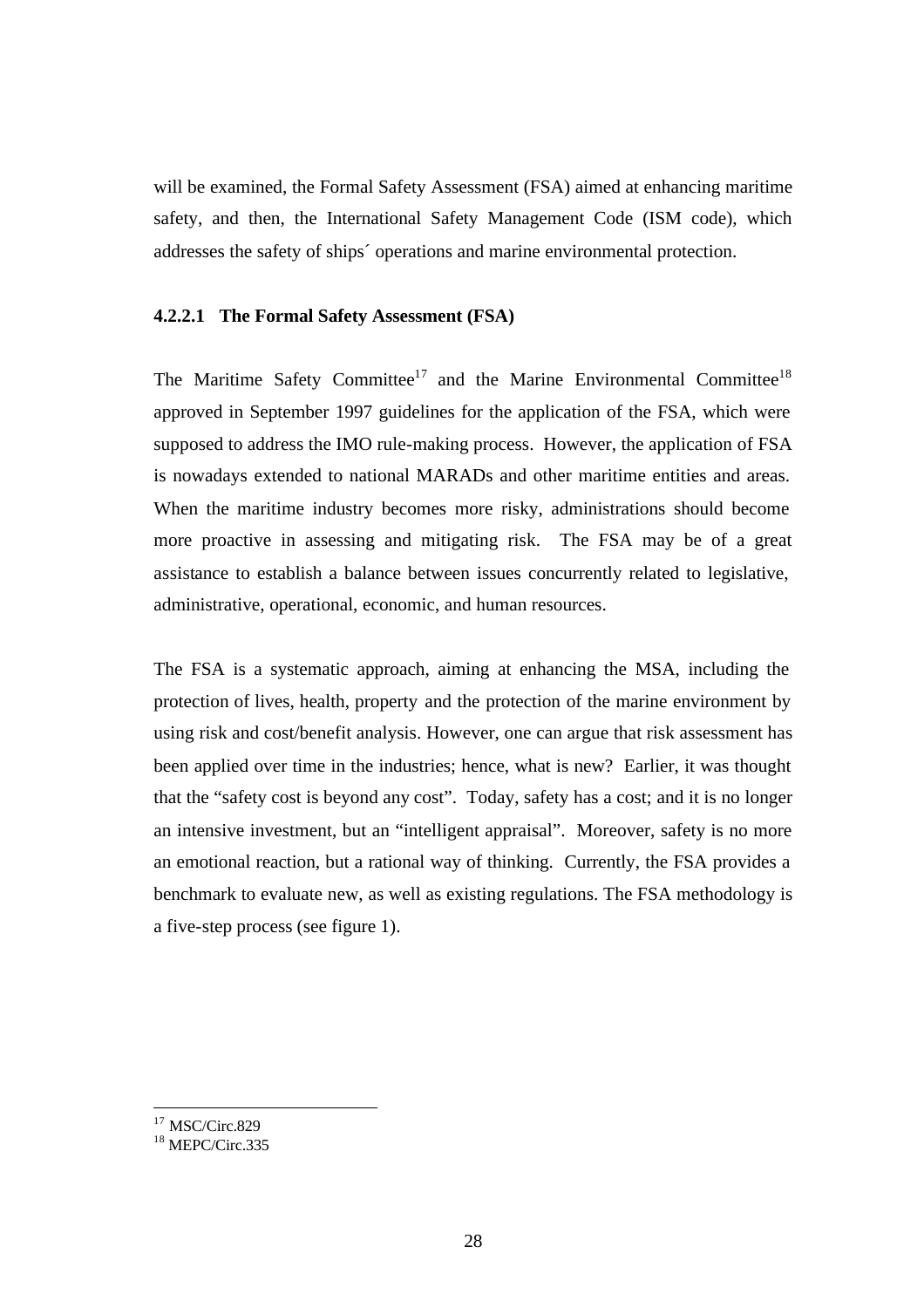will be examined, the Formal Safety Assessment (FSA) aimed at enhancing maritime safety, and then, the International Safety Management Code (ISM code), which addresses the safety of ships´ operations and marine environmental protection.

#### 4.2.2.1 The Formal Safety Assessment (FSA)

The Maritime Safety Committee[17] and the Marine Environmental Committee[18] approved in September 1997 guidelines for the application of the FSA, which were supposed to address the IMO rule-making process. However, the application of FSA is nowadays extended to national MARADs and other maritime entities and areas. When the maritime industry becomes more risky, administrations should become more proactive in assessing and mitigating risk. The FSA may be of a great assistance to establish a balance between issues concurrently related to legislative, administrative, operational, economic, and human resources.

The FSA is a systematic approach, aiming at enhancing the MSA, including the protection of lives, health, property and the protection of the marine environment by using risk and cost/benefit analysis. However, one can argue that risk assessment has been applied over time in the industries; hence, what is new? Earlier, it was thought that the "safety cost is beyond any cost". Today, safety has a cost; and it is no longer an intensive investment, but an "intelligent appraisal". Moreover, safety is no more an emotional reaction, but a rational way of thinking. Currently, the FSA provides a benchmark to evaluate new, as well as existing regulations. The FSA methodology is a five-step process (see figure 1).

---

[17] MSC/Circ.829

[18] MEPC/Circ.335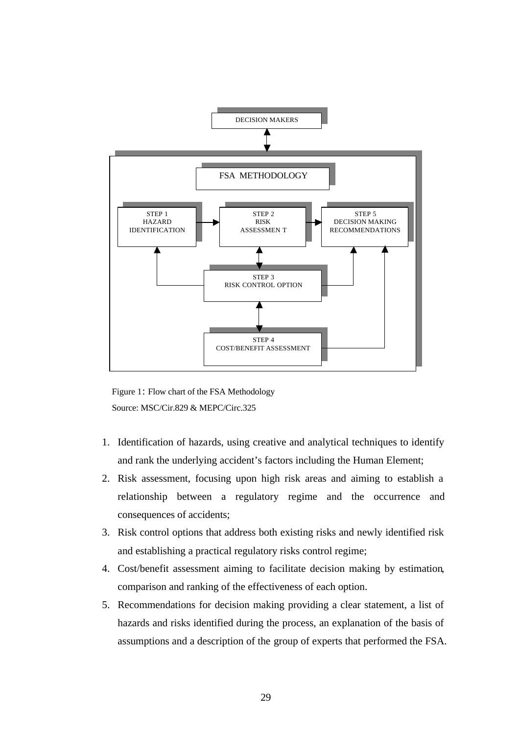DECISION MAKERS

FSA METHODOLOGY

STEP 1
HAZARD
IDENTIFICATION

STEP 2
RISK
ASSESSMEN T

STEP 5
DECISION MAKING
RECOMMENDATIONS

STEP 3
RISK CONTROL OPTION

STEP 4
COST/BENEFIT ASSESSMENT

Figure 1: Flow chart of the FSA Methodology

Source: MSC/Cir.829 & MEPC/Circ.325

1. Identification of hazards, using creative and analytical techniques to identify and rank the underlying accident's factors including the Human Element;
2. Risk assessment, focusing upon high risk areas and aiming to establish a relationship between a regulatory regime and the occurrence and consequences of accidents;
3. Risk control options that address both existing risks and newly identified risk and establishing a practical regulatory risks control regime;
4. Cost/benefit assessment aiming to facilitate decision making by estimation, comparison and ranking of the effectiveness of each option.
5. Recommendations for decision making providing a clear statement, a list of hazards and risks identified during the process, an explanation of the basis of assumptions and a description of the group of experts that performed the FSA.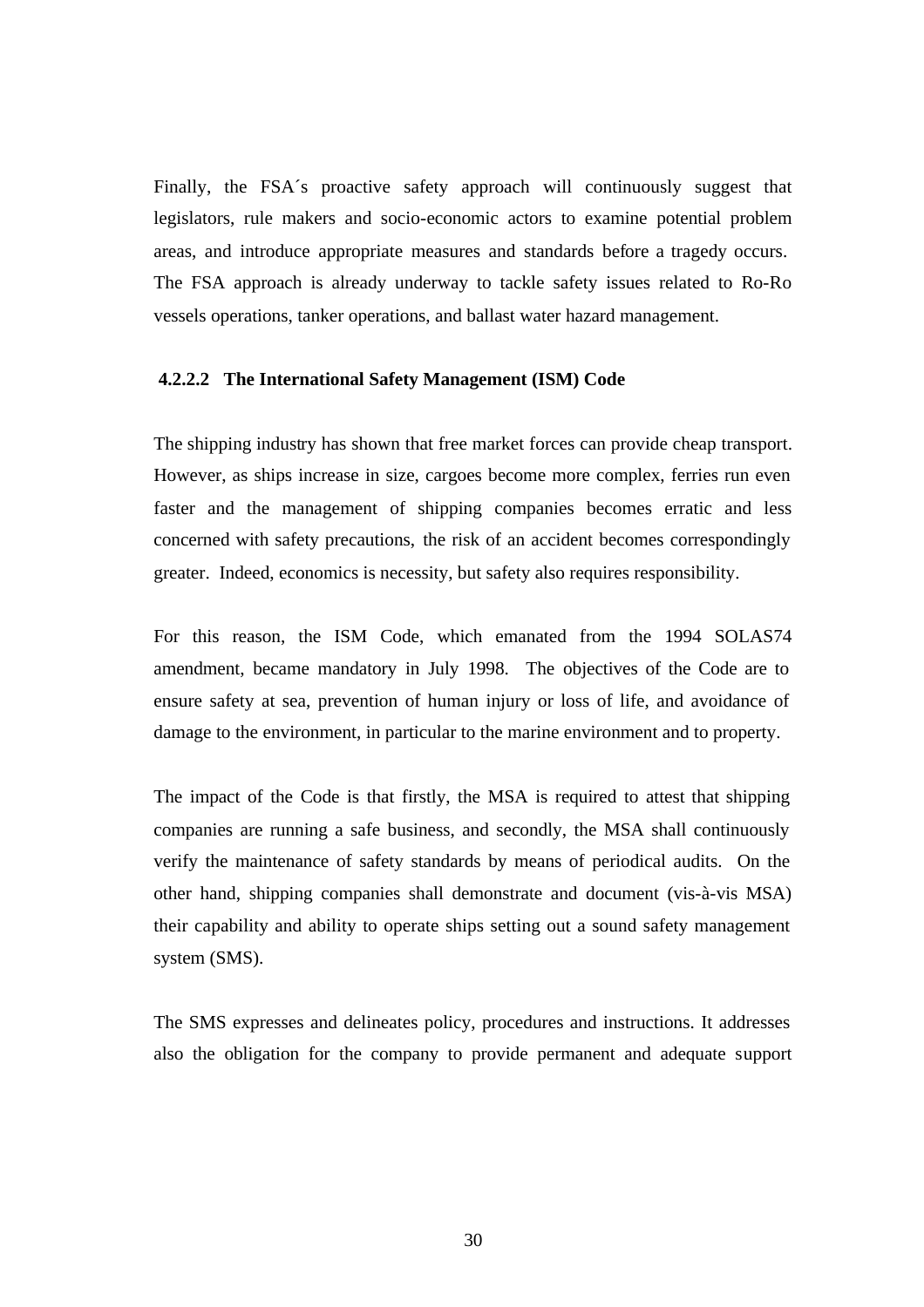Finally, the FSA´s proactive safety approach will continuously suggest that legislators, rule makers and socio-economic actors to examine potential problem areas, and introduce appropriate measures and standards before a tragedy occurs. The FSA approach is already underway to tackle safety issues related to Ro-Ro vessels operations, tanker operations, and ballast water hazard management.

#### 4.2.2.2 The International Safety Management (ISM) Code

The shipping industry has shown that free market forces can provide cheap transport. However, as ships increase in size, cargoes become more complex, ferries run even faster and the management of shipping companies becomes erratic and less concerned with safety precautions, the risk of an accident becomes correspondingly greater. Indeed, economics is necessity, but safety also requires responsibility.

For this reason, the ISM Code, which emanated from the 1994 SOLAS74 amendment, became mandatory in July 1998. The objectives of the Code are to ensure safety at sea, prevention of human injury or loss of life, and avoidance of damage to the environment, in particular to the marine environment and to property.

The impact of the Code is that firstly, the MSA is required to attest that shipping companies are running a safe business, and secondly, the MSA shall continuously verify the maintenance of safety standards by means of periodical audits. On the other hand, shipping companies shall demonstrate and document (vis-à-vis MSA) their capability and ability to operate ships setting out a sound safety management system (SMS).

The SMS expresses and delineates policy, procedures and instructions. It addresses also the obligation for the company to provide permanent and adequate support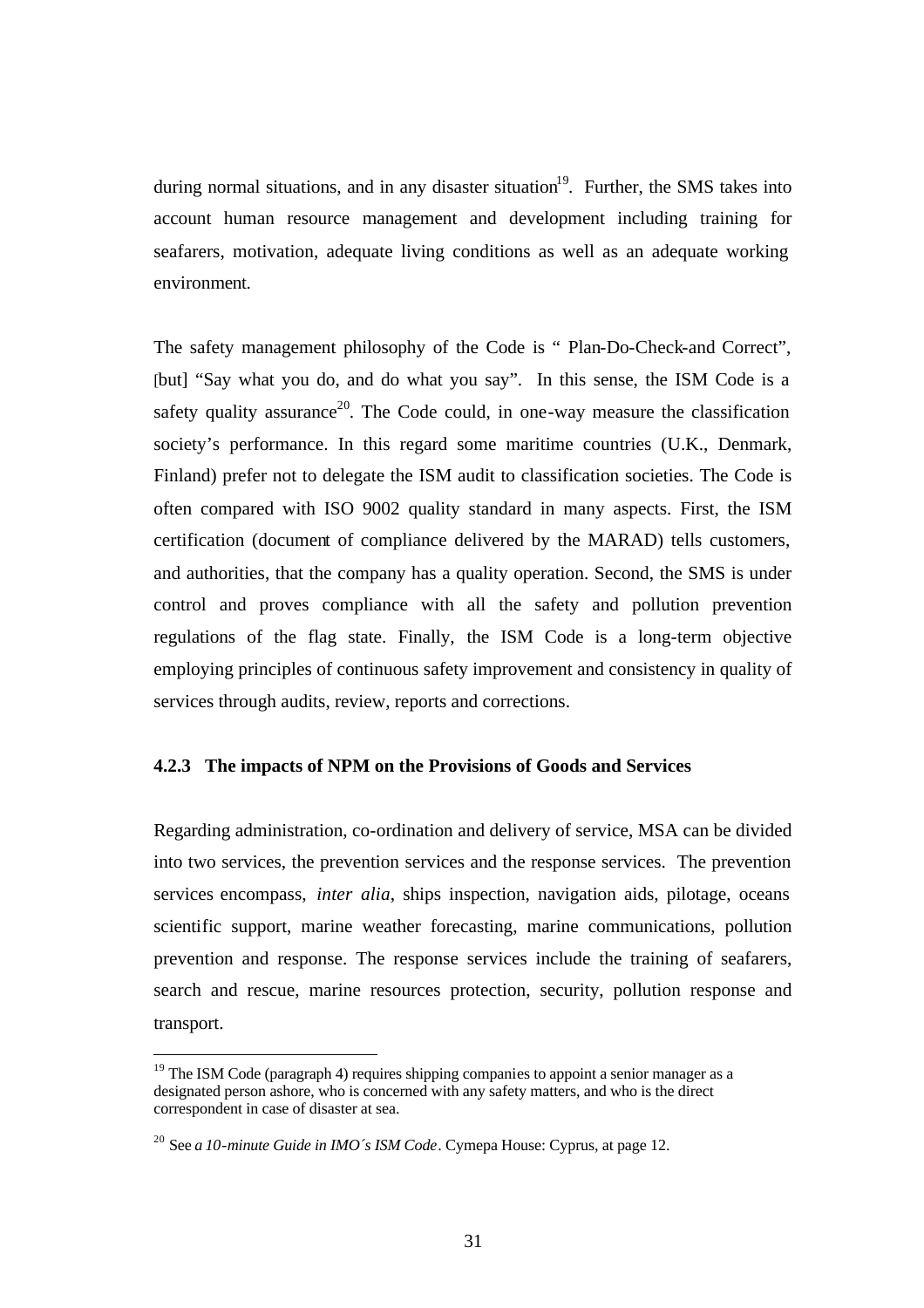during normal situations, and in any disaster situation[19]. Further, the SMS takes into account human resource management and development including training for seafarers, motivation, adequate living conditions as well as an adequate working environment.

The safety management philosophy of the Code is " Plan-Do-Check-and Correct", [but] "Say what you do, and do what you say". In this sense, the ISM Code is a safety quality assurance[20]. The Code could, in one-way measure the classification society's performance. In this regard some maritime countries (U.K., Denmark, Finland) prefer not to delegate the ISM audit to classification societies. The Code is often compared with ISO 9002 quality standard in many aspects. First, the ISM certification (document of compliance delivered by the MARAD) tells customers, and authorities, that the company has a quality operation. Second, the SMS is under control and proves compliance with all the safety and pollution prevention regulations of the flag state. Finally, the ISM Code is a long-term objective employing principles of continuous safety improvement and consistency in quality of services through audits, review, reports and corrections.

### 4.2.3 The impacts of NPM on the Provisions of Goods and Services

Regarding administration, co-ordination and delivery of service, MSA can be divided into two services, the prevention services and the response services. The prevention services encompass, *inter alia*, ships inspection, navigation aids, pilotage, oceans scientific support, marine weather forecasting, marine communications, pollution prevention and response. The response services include the training of seafarers, search and rescue, marine resources protection, security, pollution response and transport.

---

[19] The ISM Code (paragraph 4) requires shipping companies to appoint a senior manager as a designated person ashore, who is concerned with any safety matters, and who is the direct correspondent in case of disaster at sea.

[20] See *a 10-minute Guide in IMO´s ISM Code*. Cymepa House: Cyprus, at page 12.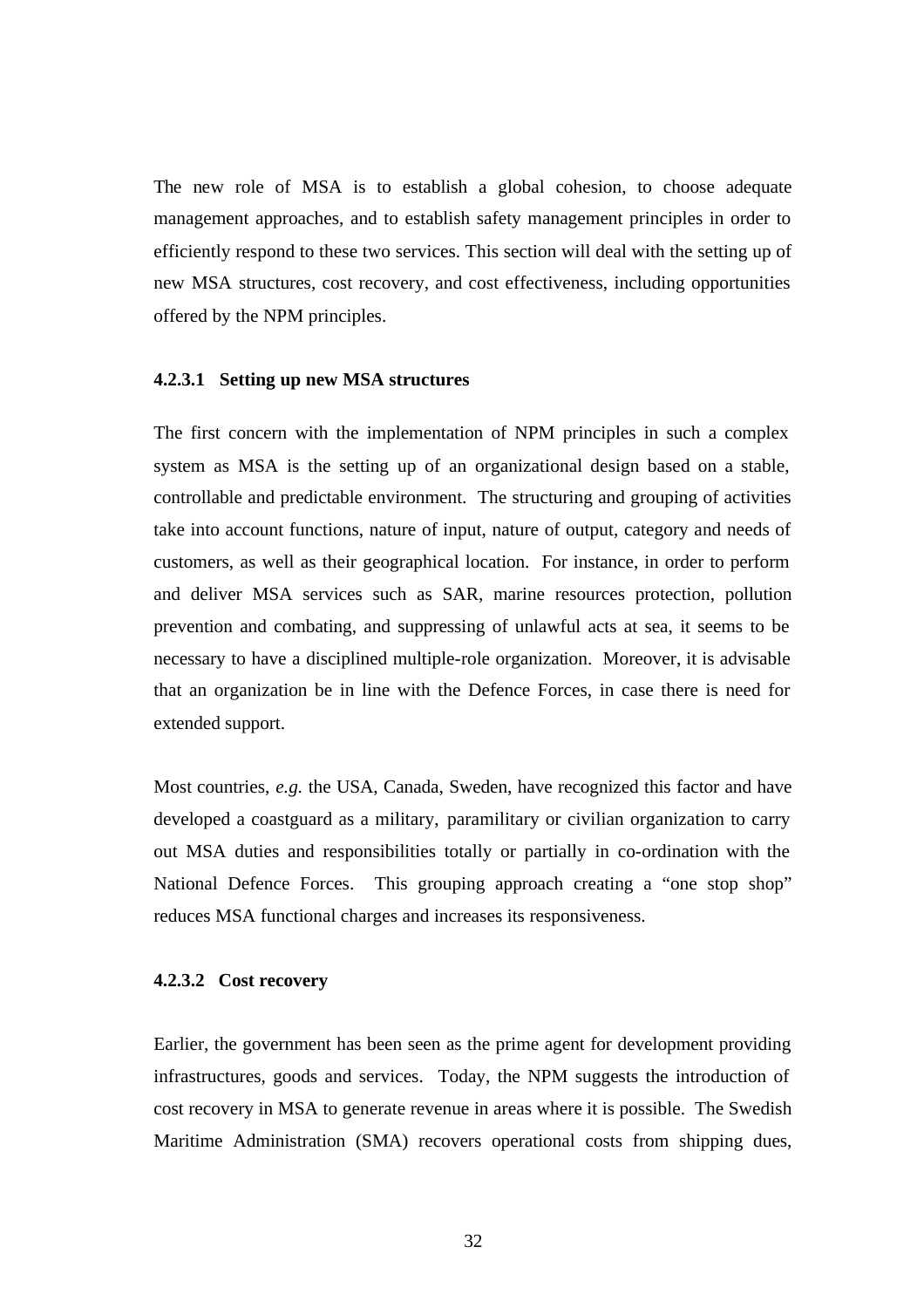The new role of MSA is to establish a global cohesion, to choose adequate management approaches, and to establish safety management principles in order to efficiently respond to these two services. This section will deal with the setting up of new MSA structures, cost recovery, and cost effectiveness, including opportunities offered by the NPM principles.

#### 4.2.3.1 Setting up new MSA structures

The first concern with the implementation of NPM principles in such a complex system as MSA is the setting up of an organizational design based on a stable, controllable and predictable environment. The structuring and grouping of activities take into account functions, nature of input, nature of output, category and needs of customers, as well as their geographical location. For instance, in order to perform and deliver MSA services such as SAR, marine resources protection, pollution prevention and combating, and suppressing of unlawful acts at sea, it seems to be necessary to have a disciplined multiple-role organization. Moreover, it is advisable that an organization be in line with the Defence Forces, in case there is need for extended support.

Most countries, *e.g.* the USA, Canada, Sweden, have recognized this factor and have developed a coastguard as a military, paramilitary or civilian organization to carry out MSA duties and responsibilities totally or partially in co-ordination with the National Defence Forces. This grouping approach creating a "one stop shop" reduces MSA functional charges and increases its responsiveness.

#### 4.2.3.2 Cost recovery

Earlier, the government has been seen as the prime agent for development providing infrastructures, goods and services. Today, the NPM suggests the introduction of cost recovery in MSA to generate revenue in areas where it is possible. The Swedish Maritime Administration (SMA) recovers operational costs from shipping dues,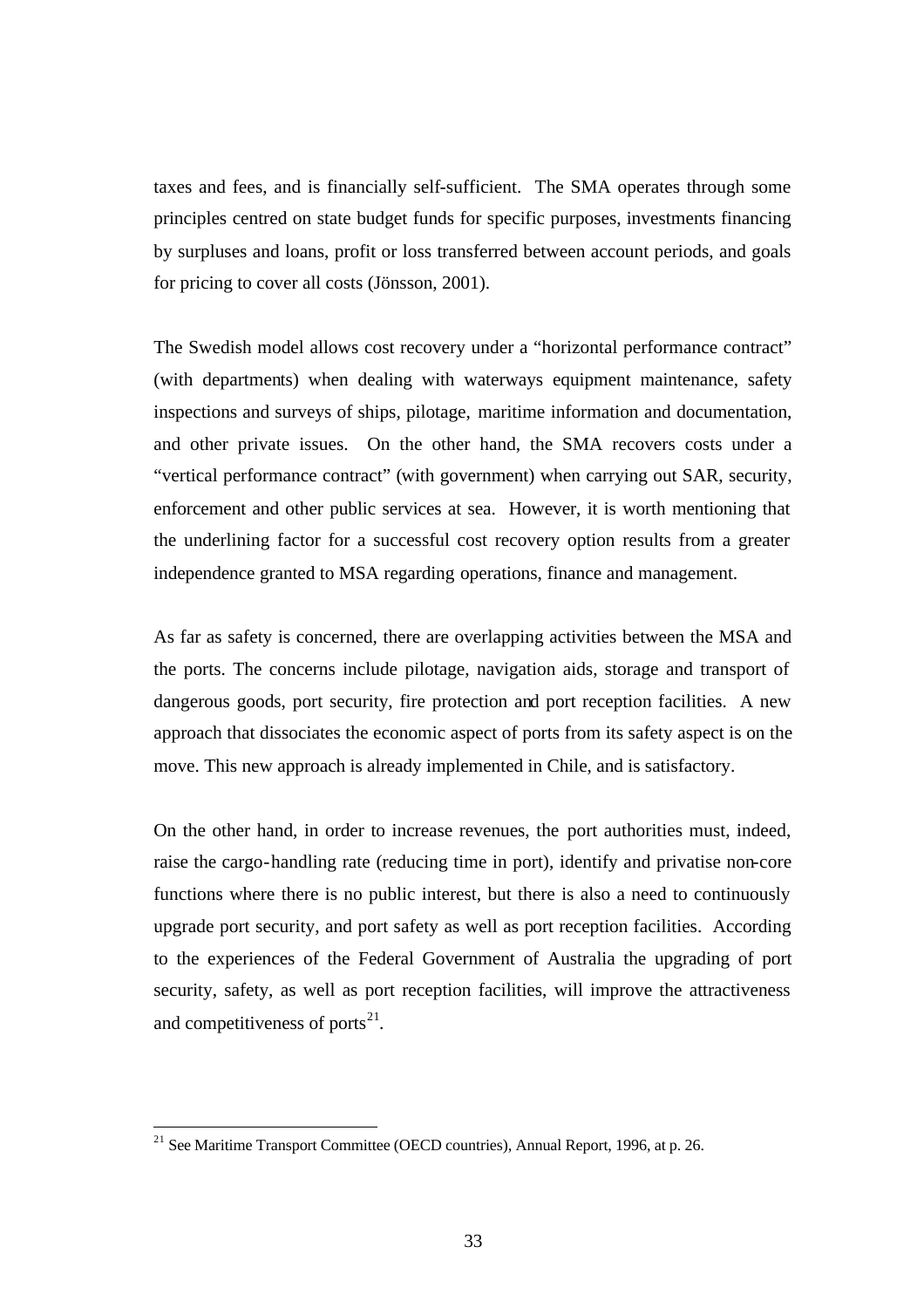taxes and fees, and is financially self-sufficient. The SMA operates through some principles centred on state budget funds for specific purposes, investments financing by surpluses and loans, profit or loss transferred between account periods, and goals for pricing to cover all costs (Jönsson, 2001).

The Swedish model allows cost recovery under a "horizontal performance contract" (with departments) when dealing with waterways equipment maintenance, safety inspections and surveys of ships, pilotage, maritime information and documentation, and other private issues. On the other hand, the SMA recovers costs under a "vertical performance contract" (with government) when carrying out SAR, security, enforcement and other public services at sea. However, it is worth mentioning that the underlining factor for a successful cost recovery option results from a greater independence granted to MSA regarding operations, finance and management.

As far as safety is concerned, there are overlapping activities between the MSA and the ports. The concerns include pilotage, navigation aids, storage and transport of dangerous goods, port security, fire protection and port reception facilities. A new approach that dissociates the economic aspect of ports from its safety aspect is on the move. This new approach is already implemented in Chile, and is satisfactory.

On the other hand, in order to increase revenues, the port authorities must, indeed, raise the cargo-handling rate (reducing time in port), identify and privatise non-core functions where there is no public interest, but there is also a need to continuously upgrade port security, and port safety as well as port reception facilities. According to the experiences of the Federal Government of Australia the upgrading of port security, safety, as well as port reception facilities, will improve the attractiveness and competitiveness of ports[21].

---

[21] See Maritime Transport Committee (OECD countries), Annual Report, 1996, at p. 26.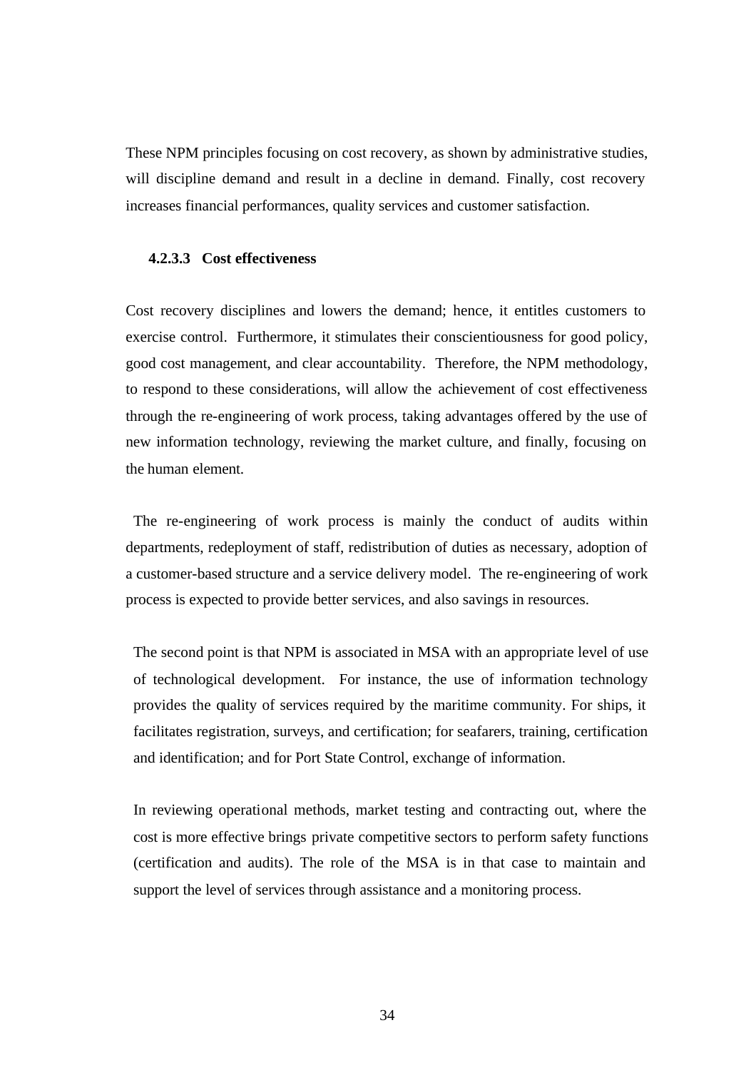These NPM principles focusing on cost recovery, as shown by administrative studies, will discipline demand and result in a decline in demand. Finally, cost recovery increases financial performances, quality services and customer satisfaction.

#### 4.2.3.3 Cost effectiveness

Cost recovery disciplines and lowers the demand; hence, it entitles customers to exercise control. Furthermore, it stimulates their conscientiousness for good policy, good cost management, and clear accountability. Therefore, the NPM methodology, to respond to these considerations, will allow the achievement of cost effectiveness through the re-engineering of work process, taking advantages offered by the use of new information technology, reviewing the market culture, and finally, focusing on the human element.

The re-engineering of work process is mainly the conduct of audits within departments, redeployment of staff, redistribution of duties as necessary, adoption of a customer-based structure and a service delivery model. The re-engineering of work process is expected to provide better services, and also savings in resources.

The second point is that NPM is associated in MSA with an appropriate level of use of technological development. For instance, the use of information technology provides the quality of services required by the maritime community. For ships, it facilitates registration, surveys, and certification; for seafarers, training, certification and identification; and for Port State Control, exchange of information.

In reviewing operational methods, market testing and contracting out, where the cost is more effective brings private competitive sectors to perform safety functions (certification and audits). The role of the MSA is in that case to maintain and support the level of services through assistance and a monitoring process.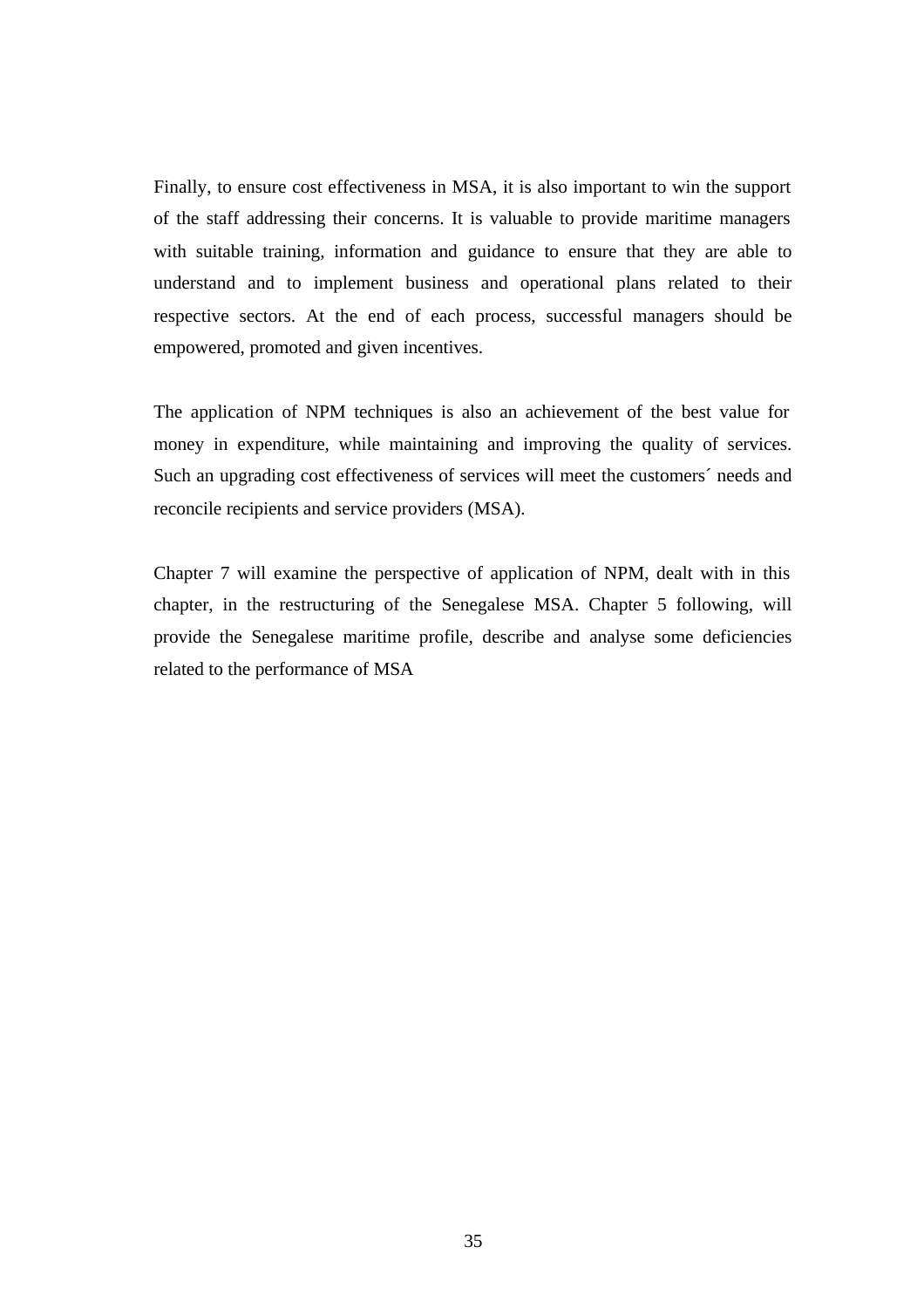Finally, to ensure cost effectiveness in MSA, it is also important to win the support of the staff addressing their concerns. It is valuable to provide maritime managers with suitable training, information and guidance to ensure that they are able to understand and to implement business and operational plans related to their respective sectors. At the end of each process, successful managers should be empowered, promoted and given incentives.

The application of NPM techniques is also an achievement of the best value for money in expenditure, while maintaining and improving the quality of services. Such an upgrading cost effectiveness of services will meet the customers´ needs and reconcile recipients and service providers (MSA).

Chapter 7 will examine the perspective of application of NPM, dealt with in this chapter, in the restructuring of the Senegalese MSA. Chapter 5 following, will provide the Senegalese maritime profile, describe and analyse some deficiencies related to the performance of MSA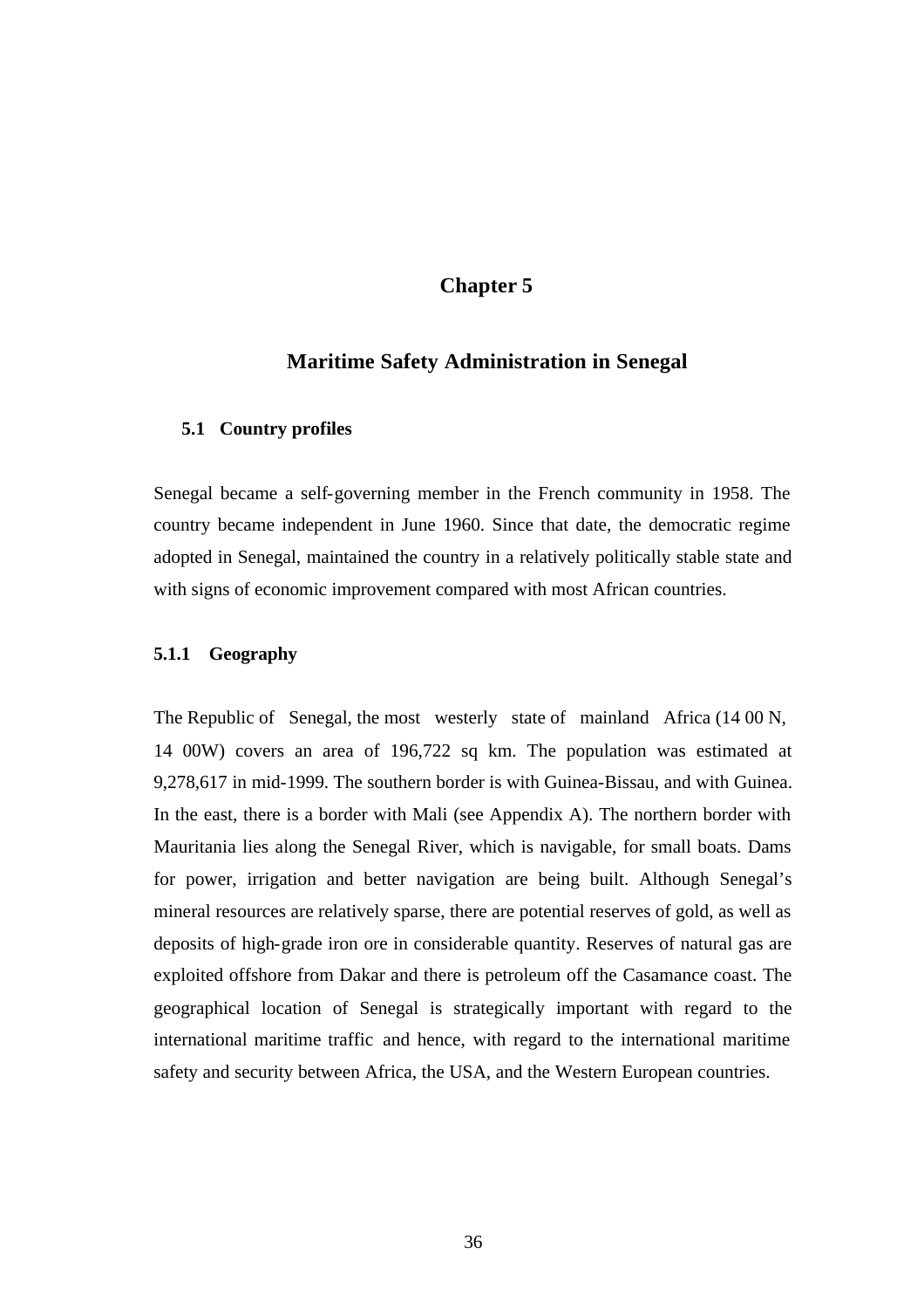# Chapter 5

# Maritime Safety Administration in Senegal

## 5.1 Country profiles

Senegal became a self-governing member in the French community in 1958. The country became independent in June 1960. Since that date, the democratic regime adopted in Senegal, maintained the country in a relatively politically stable state and with signs of economic improvement compared with most African countries.

### 5.1.1 Geography

The Republic of Senegal, the most westerly state of mainland Africa (14 00 N, 14 00W) covers an area of 196,722 sq km. The population was estimated at 9,278,617 in mid-1999. The southern border is with Guinea-Bissau, and with Guinea. In the east, there is a border with Mali (see Appendix A). The northern border with Mauritania lies along the Senegal River, which is navigable, for small boats. Dams for power, irrigation and better navigation are being built. Although Senegal's mineral resources are relatively sparse, there are potential reserves of gold, as well as deposits of high-grade iron ore in considerable quantity. Reserves of natural gas are exploited offshore from Dakar and there is petroleum off the Casamance coast. The geographical location of Senegal is strategically important with regard to the international maritime traffic and hence, with regard to the international maritime safety and security between Africa, the USA, and the Western European countries.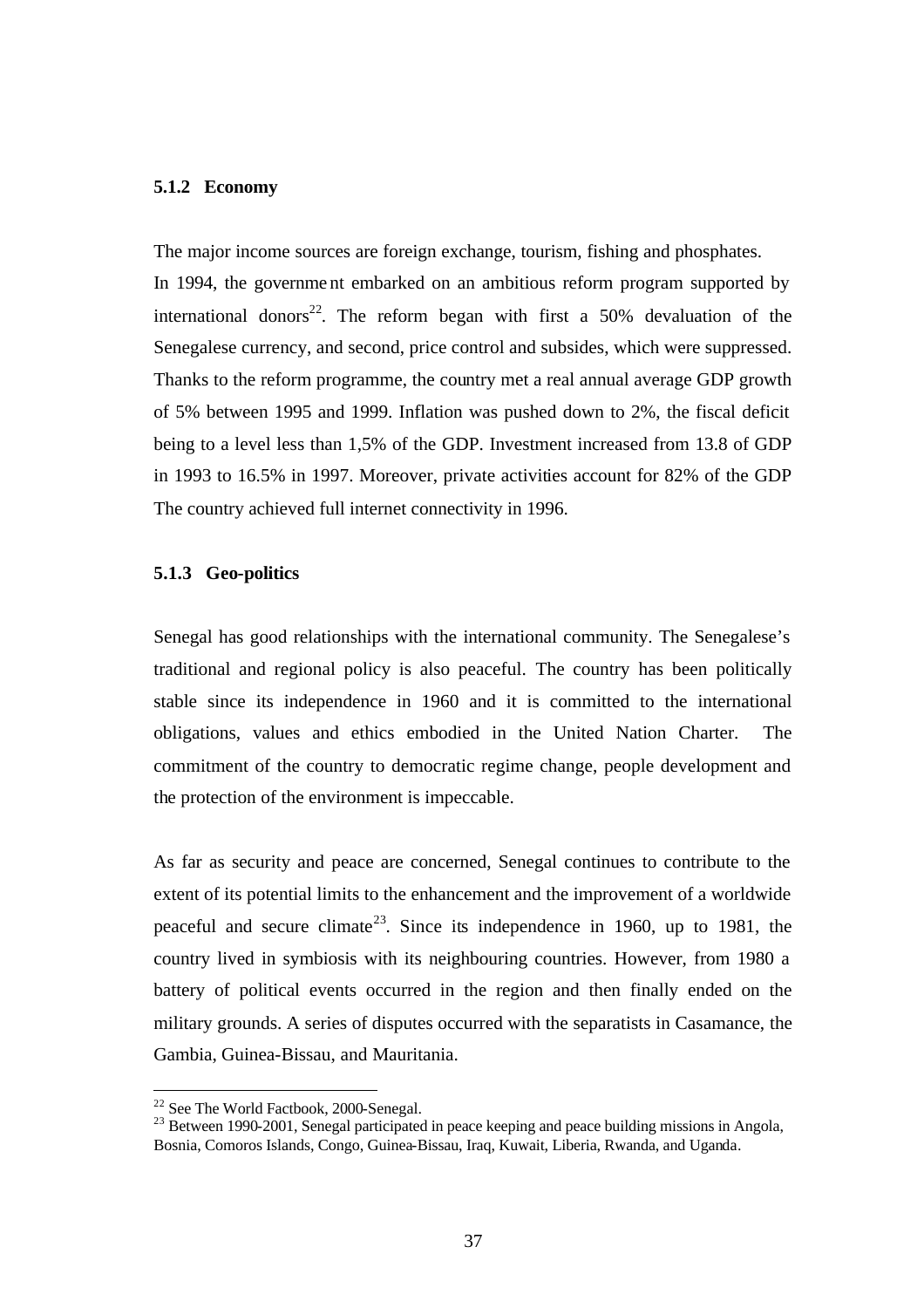### 5.1.2 Economy

The major income sources are foreign exchange, tourism, fishing and phosphates. In 1994, the government embarked on an ambitious reform program supported by international donors[22]. The reform began with first a 50% devaluation of the Senegalese currency, and second, price control and subsides, which were suppressed. Thanks to the reform programme, the country met a real annual average GDP growth of 5% between 1995 and 1999. Inflation was pushed down to 2%, the fiscal deficit being to a level less than 1,5% of the GDP. Investment increased from 13.8 of GDP in 1993 to 16.5% in 1997. Moreover, private activities account for 82% of the GDP The country achieved full internet connectivity in 1996.

### 5.1.3 Geo-politics

Senegal has good relationships with the international community. The Senegalese's traditional and regional policy is also peaceful. The country has been politically stable since its independence in 1960 and it is committed to the international obligations, values and ethics embodied in the United Nation Charter. The commitment of the country to democratic regime change, people development and the protection of the environment is impeccable.

As far as security and peace are concerned, Senegal continues to contribute to the extent of its potential limits to the enhancement and the improvement of a worldwide peaceful and secure climate[23]. Since its independence in 1960, up to 1981, the country lived in symbiosis with its neighbouring countries. However, from 1980 a battery of political events occurred in the region and then finally ended on the military grounds. A series of disputes occurred with the separatists in Casamance, the Gambia, Guinea-Bissau, and Mauritania.

---

[22] See The World Factbook, 2000-Senegal.

[23] Between 1990-2001, Senegal participated in peace keeping and peace building missions in Angola, Bosnia, Comoros Islands, Congo, Guinea-Bissau, Iraq, Kuwait, Liberia, Rwanda, and Uganda.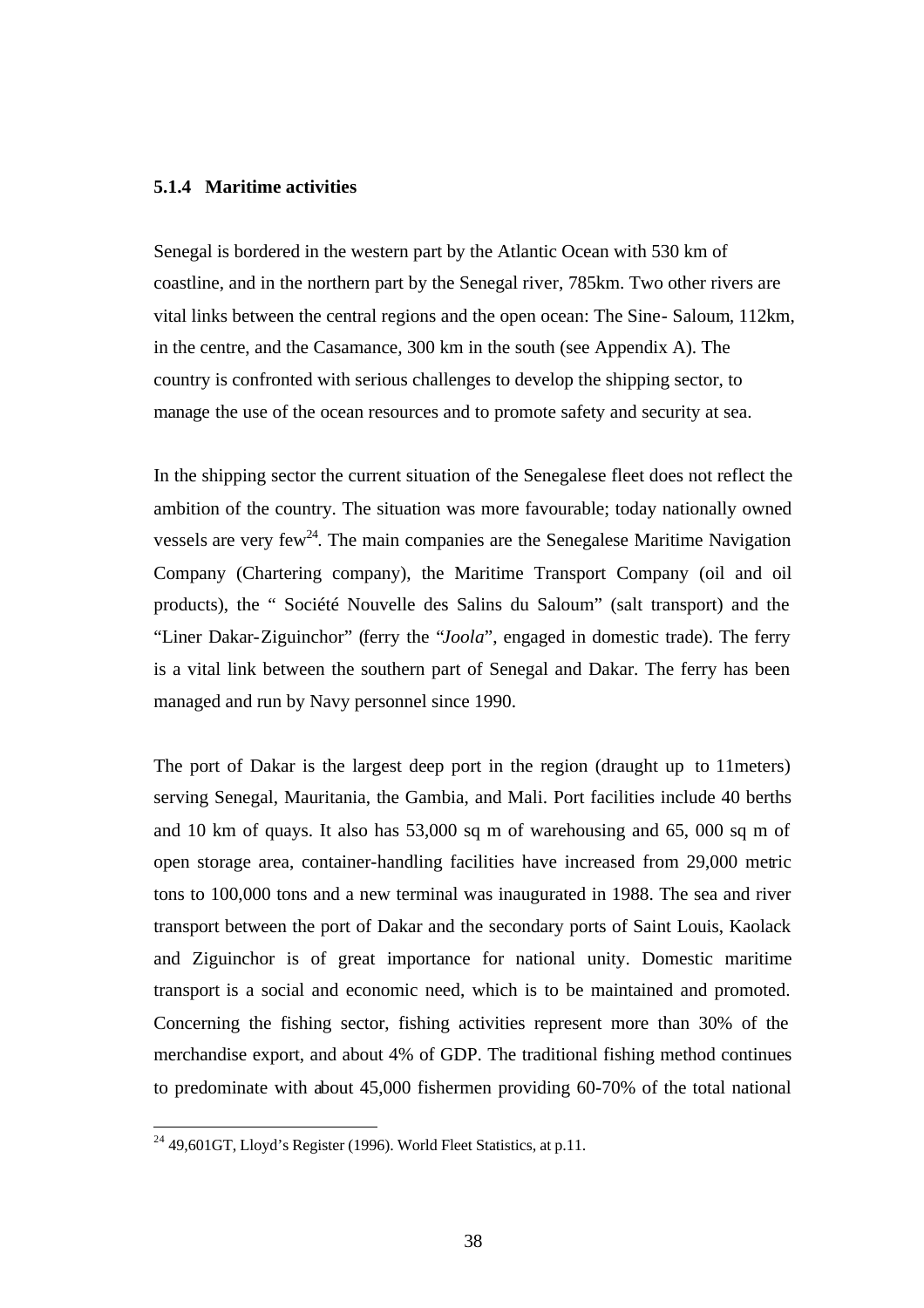### 5.1.4 Maritime activities

Senegal is bordered in the western part by the Atlantic Ocean with 530 km of coastline, and in the northern part by the Senegal river, 785km. Two other rivers are vital links between the central regions and the open ocean: The Sine- Saloum, 112km, in the centre, and the Casamance, 300 km in the south (see Appendix A). The country is confronted with serious challenges to develop the shipping sector, to manage the use of the ocean resources and to promote safety and security at sea.

In the shipping sector the current situation of the Senegalese fleet does not reflect the ambition of the country. The situation was more favourable; today nationally owned vessels are very few[24]. The main companies are the Senegalese Maritime Navigation Company (Chartering company), the Maritime Transport Company (oil and oil products), the " Société Nouvelle des Salins du Saloum" (salt transport) and the "Liner Dakar-Ziguinchor" (ferry the "*Joola*", engaged in domestic trade). The ferry is a vital link between the southern part of Senegal and Dakar. The ferry has been managed and run by Navy personnel since 1990.

The port of Dakar is the largest deep port in the region (draught up to 11meters) serving Senegal, Mauritania, the Gambia, and Mali. Port facilities include 40 berths and 10 km of quays. It also has 53,000 sq m of warehousing and 65, 000 sq m of open storage area, container-handling facilities have increased from 29,000 metric tons to 100,000 tons and a new terminal was inaugurated in 1988. The sea and river transport between the port of Dakar and the secondary ports of Saint Louis, Kaolack and Ziguinchor is of great importance for national unity. Domestic maritime transport is a social and economic need, which is to be maintained and promoted. Concerning the fishing sector, fishing activities represent more than 30% of the merchandise export, and about 4% of GDP. The traditional fishing method continues to predominate with about 45,000 fishermen providing 60-70% of the total national

---

[24] 49,601GT, Lloyd's Register (1996). World Fleet Statistics, at p.11.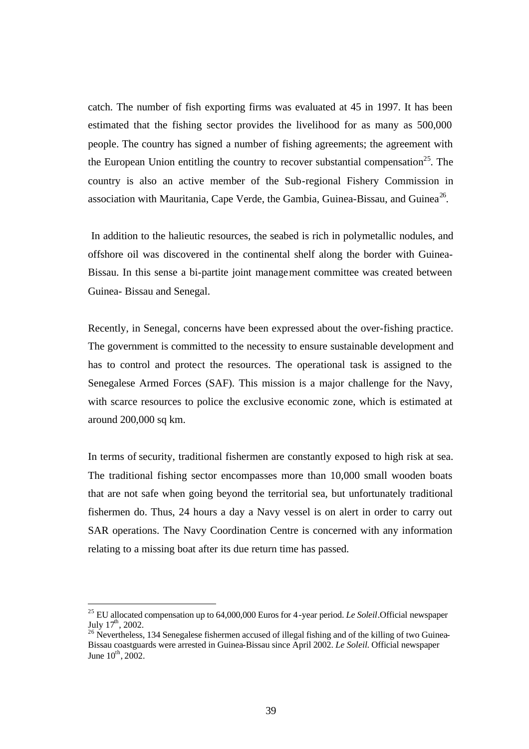catch. The number of fish exporting firms was evaluated at 45 in 1997. It has been estimated that the fishing sector provides the livelihood for as many as 500,000 people. The country has signed a number of fishing agreements; the agreement with the European Union entitling the country to recover substantial compensation[25]. The country is also an active member of the Sub-regional Fishery Commission in association with Mauritania, Cape Verde, the Gambia, Guinea-Bissau, and Guinea[26].

In addition to the halieutic resources, the seabed is rich in polymetallic nodules, and offshore oil was discovered in the continental shelf along the border with Guinea-Bissau. In this sense a bi-partite joint management committee was created between Guinea- Bissau and Senegal.

Recently, in Senegal, concerns have been expressed about the over-fishing practice. The government is committed to the necessity to ensure sustainable development and has to control and protect the resources. The operational task is assigned to the Senegalese Armed Forces (SAF). This mission is a major challenge for the Navy, with scarce resources to police the exclusive economic zone, which is estimated at around 200,000 sq km.

In terms of security, traditional fishermen are constantly exposed to high risk at sea. The traditional fishing sector encompasses more than 10,000 small wooden boats that are not safe when going beyond the territorial sea, but unfortunately traditional fishermen do. Thus, 24 hours a day a Navy vessel is on alert in order to carry out SAR operations. The Navy Coordination Centre is concerned with any information relating to a missing boat after its due return time has passed.

---

[25] EU allocated compensation up to 64,000,000 Euros for 4-year period. *Le Soleil*.Official newspaper July 17th, 2002.

[26] Nevertheless, 134 Senegalese fishermen accused of illegal fishing and of the killing of two Guinea-Bissau coastguards were arrested in Guinea-Bissau since April 2002. *Le Soleil*. Official newspaper June 10th, 2002.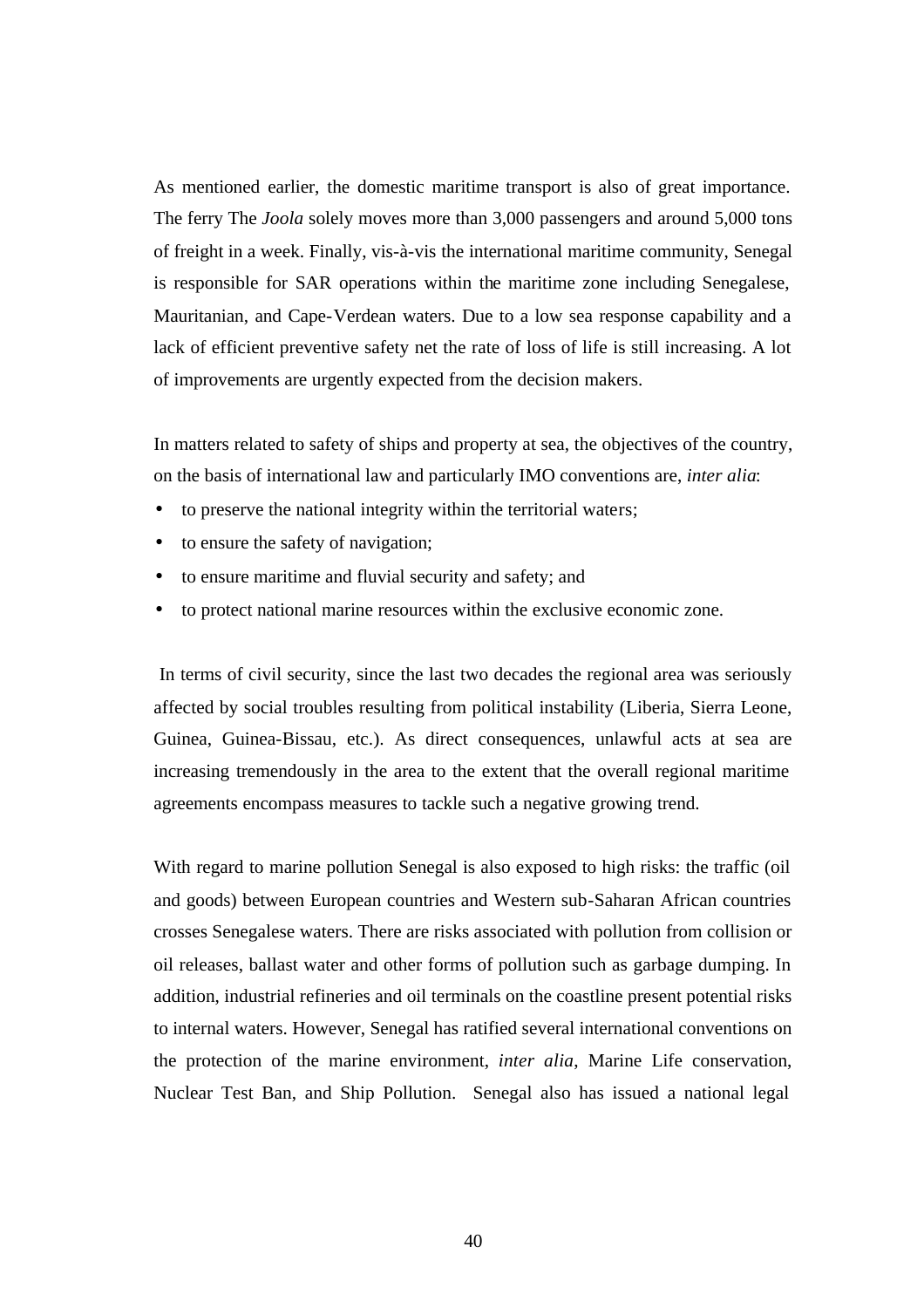As mentioned earlier, the domestic maritime transport is also of great importance. The ferry The *Joola* solely moves more than 3,000 passengers and around 5,000 tons of freight in a week. Finally, vis-à-vis the international maritime community, Senegal is responsible for SAR operations within the maritime zone including Senegalese, Mauritanian, and Cape-Verdean waters. Due to a low sea response capability and a lack of efficient preventive safety net the rate of loss of life is still increasing. A lot of improvements are urgently expected from the decision makers.

In matters related to safety of ships and property at sea, the objectives of the country, on the basis of international law and particularly IMO conventions are, *inter alia*:

- to preserve the national integrity within the territorial waters;
- to ensure the safety of navigation;
- to ensure maritime and fluvial security and safety; and
- to protect national marine resources within the exclusive economic zone.

In terms of civil security, since the last two decades the regional area was seriously affected by social troubles resulting from political instability (Liberia, Sierra Leone, Guinea, Guinea-Bissau, etc.). As direct consequences, unlawful acts at sea are increasing tremendously in the area to the extent that the overall regional maritime agreements encompass measures to tackle such a negative growing trend.

With regard to marine pollution Senegal is also exposed to high risks: the traffic (oil and goods) between European countries and Western sub-Saharan African countries crosses Senegalese waters. There are risks associated with pollution from collision or oil releases, ballast water and other forms of pollution such as garbage dumping. In addition, industrial refineries and oil terminals on the coastline present potential risks to internal waters. However, Senegal has ratified several international conventions on the protection of the marine environment, *inter alia*, Marine Life conservation, Nuclear Test Ban, and Ship Pollution. Senegal also has issued a national legal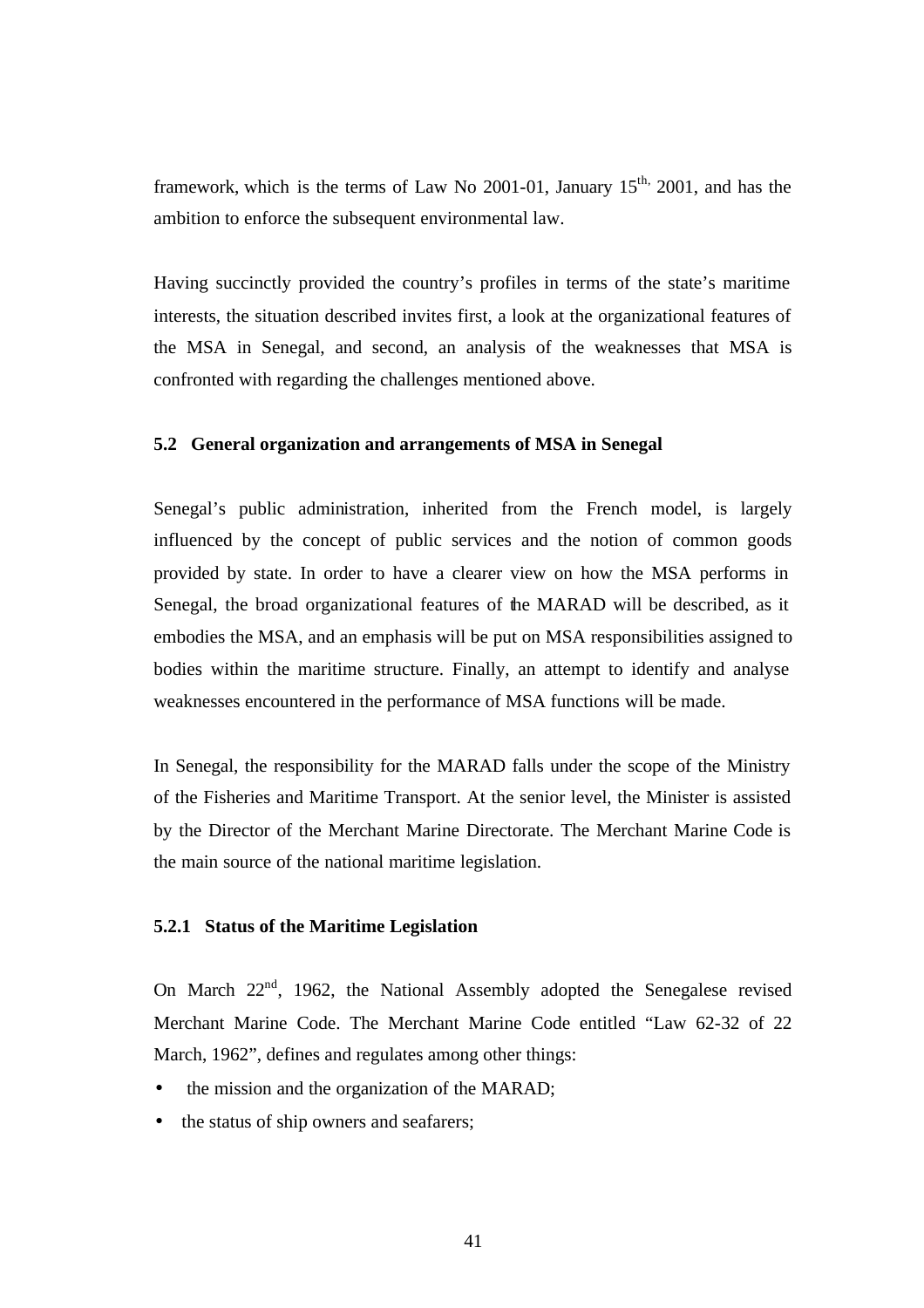framework, which is the terms of Law No 2001-01, January 15th, 2001, and has the ambition to enforce the subsequent environmental law.

Having succinctly provided the country's profiles in terms of the state's maritime interests, the situation described invites first, a look at the organizational features of the MSA in Senegal, and second, an analysis of the weaknesses that MSA is confronted with regarding the challenges mentioned above.

### 5.2 General organization and arrangements of MSA in Senegal

Senegal's public administration, inherited from the French model, is largely influenced by the concept of public services and the notion of common goods provided by state. In order to have a clearer view on how the MSA performs in Senegal, the broad organizational features of the MARAD will be described, as it embodies the MSA, and an emphasis will be put on MSA responsibilities assigned to bodies within the maritime structure. Finally, an attempt to identify and analyse weaknesses encountered in the performance of MSA functions will be made.

In Senegal, the responsibility for the MARAD falls under the scope of the Ministry of the Fisheries and Maritime Transport. At the senior level, the Minister is assisted by the Director of the Merchant Marine Directorate. The Merchant Marine Code is the main source of the national maritime legislation.

#### 5.2.1 Status of the Maritime Legislation

On March 22nd, 1962, the National Assembly adopted the Senegalese revised Merchant Marine Code. The Merchant Marine Code entitled "Law 62-32 of 22 March, 1962", defines and regulates among other things:

- the mission and the organization of the MARAD;
- the status of ship owners and seafarers;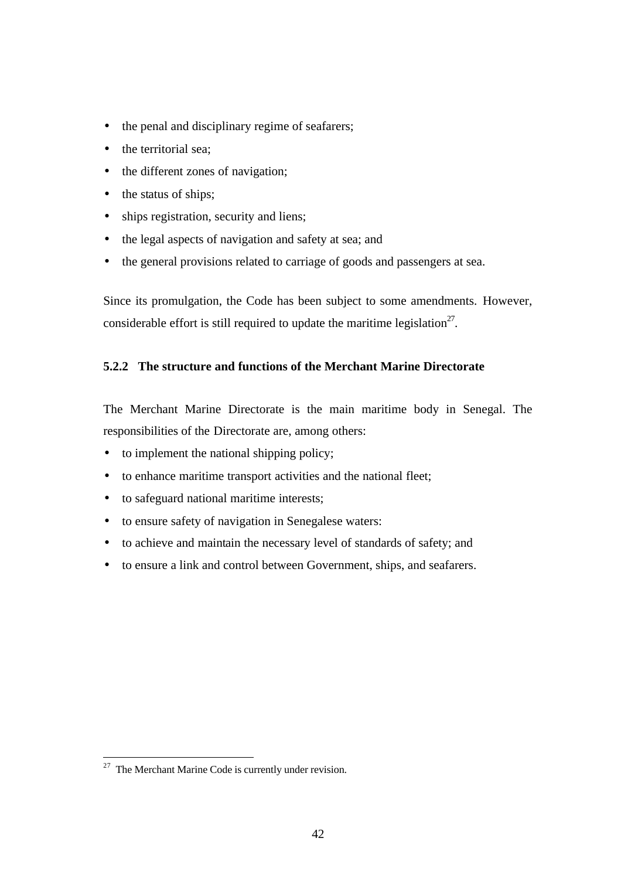- the penal and disciplinary regime of seafarers;
- the territorial sea;
- the different zones of navigation;
- the status of ships;
- ships registration, security and liens;
- the legal aspects of navigation and safety at sea; and
- the general provisions related to carriage of goods and passengers at sea.

Since its promulgation, the Code has been subject to some amendments. However, considerable effort is still required to update the maritime legislation[27].

### 5.2.2 The structure and functions of the Merchant Marine Directorate

The Merchant Marine Directorate is the main maritime body in Senegal. The responsibilities of the Directorate are, among others:

- to implement the national shipping policy;
- to enhance maritime transport activities and the national fleet;
- to safeguard national maritime interests;
- to ensure safety of navigation in Senegalese waters:
- to achieve and maintain the necessary level of standards of safety; and
- to ensure a link and control between Government, ships, and seafarers.

[27] The Merchant Marine Code is currently under revision.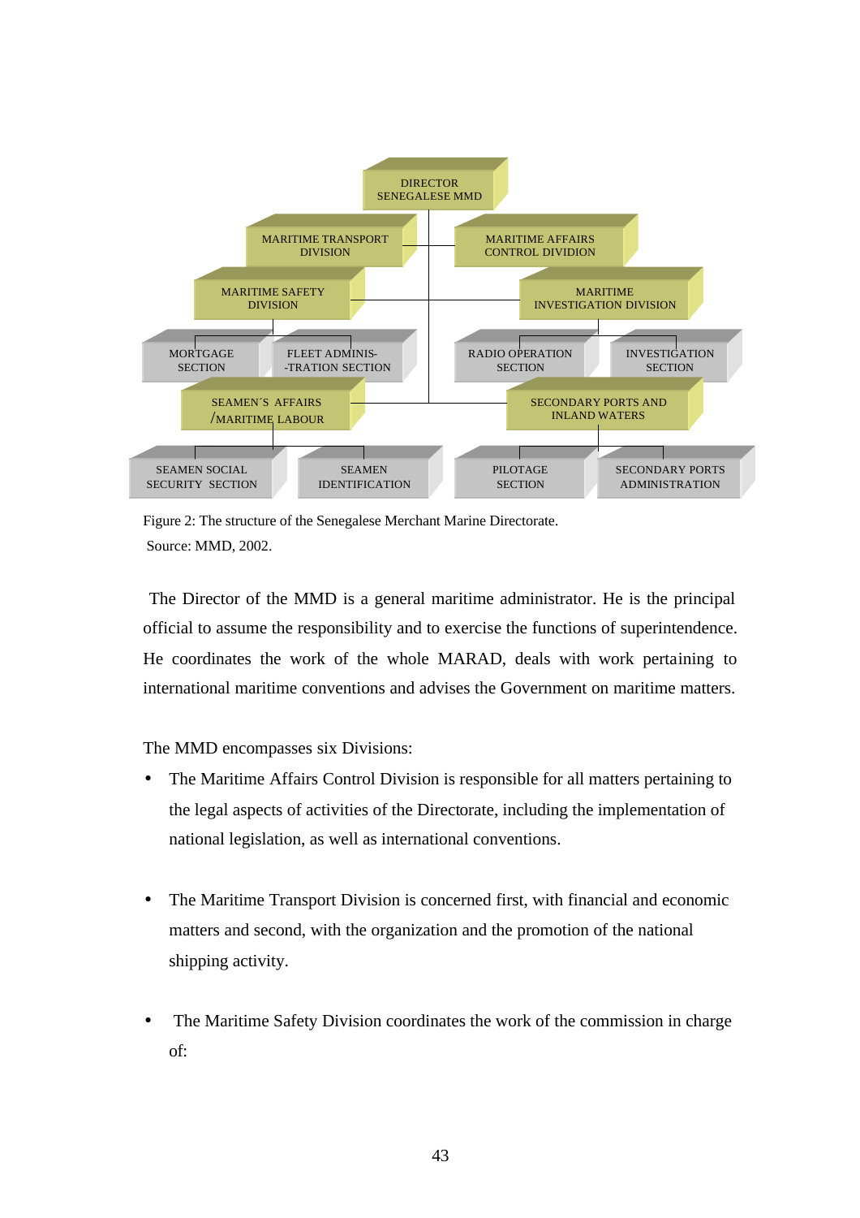DIRECTOR SENEGALESE MMD

- MARITIME TRANSPORT DIVISION
- MARITIME AFFAIRS CONTROL DIVIDION
- MARITIME SAFETY DIVISION
  - MORTGAGE SECTION
  - FLEET ADMINIS- -TRATION SECTION
- MARITIME INVESTIGATION DIVISION
  - RADIO OPERATION SECTION
  - INVESTIGATION SECTION
- SEAMEN´S AFFAIRS /MARITIME LABOUR
  - SEAMEN SOCIAL SECURITY SECTION
  - SEAMEN IDENTIFICATION
- SECONDARY PORTS AND INLAND WATERS
  - PILOTAGE SECTION
  - SECONDARY PORTS ADMINISTRATION

Figure 2: The structure of the Senegalese Merchant Marine Directorate.
Source: MMD, 2002.

The Director of the MMD is a general maritime administrator. He is the principal official to assume the responsibility and to exercise the functions of superintendence. He coordinates the work of the whole MARAD, deals with work pertaining to international maritime conventions and advises the Government on maritime matters.

The MMD encompasses six Divisions:

- The Maritime Affairs Control Division is responsible for all matters pertaining to the legal aspects of activities of the Directorate, including the implementation of national legislation, as well as international conventions.

- The Maritime Transport Division is concerned first, with financial and economic matters and second, with the organization and the promotion of the national shipping activity.

- The Maritime Safety Division coordinates the work of the commission in charge of: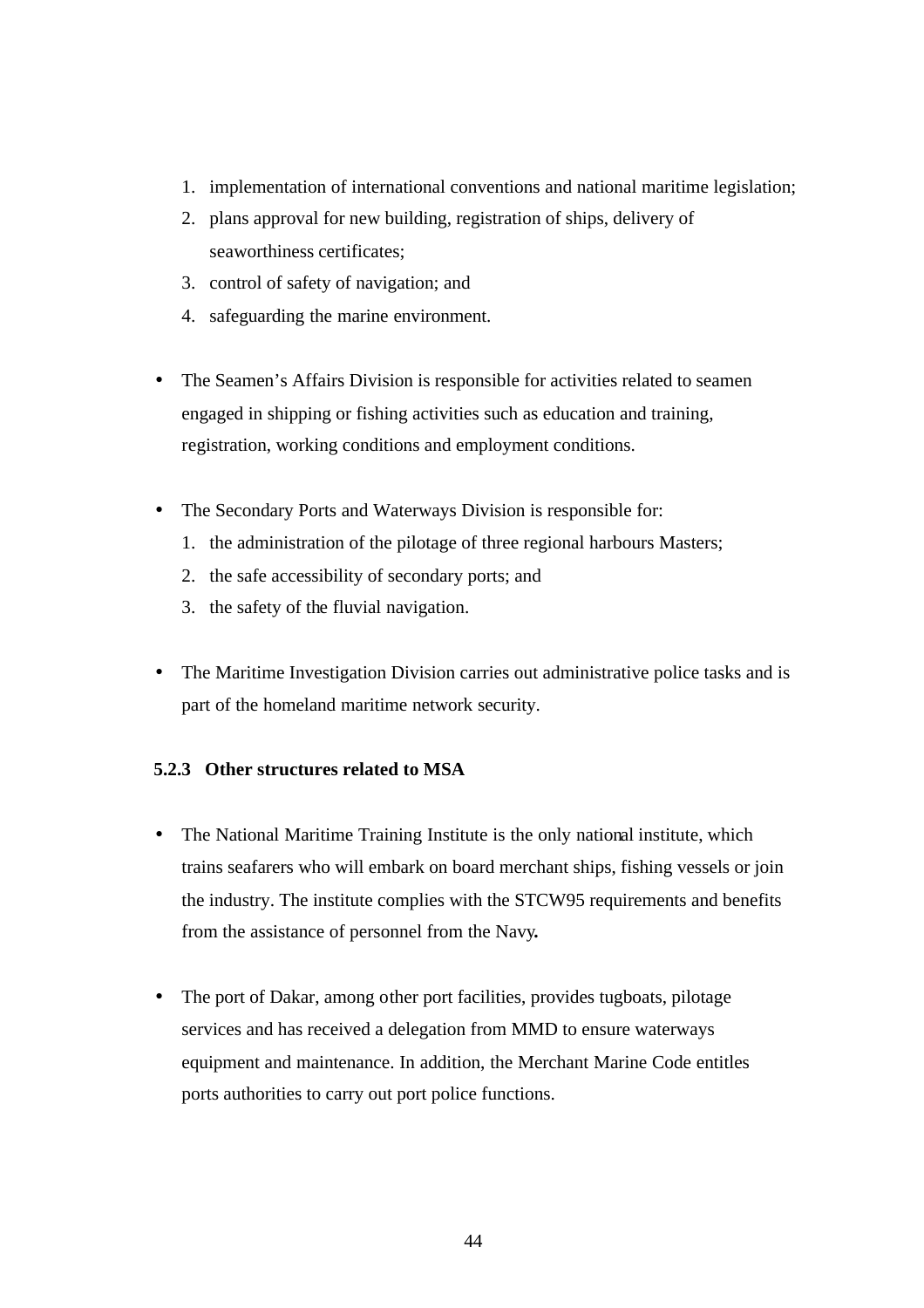1. implementation of international conventions and national maritime legislation;
2. plans approval for new building, registration of ships, delivery of seaworthiness certificates;
3. control of safety of navigation; and
4. safeguarding the marine environment.

- The Seamen's Affairs Division is responsible for activities related to seamen engaged in shipping or fishing activities such as education and training, registration, working conditions and employment conditions.

- The Secondary Ports and Waterways Division is responsible for:
  1. the administration of the pilotage of three regional harbours Masters;
  2. the safe accessibility of secondary ports; and
  3. the safety of the fluvial navigation.

- The Maritime Investigation Division carries out administrative police tasks and is part of the homeland maritime network security.

### 5.2.3 Other structures related to MSA

- The National Maritime Training Institute is the only national institute, which trains seafarers who will embark on board merchant ships, fishing vessels or join the industry. The institute complies with the STCW95 requirements and benefits from the assistance of personnel from the Navy**.**

- The port of Dakar, among other port facilities, provides tugboats, pilotage services and has received a delegation from MMD to ensure waterways equipment and maintenance. In addition, the Merchant Marine Code entitles ports authorities to carry out port police functions.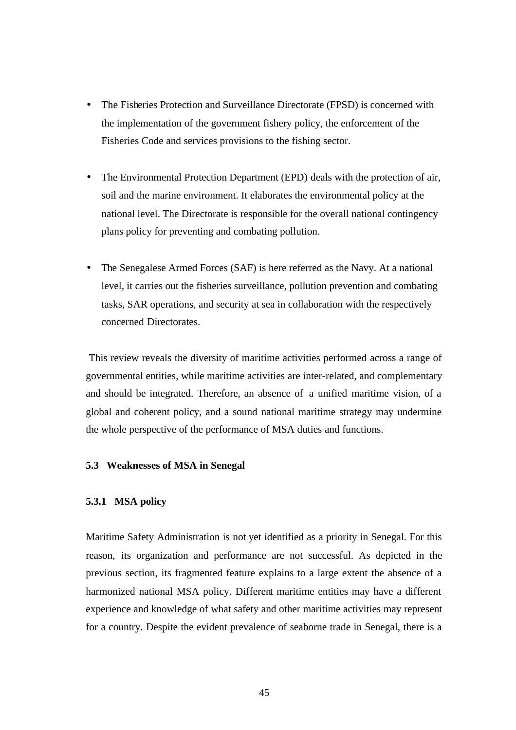- The Fisheries Protection and Surveillance Directorate (FPSD) is concerned with the implementation of the government fishery policy, the enforcement of the Fisheries Code and services provisions to the fishing sector.

- The Environmental Protection Department (EPD) deals with the protection of air, soil and the marine environment. It elaborates the environmental policy at the national level. The Directorate is responsible for the overall national contingency plans policy for preventing and combating pollution.

- The Senegalese Armed Forces (SAF) is here referred as the Navy. At a national level, it carries out the fisheries surveillance, pollution prevention and combating tasks, SAR operations, and security at sea in collaboration with the respectively concerned Directorates.

This review reveals the diversity of maritime activities performed across a range of governmental entities, while maritime activities are inter-related, and complementary and should be integrated. Therefore, an absence of a unified maritime vision, of a global and coherent policy, and a sound national maritime strategy may undermine the whole perspective of the performance of MSA duties and functions.

### 5.3 Weaknesses of MSA in Senegal

#### 5.3.1 MSA policy

Maritime Safety Administration is not yet identified as a priority in Senegal. For this reason, its organization and performance are not successful. As depicted in the previous section, its fragmented feature explains to a large extent the absence of a harmonized national MSA policy. Different maritime entities may have a different experience and knowledge of what safety and other maritime activities may represent for a country. Despite the evident prevalence of seaborne trade in Senegal, there is a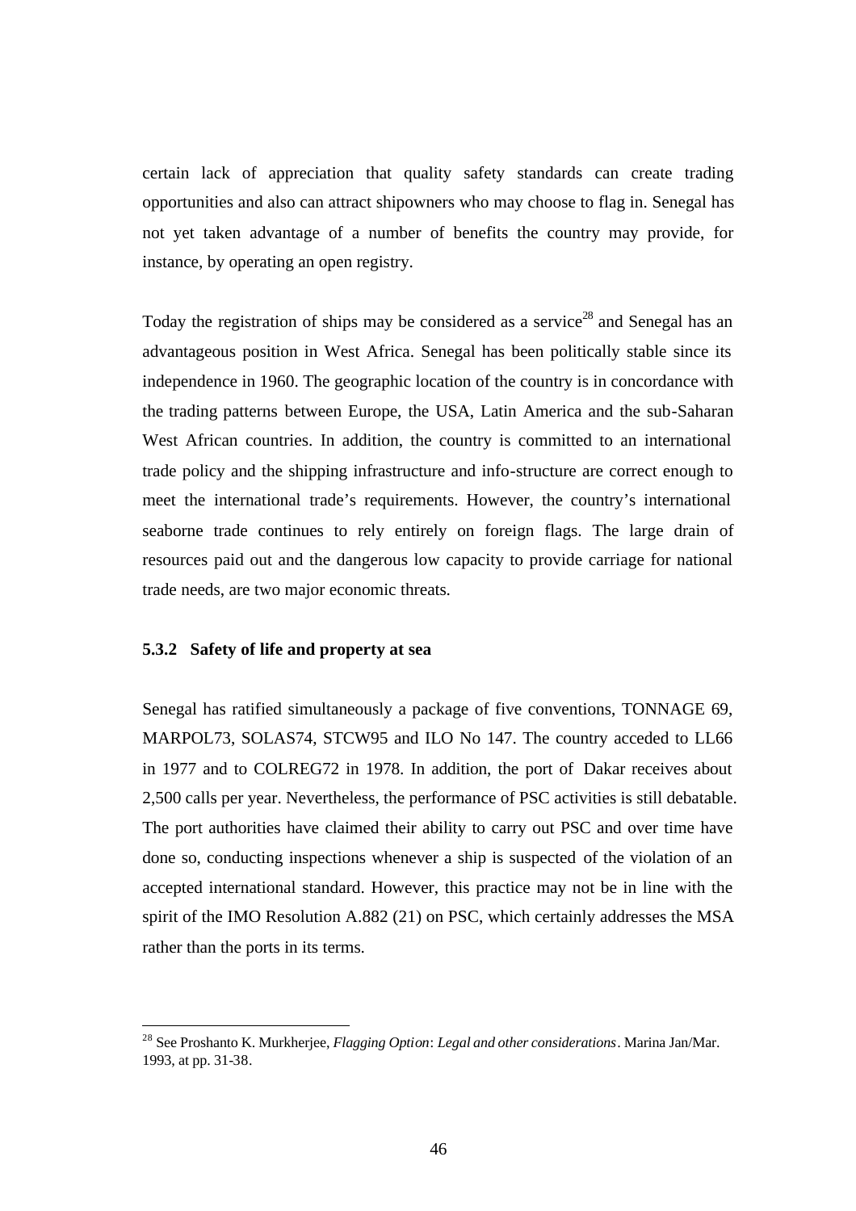certain lack of appreciation that quality safety standards can create trading opportunities and also can attract shipowners who may choose to flag in. Senegal has not yet taken advantage of a number of benefits the country may provide, for instance, by operating an open registry.

Today the registration of ships may be considered as a service[28] and Senegal has an advantageous position in West Africa. Senegal has been politically stable since its independence in 1960. The geographic location of the country is in concordance with the trading patterns between Europe, the USA, Latin America and the sub-Saharan West African countries. In addition, the country is committed to an international trade policy and the shipping infrastructure and info-structure are correct enough to meet the international trade's requirements. However, the country's international seaborne trade continues to rely entirely on foreign flags. The large drain of resources paid out and the dangerous low capacity to provide carriage for national trade needs, are two major economic threats.

### 5.3.2 Safety of life and property at sea

Senegal has ratified simultaneously a package of five conventions, TONNAGE 69, MARPOL73, SOLAS74, STCW95 and ILO No 147. The country acceded to LL66 in 1977 and to COLREG72 in 1978. In addition, the port of Dakar receives about 2,500 calls per year. Nevertheless, the performance of PSC activities is still debatable. The port authorities have claimed their ability to carry out PSC and over time have done so, conducting inspections whenever a ship is suspected of the violation of an accepted international standard. However, this practice may not be in line with the spirit of the IMO Resolution A.882 (21) on PSC, which certainly addresses the MSA rather than the ports in its terms.

---

[28] See Proshanto K. Murkherjee, *Flagging Option*: *Legal and other considerations*. Marina Jan/Mar. 1993, at pp. 31-38.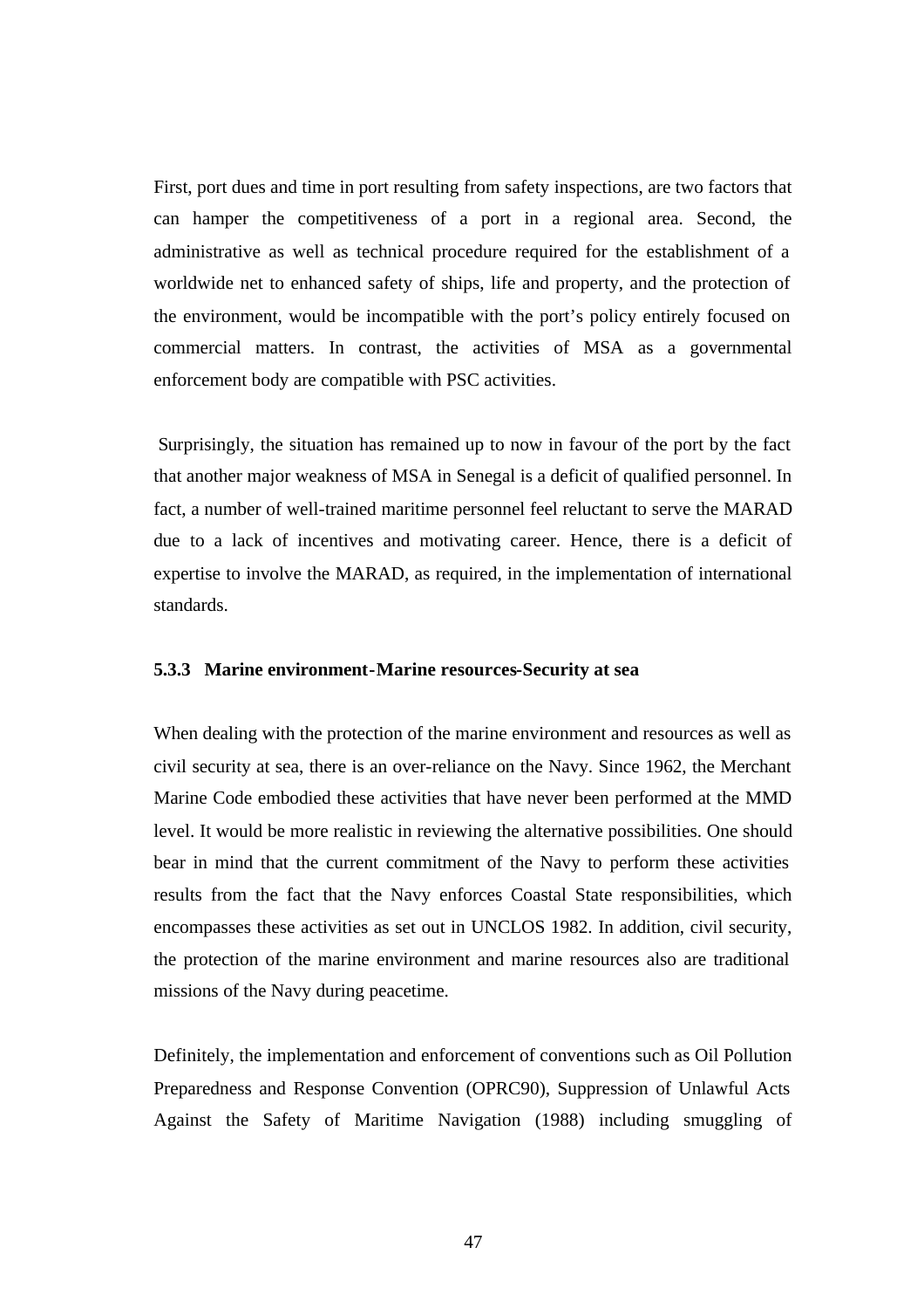First, port dues and time in port resulting from safety inspections, are two factors that can hamper the competitiveness of a port in a regional area. Second, the administrative as well as technical procedure required for the establishment of a worldwide net to enhanced safety of ships, life and property, and the protection of the environment, would be incompatible with the port's policy entirely focused on commercial matters. In contrast, the activities of MSA as a governmental enforcement body are compatible with PSC activities.

Surprisingly, the situation has remained up to now in favour of the port by the fact that another major weakness of MSA in Senegal is a deficit of qualified personnel. In fact, a number of well-trained maritime personnel feel reluctant to serve the MARAD due to a lack of incentives and motivating career. Hence, there is a deficit of expertise to involve the MARAD, as required, in the implementation of international standards.

### 5.3.3 Marine environment-Marine resources-Security at sea

When dealing with the protection of the marine environment and resources as well as civil security at sea, there is an over-reliance on the Navy. Since 1962, the Merchant Marine Code embodied these activities that have never been performed at the MMD level. It would be more realistic in reviewing the alternative possibilities. One should bear in mind that the current commitment of the Navy to perform these activities results from the fact that the Navy enforces Coastal State responsibilities, which encompasses these activities as set out in UNCLOS 1982. In addition, civil security, the protection of the marine environment and marine resources also are traditional missions of the Navy during peacetime.

Definitely, the implementation and enforcement of conventions such as Oil Pollution Preparedness and Response Convention (OPRC90), Suppression of Unlawful Acts Against the Safety of Maritime Navigation (1988) including smuggling of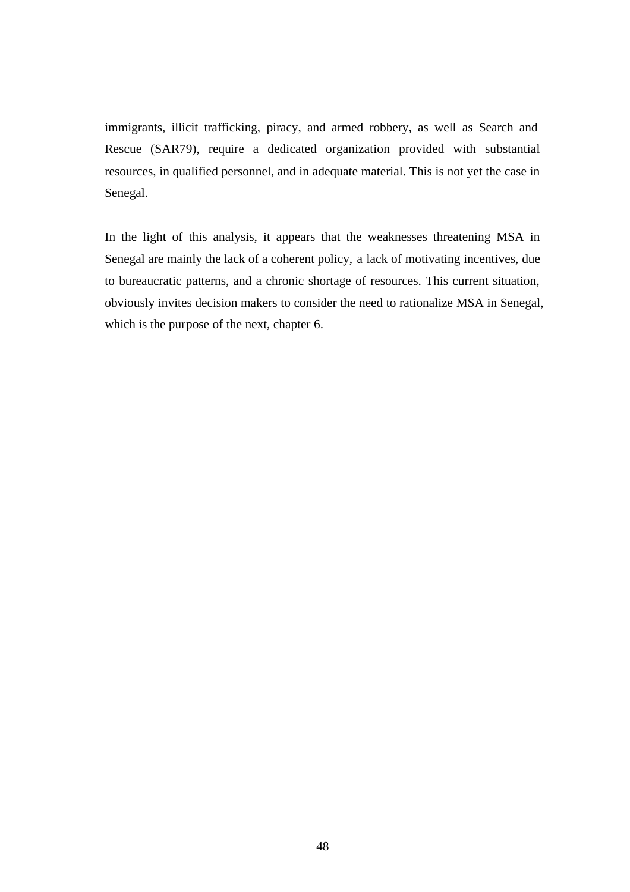immigrants, illicit trafficking, piracy, and armed robbery, as well as Search and Rescue (SAR79), require a dedicated organization provided with substantial resources, in qualified personnel, and in adequate material. This is not yet the case in Senegal.

In the light of this analysis, it appears that the weaknesses threatening MSA in Senegal are mainly the lack of a coherent policy, a lack of motivating incentives, due to bureaucratic patterns, and a chronic shortage of resources. This current situation, obviously invites decision makers to consider the need to rationalize MSA in Senegal, which is the purpose of the next, chapter 6.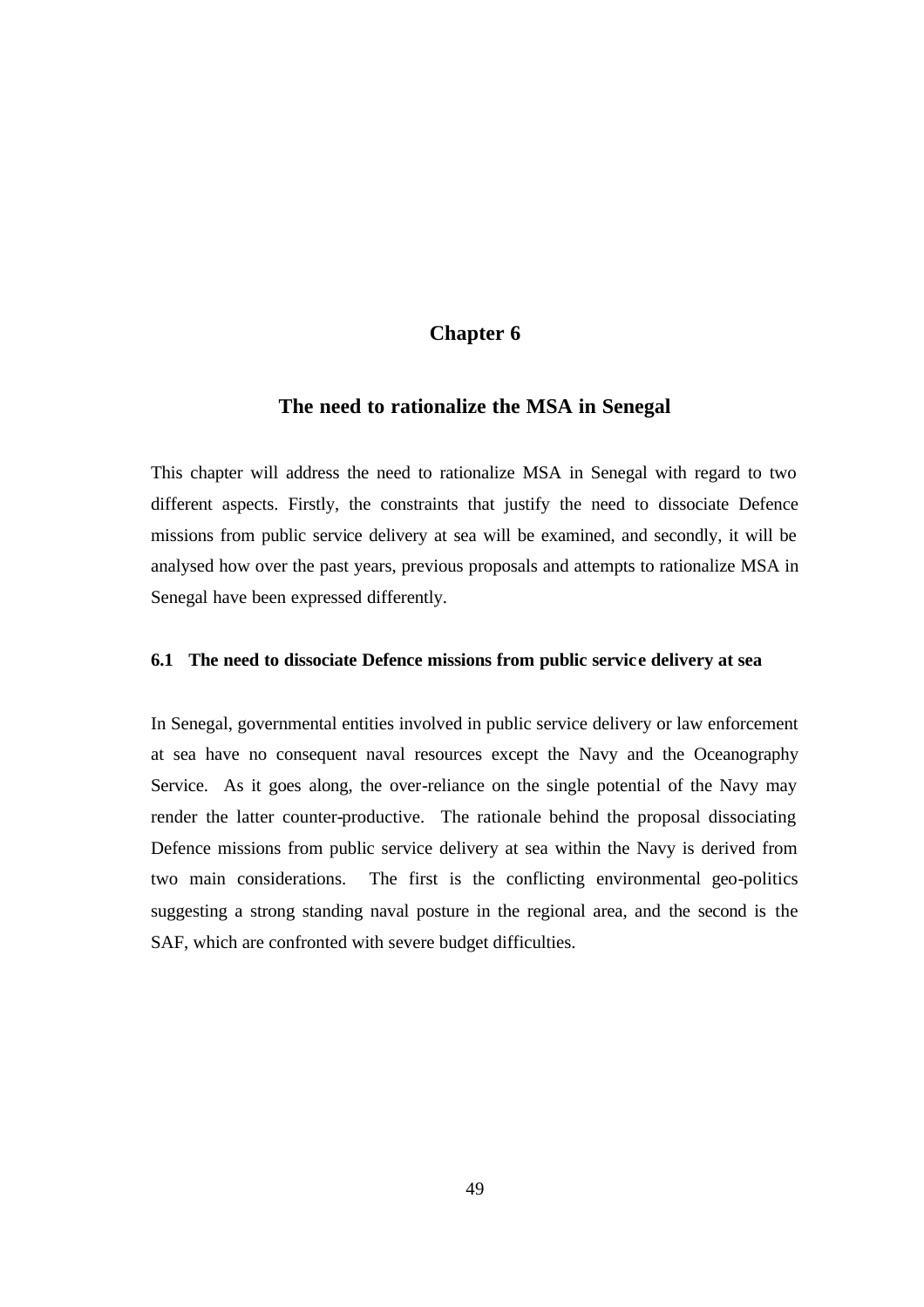# Chapter 6

## The need to rationalize the MSA in Senegal

This chapter will address the need to rationalize MSA in Senegal with regard to two different aspects. Firstly, the constraints that justify the need to dissociate Defence missions from public service delivery at sea will be examined, and secondly, it will be analysed how over the past years, previous proposals and attempts to rationalize MSA in Senegal have been expressed differently.

### 6.1 The need to dissociate Defence missions from public service delivery at sea

In Senegal, governmental entities involved in public service delivery or law enforcement at sea have no consequent naval resources except the Navy and the Oceanography Service. As it goes along, the over-reliance on the single potential of the Navy may render the latter counter-productive. The rationale behind the proposal dissociating Defence missions from public service delivery at sea within the Navy is derived from two main considerations. The first is the conflicting environmental geo-politics suggesting a strong standing naval posture in the regional area, and the second is the SAF, which are confronted with severe budget difficulties.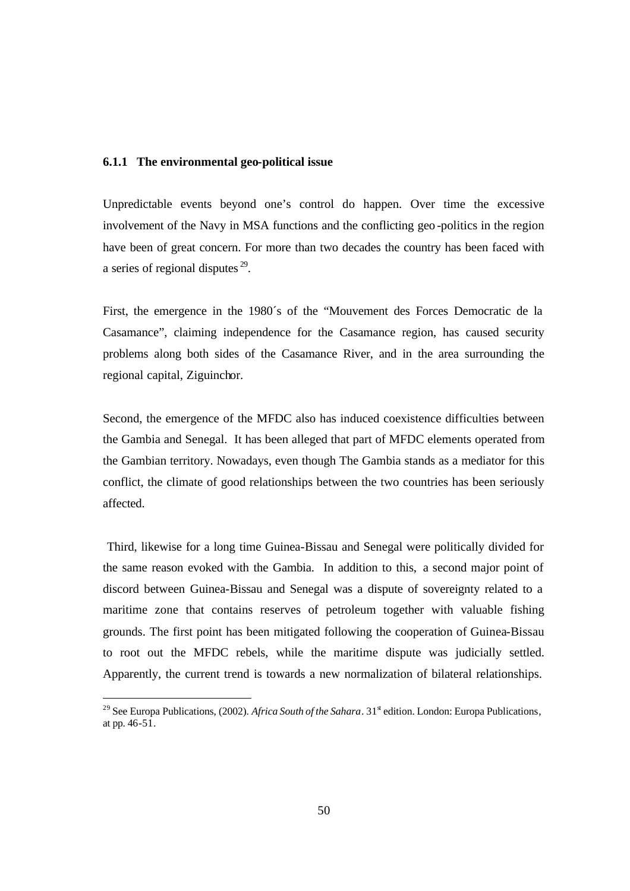### 6.1.1 The environmental geo-political issue

Unpredictable events beyond one's control do happen. Over time the excessive involvement of the Navy in MSA functions and the conflicting geo-politics in the region have been of great concern. For more than two decades the country has been faced with a series of regional disputes [29].

First, the emergence in the 1980´s of the "Mouvement des Forces Democratic de la Casamance", claiming independence for the Casamance region, has caused security problems along both sides of the Casamance River, and in the area surrounding the regional capital, Ziguinchor.

Second, the emergence of the MFDC also has induced coexistence difficulties between the Gambia and Senegal. It has been alleged that part of MFDC elements operated from the Gambian territory. Nowadays, even though The Gambia stands as a mediator for this conflict, the climate of good relationships between the two countries has been seriously affected.

Third, likewise for a long time Guinea-Bissau and Senegal were politically divided for the same reason evoked with the Gambia. In addition to this, a second major point of discord between Guinea-Bissau and Senegal was a dispute of sovereignty related to a maritime zone that contains reserves of petroleum together with valuable fishing grounds. The first point has been mitigated following the cooperation of Guinea-Bissau to root out the MFDC rebels, while the maritime dispute was judicially settled. Apparently, the current trend is towards a new normalization of bilateral relationships.

---

[29] See Europa Publications, (2002). *Africa South of the Sahara*. 31st edition. London: Europa Publications, at pp. 46-51.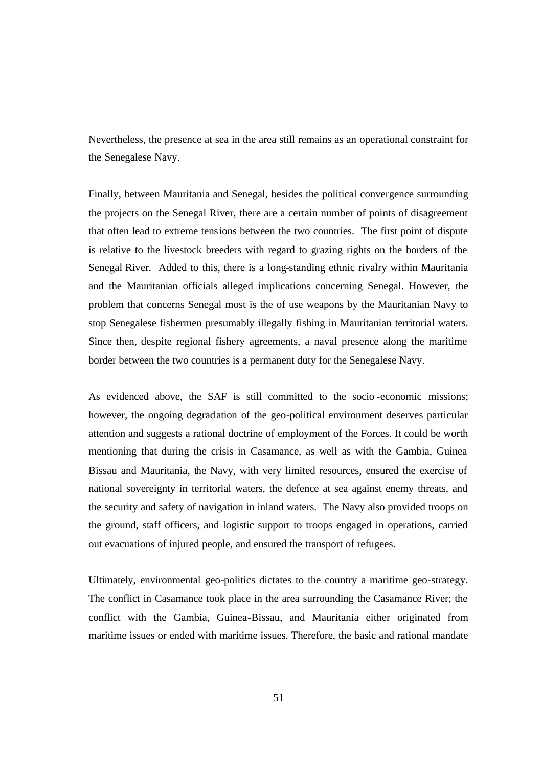Nevertheless, the presence at sea in the area still remains as an operational constraint for the Senegalese Navy.

Finally, between Mauritania and Senegal, besides the political convergence surrounding the projects on the Senegal River, there are a certain number of points of disagreement that often lead to extreme tensions between the two countries. The first point of dispute is relative to the livestock breeders with regard to grazing rights on the borders of the Senegal River. Added to this, there is a long-standing ethnic rivalry within Mauritania and the Mauritanian officials alleged implications concerning Senegal. However, the problem that concerns Senegal most is the of use weapons by the Mauritanian Navy to stop Senegalese fishermen presumably illegally fishing in Mauritanian territorial waters. Since then, despite regional fishery agreements, a naval presence along the maritime border between the two countries is a permanent duty for the Senegalese Navy.

As evidenced above, the SAF is still committed to the socio-economic missions; however, the ongoing degradation of the geo-political environment deserves particular attention and suggests a rational doctrine of employment of the Forces. It could be worth mentioning that during the crisis in Casamance, as well as with the Gambia, Guinea Bissau and Mauritania, the Navy, with very limited resources, ensured the exercise of national sovereignty in territorial waters, the defence at sea against enemy threats, and the security and safety of navigation in inland waters. The Navy also provided troops on the ground, staff officers, and logistic support to troops engaged in operations, carried out evacuations of injured people, and ensured the transport of refugees.

Ultimately, environmental geo-politics dictates to the country a maritime geo-strategy. The conflict in Casamance took place in the area surrounding the Casamance River; the conflict with the Gambia, Guinea-Bissau, and Mauritania either originated from maritime issues or ended with maritime issues. Therefore, the basic and rational mandate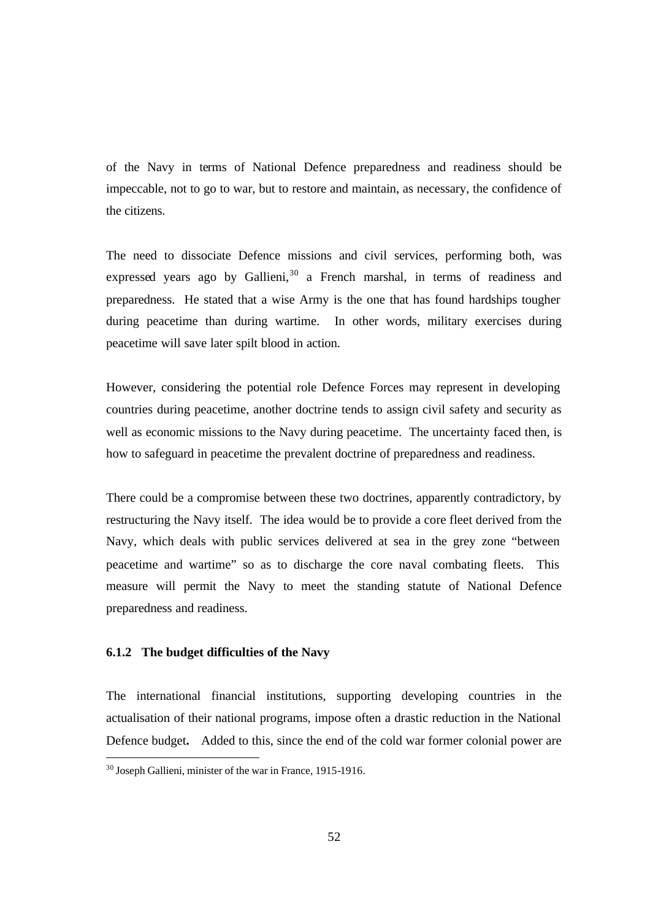of the Navy in terms of National Defence preparedness and readiness should be impeccable, not to go to war, but to restore and maintain, as necessary, the confidence of the citizens.

The need to dissociate Defence missions and civil services, performing both, was expressed years ago by Gallieni,[30] a French marshal, in terms of readiness and preparedness. He stated that a wise Army is the one that has found hardships tougher during peacetime than during wartime. In other words, military exercises during peacetime will save later spilt blood in action.

However, considering the potential role Defence Forces may represent in developing countries during peacetime, another doctrine tends to assign civil safety and security as well as economic missions to the Navy during peacetime. The uncertainty faced then, is how to safeguard in peacetime the prevalent doctrine of preparedness and readiness.

There could be a compromise between these two doctrines, apparently contradictory, by restructuring the Navy itself. The idea would be to provide a core fleet derived from the Navy, which deals with public services delivered at sea in the grey zone "between peacetime and wartime" so as to discharge the core naval combating fleets. This measure will permit the Navy to meet the standing statute of National Defence preparedness and readiness.

### 6.1.2 The budget difficulties of the Navy

The international financial institutions, supporting developing countries in the actualisation of their national programs, impose often a drastic reduction in the National Defence budget**.** Added to this, since the end of the cold war former colonial power are

[30] Joseph Gallieni, minister of the war in France, 1915-1916.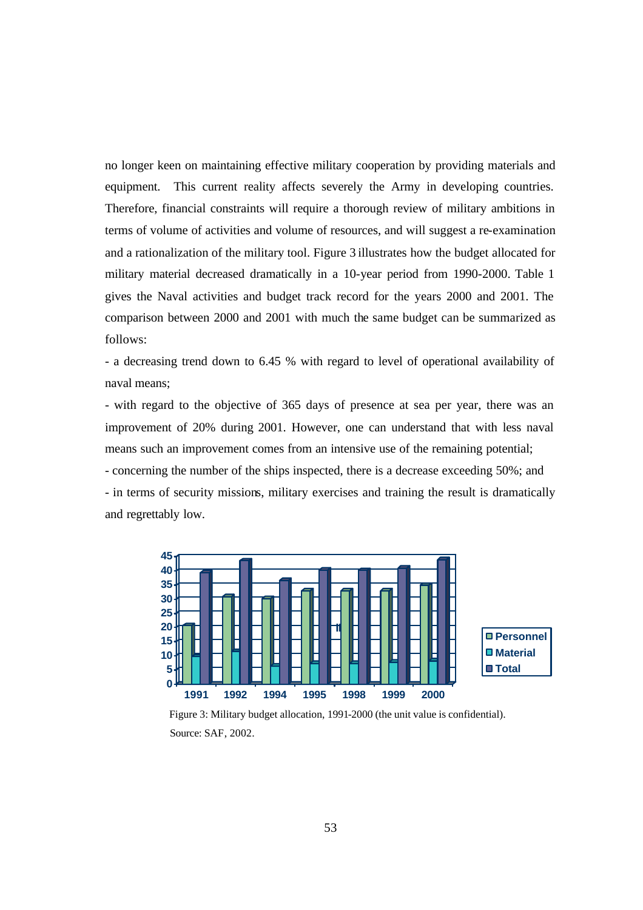no longer keen on maintaining effective military cooperation by providing materials and equipment. This current reality affects severely the Army in developing countries. Therefore, financial constraints will require a thorough review of military ambitions in terms of volume of activities and volume of resources, and will suggest a re-examination and a rationalization of the military tool. Figure 3 illustrates how the budget allocated for military material decreased dramatically in a 10-year period from 1990-2000. Table 1 gives the Naval activities and budget track record for the years 2000 and 2001. The comparison between 2000 and 2001 with much the same budget can be summarized as follows:

- a decreasing trend down to 6.45 % with regard to level of operational availability of naval means;
- with regard to the objective of 365 days of presence at sea per year, there was an improvement of 20% during 2001. However, one can understand that with less naval means such an improvement comes from an intensive use of the remaining potential;
- concerning the number of the ships inspected, there is a decrease exceeding 50%; and
- in terms of security missions, military exercises and training the result is dramatically and regrettably low.

Figure 3: Military budget allocation, 1991-2000 (the unit value is confidential).
Source: SAF, 2002.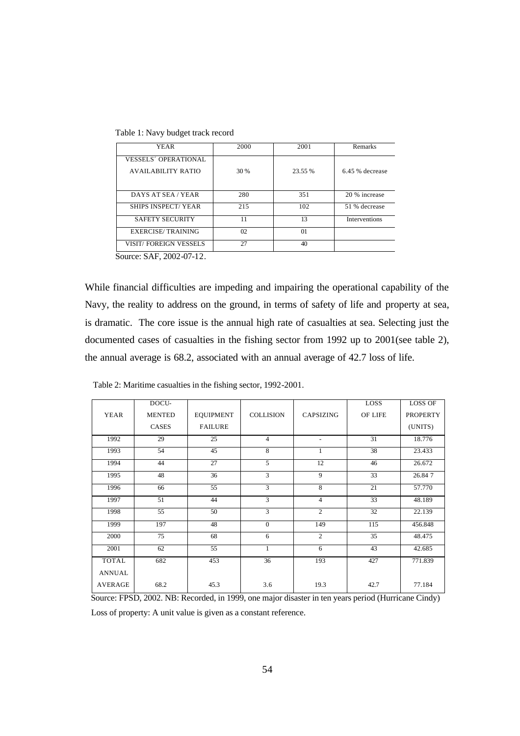Table 1: Navy budget track record

| YEAR | 2000 | 2001 | Remarks |
|---|---|---|---|
| VESSELS´ OPERATIONAL AVAILABILITY RATIO | 30 % | 23.55 % | 6.45 % decrease |
| DAYS AT SEA / YEAR | 280 | 351 | 20 % increase |
| SHIPS INSPECT/ YEAR | 215 | 102 | 51 % decrease |
| SAFETY SECURITY | 11 | 13 | Interventions |
| EXERCISE/ TRAINING | 02 | 01 | |
| VISIT/ FOREIGN VESSELS | 27 | 40 | |

Source: SAF, 2002-07-12.

While financial difficulties are impeding and impairing the operational capability of the Navy, the reality to address on the ground, in terms of safety of life and property at sea, is dramatic. The core issue is the annual high rate of casualties at sea. Selecting just the documented cases of casualties in the fishing sector from 1992 up to 2001(see table 2), the annual average is 68.2, associated with an annual average of 42.7 loss of life.

Table 2: Maritime casualties in the fishing sector, 1992-2001.

| YEAR | DOCU-MENTED CASES | EQUIPMENT FAILURE | COLLISION | CAPSIZING | LOSS OF LIFE | LOSS OF PROPERTY (UNITS) |
|---|---|---|---|---|---|---|
| 1992 | 29 | 25 | 4 | - | 31 | 18.776 |
| 1993 | 54 | 45 | 8 | 1 | 38 | 23.433 |
| 1994 | 44 | 27 | 5 | 12 | 46 | 26.672 |
| 1995 | 48 | 36 | 3 | 9 | 33 | 26.84 7 |
| 1996 | 66 | 55 | 3 | 8 | 21 | 57.770 |
| 1997 | 51 | 44 | 3 | 4 | 33 | 48.189 |
| 1998 | 55 | 50 | 3 | 2 | 32 | 22.139 |
| 1999 | 197 | 48 | 0 | 149 | 115 | 456.848 |
| 2000 | 75 | 68 | 6 | 2 | 35 | 48.475 |
| 2001 | 62 | 55 | 1 | 6 | 43 | 42.685 |
| TOTAL | 682 | 453 | 36 | 193 | 427 | 771.839 |
| ANNUAL AVERAGE | 68.2 | 45.3 | 3.6 | 19.3 | 42.7 | 77.184 |

Source: FPSD, 2002. NB: Recorded, in 1999, one major disaster in ten years period (Hurricane Cindy)

Loss of property: A unit value is given as a constant reference.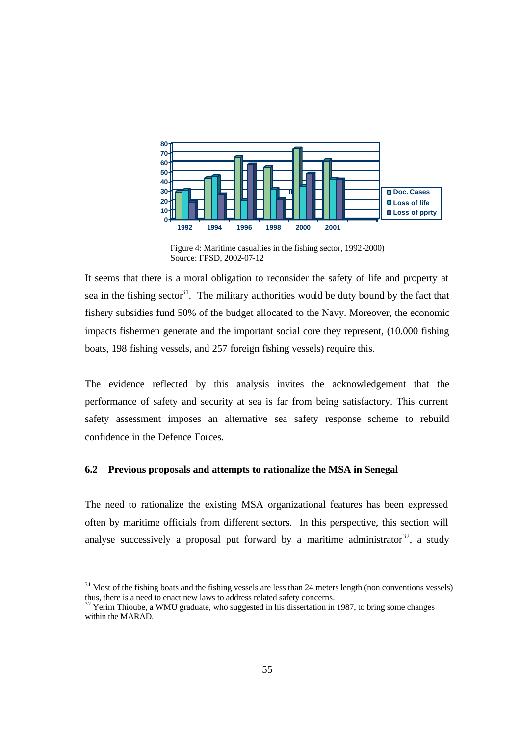Figure 4: Maritime casualties in the fishing sector, 1992-2000)
Source: FPSD, 2002-07-12

It seems that there is a moral obligation to reconsider the safety of life and property at sea in the fishing sector[31]. The military authorities would be duty bound by the fact that fishery subsidies fund 50% of the budget allocated to the Navy. Moreover, the economic impacts fishermen generate and the important social core they represent, (10.000 fishing boats, 198 fishing vessels, and 257 foreign fishing vessels) require this.

The evidence reflected by this analysis invites the acknowledgement that the performance of safety and security at sea is far from being satisfactory. This current safety assessment imposes an alternative sea safety response scheme to rebuild confidence in the Defence Forces.

### 6.2 Previous proposals and attempts to rationalize the MSA in Senegal

The need to rationalize the existing MSA organizational features has been expressed often by maritime officials from different sectors. In this perspective, this section will analyse successively a proposal put forward by a maritime administrator[32], a study

---

[31] Most of the fishing boats and the fishing vessels are less than 24 meters length (non conventions vessels) thus, there is a need to enact new laws to address related safety concerns.

[32] Yerim Thioube, a WMU graduate, who suggested in his dissertation in 1987, to bring some changes within the MARAD.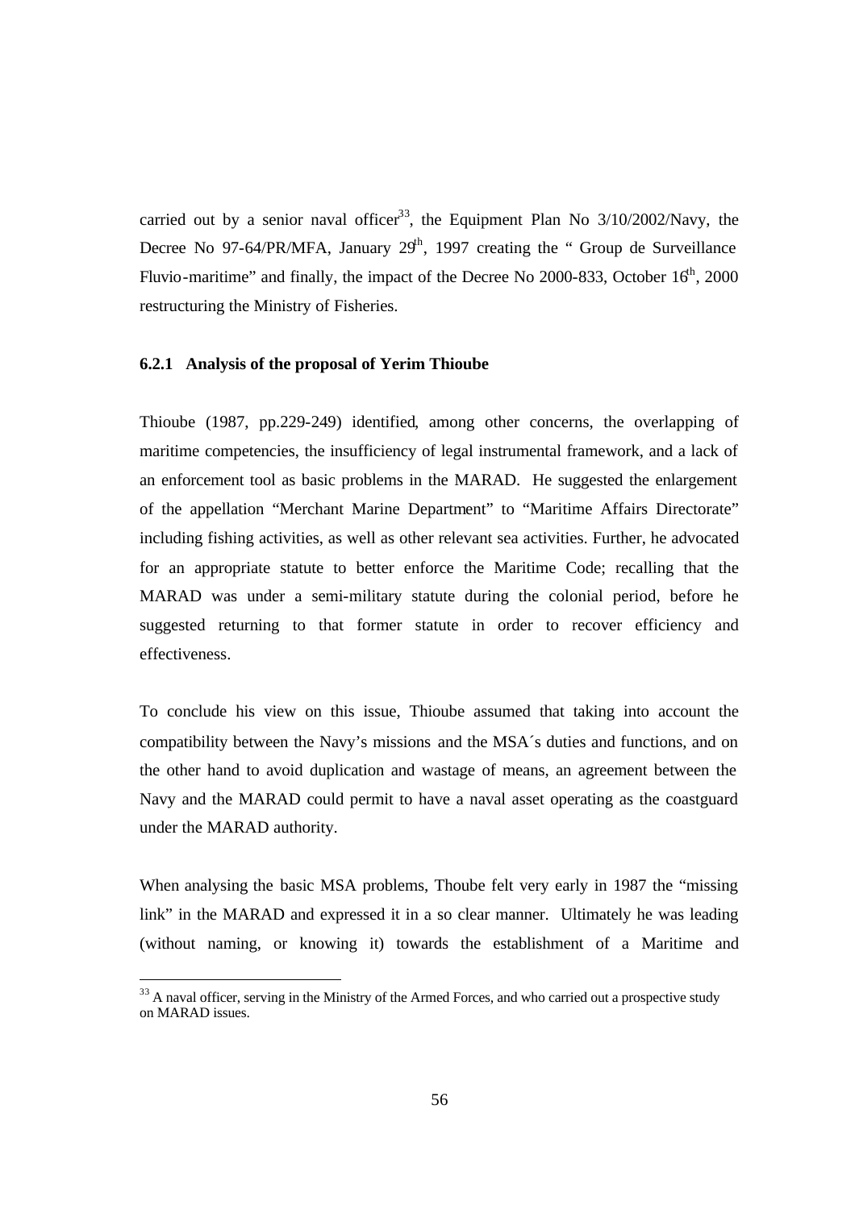carried out by a senior naval officer[33], the Equipment Plan No 3/10/2002/Navy, the Decree No 97-64/PR/MFA, January 29[th], 1997 creating the " Group de Surveillance Fluvio-maritime" and finally, the impact of the Decree No 2000-833, October 16[th], 2000 restructuring the Ministry of Fisheries.

### 6.2.1 Analysis of the proposal of Yerim Thioube

Thioube (1987, pp.229-249) identified, among other concerns, the overlapping of maritime competencies, the insufficiency of legal instrumental framework, and a lack of an enforcement tool as basic problems in the MARAD. He suggested the enlargement of the appellation "Merchant Marine Department" to "Maritime Affairs Directorate" including fishing activities, as well as other relevant sea activities. Further, he advocated for an appropriate statute to better enforce the Maritime Code; recalling that the MARAD was under a semi-military statute during the colonial period, before he suggested returning to that former statute in order to recover efficiency and effectiveness.

To conclude his view on this issue, Thioube assumed that taking into account the compatibility between the Navy's missions and the MSA´s duties and functions, and on the other hand to avoid duplication and wastage of means, an agreement between the Navy and the MARAD could permit to have a naval asset operating as the coastguard under the MARAD authority.

When analysing the basic MSA problems, Thoube felt very early in 1987 the "missing link" in the MARAD and expressed it in a so clear manner. Ultimately he was leading (without naming, or knowing it) towards the establishment of a Maritime and

---

[33] A naval officer, serving in the Ministry of the Armed Forces, and who carried out a prospective study on MARAD issues.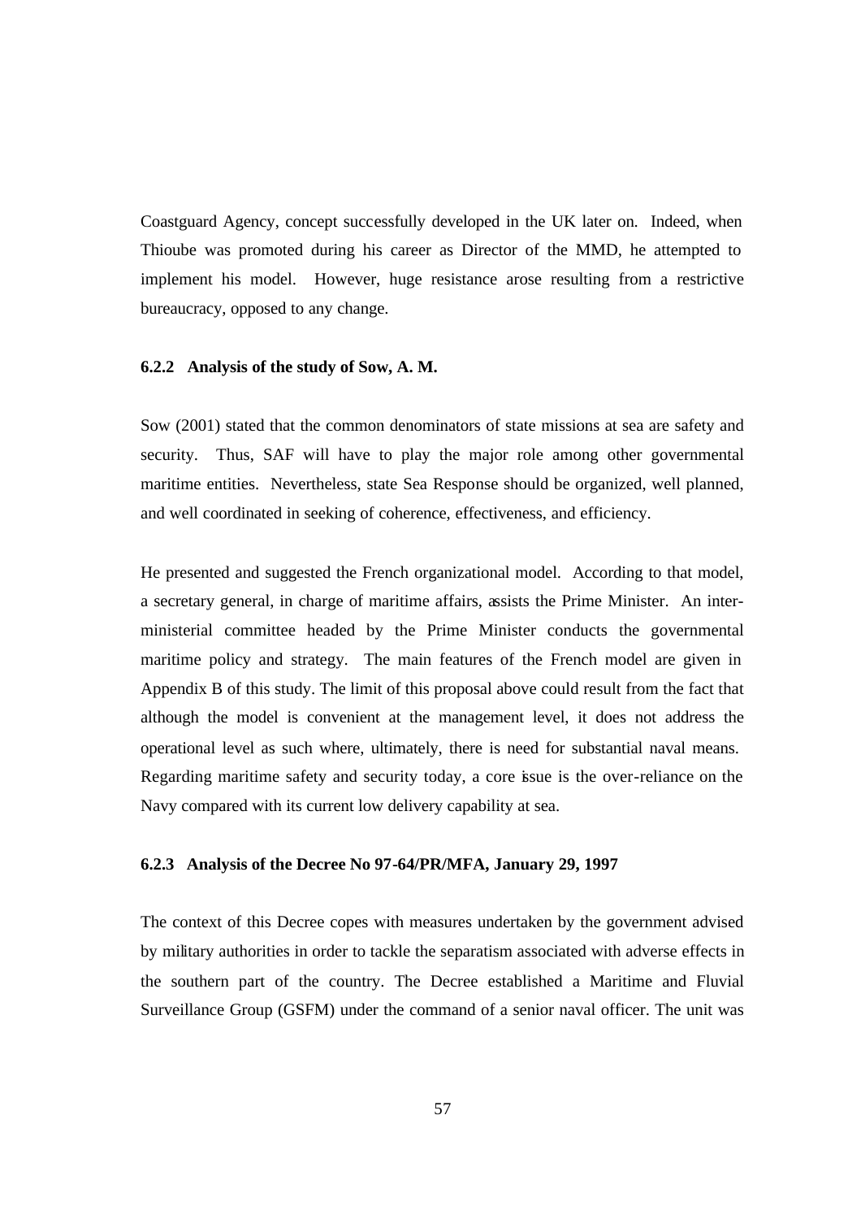Coastguard Agency, concept successfully developed in the UK later on. Indeed, when Thioube was promoted during his career as Director of the MMD, he attempted to implement his model. However, huge resistance arose resulting from a restrictive bureaucracy, opposed to any change.

### 6.2.2 Analysis of the study of Sow, A. M.

Sow (2001) stated that the common denominators of state missions at sea are safety and security. Thus, SAF will have to play the major role among other governmental maritime entities. Nevertheless, state Sea Response should be organized, well planned, and well coordinated in seeking of coherence, effectiveness, and efficiency.

He presented and suggested the French organizational model. According to that model, a secretary general, in charge of maritime affairs, assists the Prime Minister. An inter-ministerial committee headed by the Prime Minister conducts the governmental maritime policy and strategy. The main features of the French model are given in Appendix B of this study. The limit of this proposal above could result from the fact that although the model is convenient at the management level, it does not address the operational level as such where, ultimately, there is need for substantial naval means. Regarding maritime safety and security today, a core issue is the over-reliance on the Navy compared with its current low delivery capability at sea.

### 6.2.3 Analysis of the Decree No 97-64/PR/MFA, January 29, 1997

The context of this Decree copes with measures undertaken by the government advised by military authorities in order to tackle the separatism associated with adverse effects in the southern part of the country. The Decree established a Maritime and Fluvial Surveillance Group (GSFM) under the command of a senior naval officer. The unit was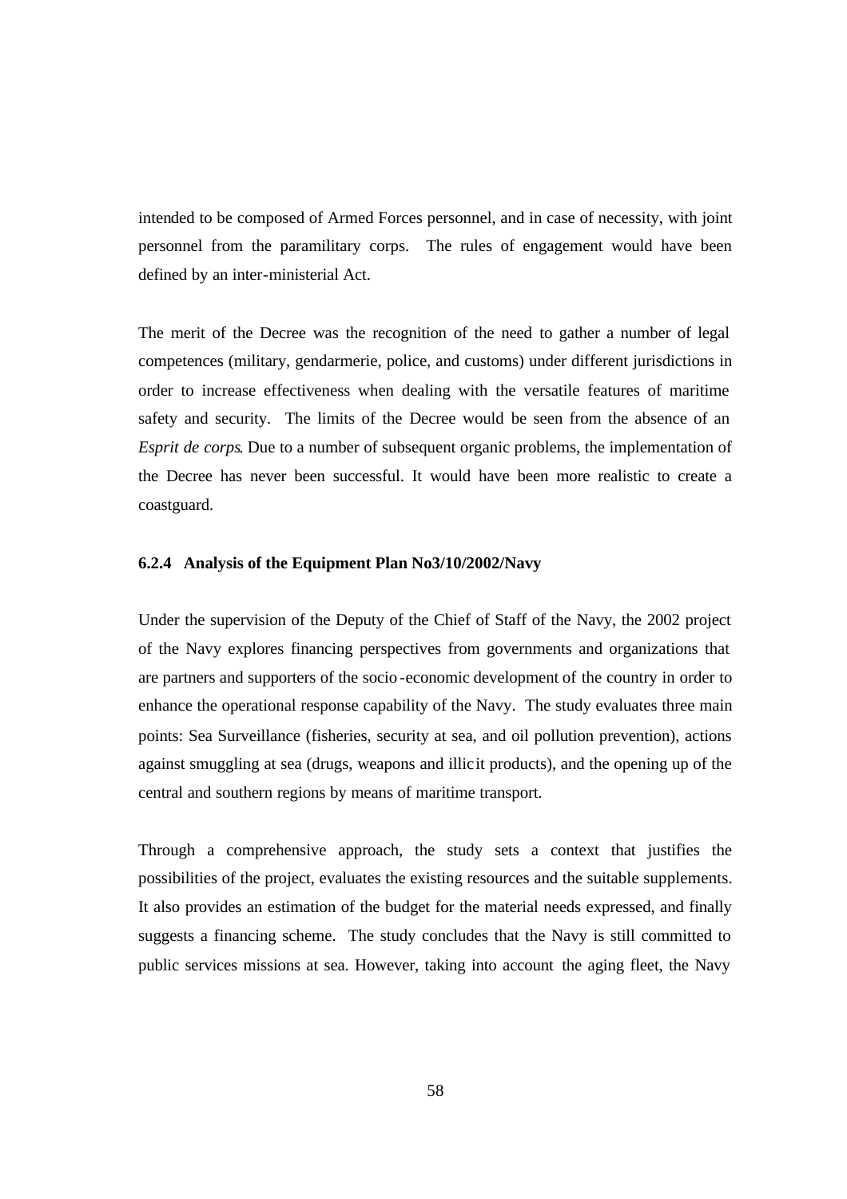intended to be composed of Armed Forces personnel, and in case of necessity, with joint personnel from the paramilitary corps. The rules of engagement would have been defined by an inter-ministerial Act.

The merit of the Decree was the recognition of the need to gather a number of legal competences (military, gendarmerie, police, and customs) under different jurisdictions in order to increase effectiveness when dealing with the versatile features of maritime safety and security. The limits of the Decree would be seen from the absence of an *Esprit de corps*. Due to a number of subsequent organic problems, the implementation of the Decree has never been successful. It would have been more realistic to create a coastguard.

#### 6.2.4 Analysis of the Equipment Plan No3/10/2002/Navy

Under the supervision of the Deputy of the Chief of Staff of the Navy, the 2002 project of the Navy explores financing perspectives from governments and organizations that are partners and supporters of the socio-economic development of the country in order to enhance the operational response capability of the Navy. The study evaluates three main points: Sea Surveillance (fisheries, security at sea, and oil pollution prevention), actions against smuggling at sea (drugs, weapons and illicit products), and the opening up of the central and southern regions by means of maritime transport.

Through a comprehensive approach, the study sets a context that justifies the possibilities of the project, evaluates the existing resources and the suitable supplements. It also provides an estimation of the budget for the material needs expressed, and finally suggests a financing scheme. The study concludes that the Navy is still committed to public services missions at sea. However, taking into account the aging fleet, the Navy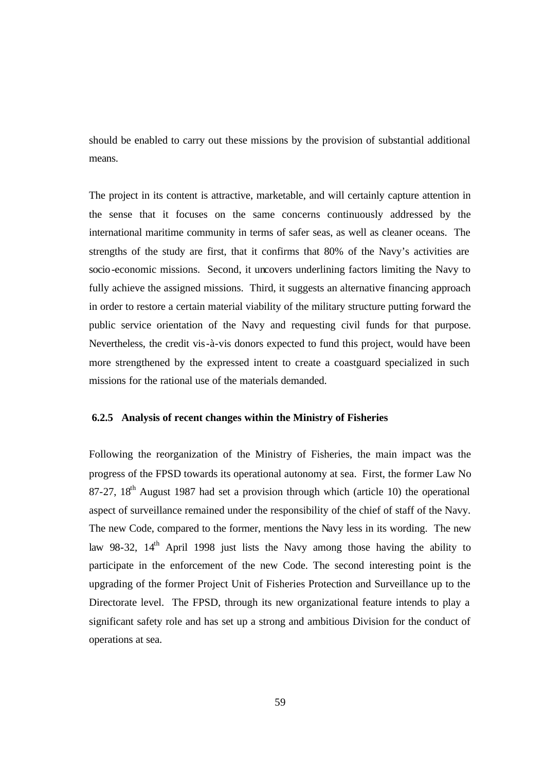should be enabled to carry out these missions by the provision of substantial additional means.

The project in its content is attractive, marketable, and will certainly capture attention in the sense that it focuses on the same concerns continuously addressed by the international maritime community in terms of safer seas, as well as cleaner oceans. The strengths of the study are first, that it confirms that 80% of the Navy's activities are socio-economic missions. Second, it uncovers underlining factors limiting the Navy to fully achieve the assigned missions. Third, it suggests an alternative financing approach in order to restore a certain material viability of the military structure putting forward the public service orientation of the Navy and requesting civil funds for that purpose. Nevertheless, the credit vis-à-vis donors expected to fund this project, would have been more strengthened by the expressed intent to create a coastguard specialized in such missions for the rational use of the materials demanded.

### 6.2.5 Analysis of recent changes within the Ministry of Fisheries

Following the reorganization of the Ministry of Fisheries, the main impact was the progress of the FPSD towards its operational autonomy at sea. First, the former Law No 87-27, 18th August 1987 had set a provision through which (article 10) the operational aspect of surveillance remained under the responsibility of the chief of staff of the Navy. The new Code, compared to the former, mentions the Navy less in its wording. The new law 98-32, 14th April 1998 just lists the Navy among those having the ability to participate in the enforcement of the new Code. The second interesting point is the upgrading of the former Project Unit of Fisheries Protection and Surveillance up to the Directorate level. The FPSD, through its new organizational feature intends to play a significant safety role and has set up a strong and ambitious Division for the conduct of operations at sea.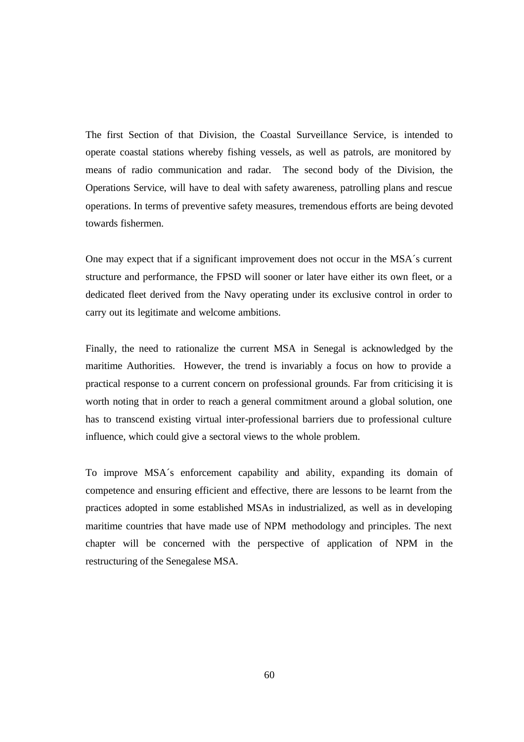The first Section of that Division, the Coastal Surveillance Service, is intended to operate coastal stations whereby fishing vessels, as well as patrols, are monitored by means of radio communication and radar. The second body of the Division, the Operations Service, will have to deal with safety awareness, patrolling plans and rescue operations. In terms of preventive safety measures, tremendous efforts are being devoted towards fishermen.

One may expect that if a significant improvement does not occur in the MSA´s current structure and performance, the FPSD will sooner or later have either its own fleet, or a dedicated fleet derived from the Navy operating under its exclusive control in order to carry out its legitimate and welcome ambitions.

Finally, the need to rationalize the current MSA in Senegal is acknowledged by the maritime Authorities. However, the trend is invariably a focus on how to provide a practical response to a current concern on professional grounds. Far from criticising it is worth noting that in order to reach a general commitment around a global solution, one has to transcend existing virtual inter-professional barriers due to professional culture influence, which could give a sectoral views to the whole problem.

To improve MSA´s enforcement capability and ability, expanding its domain of competence and ensuring efficient and effective, there are lessons to be learnt from the practices adopted in some established MSAs in industrialized, as well as in developing maritime countries that have made use of NPM methodology and principles. The next chapter will be concerned with the perspective of application of NPM in the restructuring of the Senegalese MSA.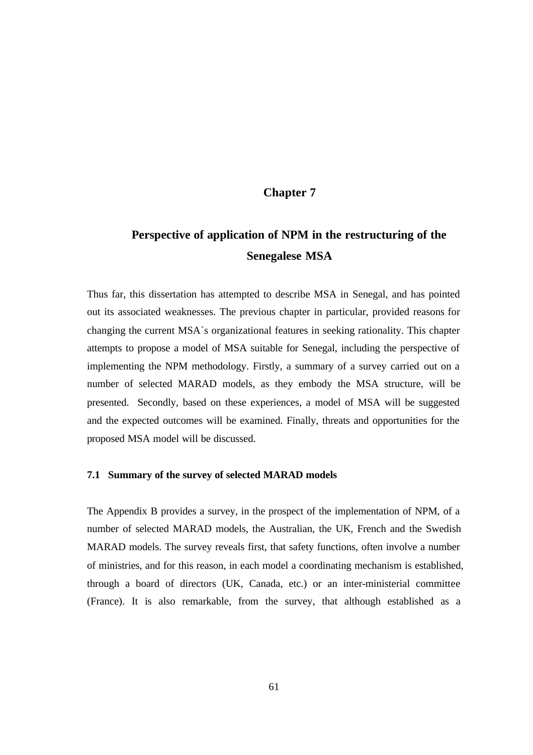# Chapter 7

# Perspective of application of NPM in the restructuring of the Senegalese MSA

Thus far, this dissertation has attempted to describe MSA in Senegal, and has pointed out its associated weaknesses. The previous chapter in particular, provided reasons for changing the current MSA´s organizational features in seeking rationality. This chapter attempts to propose a model of MSA suitable for Senegal, including the perspective of implementing the NPM methodology. Firstly, a summary of a survey carried out on a number of selected MARAD models, as they embody the MSA structure, will be presented. Secondly, based on these experiences, a model of MSA will be suggested and the expected outcomes will be examined. Finally, threats and opportunities for the proposed MSA model will be discussed.

### 7.1 Summary of the survey of selected MARAD models

The Appendix B provides a survey, in the prospect of the implementation of NPM, of a number of selected MARAD models, the Australian, the UK, French and the Swedish MARAD models. The survey reveals first, that safety functions, often involve a number of ministries, and for this reason, in each model a coordinating mechanism is established, through a board of directors (UK, Canada, etc.) or an inter-ministerial committee (France). It is also remarkable, from the survey, that although established as a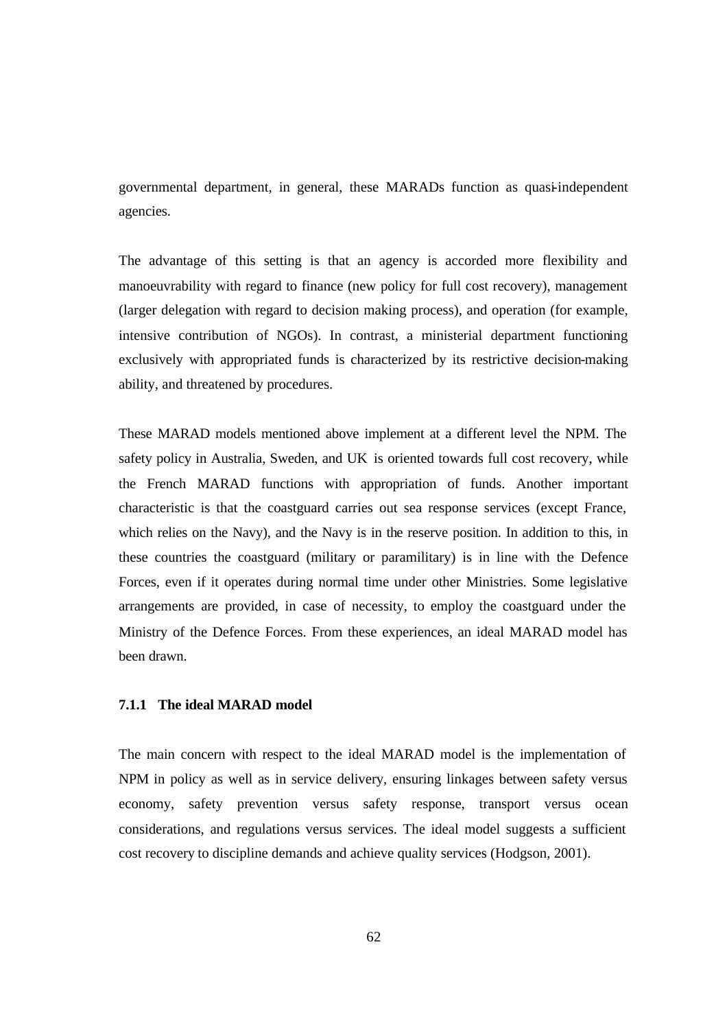governmental department, in general, these MARADs function as quasi-independent agencies.

The advantage of this setting is that an agency is accorded more flexibility and manoeuvrability with regard to finance (new policy for full cost recovery), management (larger delegation with regard to decision making process), and operation (for example, intensive contribution of NGOs). In contrast, a ministerial department functioning exclusively with appropriated funds is characterized by its restrictive decision-making ability, and threatened by procedures.

These MARAD models mentioned above implement at a different level the NPM. The safety policy in Australia, Sweden, and UK is oriented towards full cost recovery, while the French MARAD functions with appropriation of funds. Another important characteristic is that the coastguard carries out sea response services (except France, which relies on the Navy), and the Navy is in the reserve position. In addition to this, in these countries the coastguard (military or paramilitary) is in line with the Defence Forces, even if it operates during normal time under other Ministries. Some legislative arrangements are provided, in case of necessity, to employ the coastguard under the Ministry of the Defence Forces. From these experiences, an ideal MARAD model has been drawn.

### 7.1.1 The ideal MARAD model

The main concern with respect to the ideal MARAD model is the implementation of NPM in policy as well as in service delivery, ensuring linkages between safety versus economy, safety prevention versus safety response, transport versus ocean considerations, and regulations versus services. The ideal model suggests a sufficient cost recovery to discipline demands and achieve quality services (Hodgson, 2001).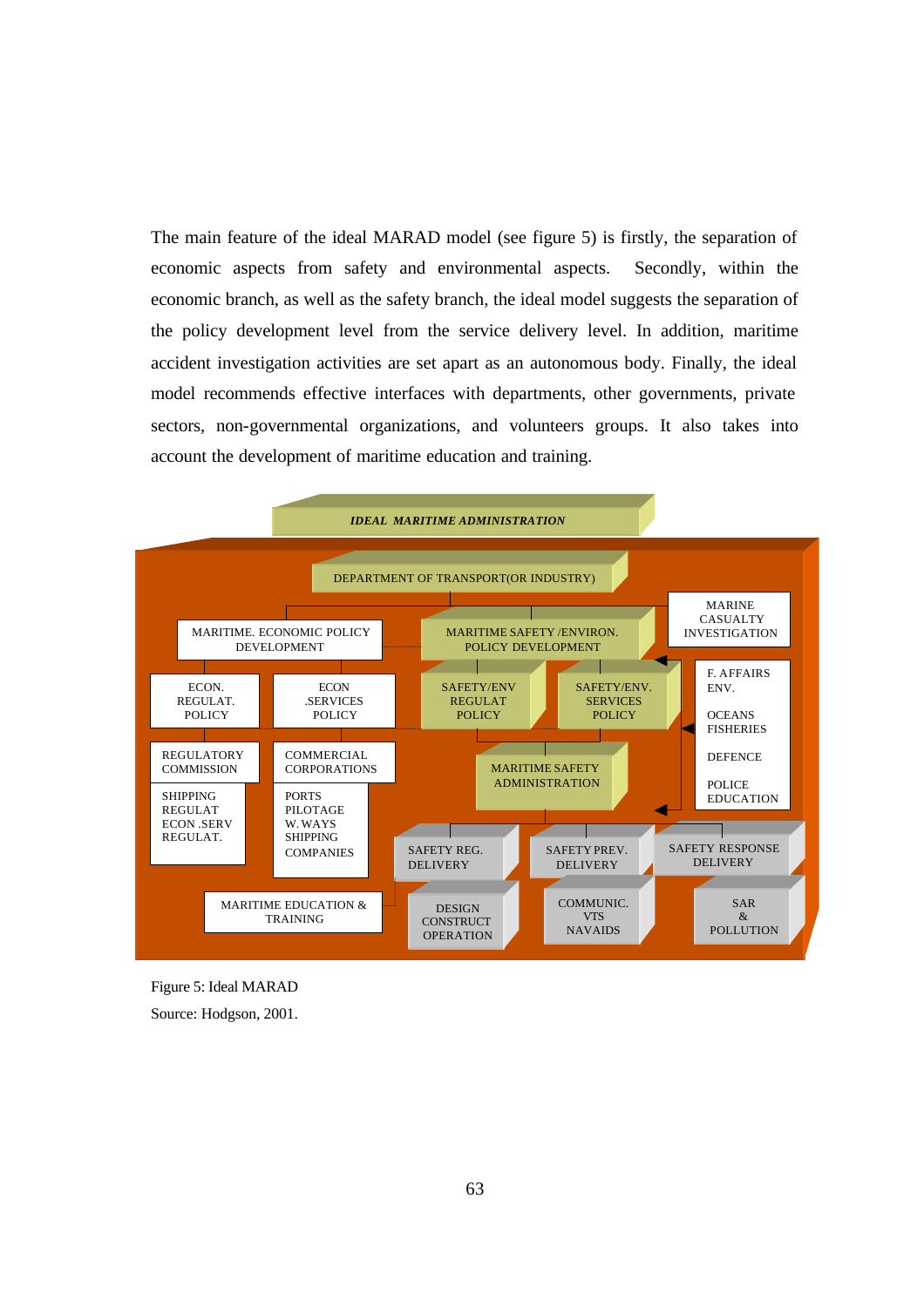The main feature of the ideal MARAD model (see figure 5) is firstly, the separation of economic aspects from safety and environmental aspects. Secondly, within the economic branch, as well as the safety branch, the ideal model suggests the separation of the policy development level from the service delivery level. In addition, maritime accident investigation activities are set apart as an autonomous body. Finally, the ideal model recommends effective interfaces with departments, other governments, private sectors, non-governmental organizations, and volunteers groups. It also takes into account the development of maritime education and training.

IDEAL MARITIME ADMINISTRATION

DEPARTMENT OF TRANSPORT(OR INDUSTRY)

MARITIME. ECONOMIC POLICY DEVELOPMENT

MARITIME SAFETY /ENVIRON. POLICY DEVELOPMENT

MARINE CASUALTY INVESTIGATION

ECON. REGULAT. POLICY

ECON .SERVICES POLICY

SAFETY/ENV REGULAT POLICY

SAFETY/ENV. SERVICES POLICY

F. AFFAIRS ENV.

OCEANS FISHERIES

DEFENCE

POLICE EDUCATION

REGULATORY COMMISSION

COMMERCIAL CORPORATIONS

MARITIME SAFETY ADMINISTRATION

SHIPPING REGULAT ECON .SERV REGULAT.

PORTS PILOTAGE W. WAYS SHIPPING COMPANIES

SAFETY REG. DELIVERY

SAFETY PREV. DELIVERY

SAFETY RESPONSE DELIVERY

MARITIME EDUCATION & TRAINING

DESIGN CONSTRUCT OPERATION

COMMUNIC. VTS NAVAIDS

SAR & POLLUTION

Figure 5: Ideal MARAD

Source: Hodgson, 2001.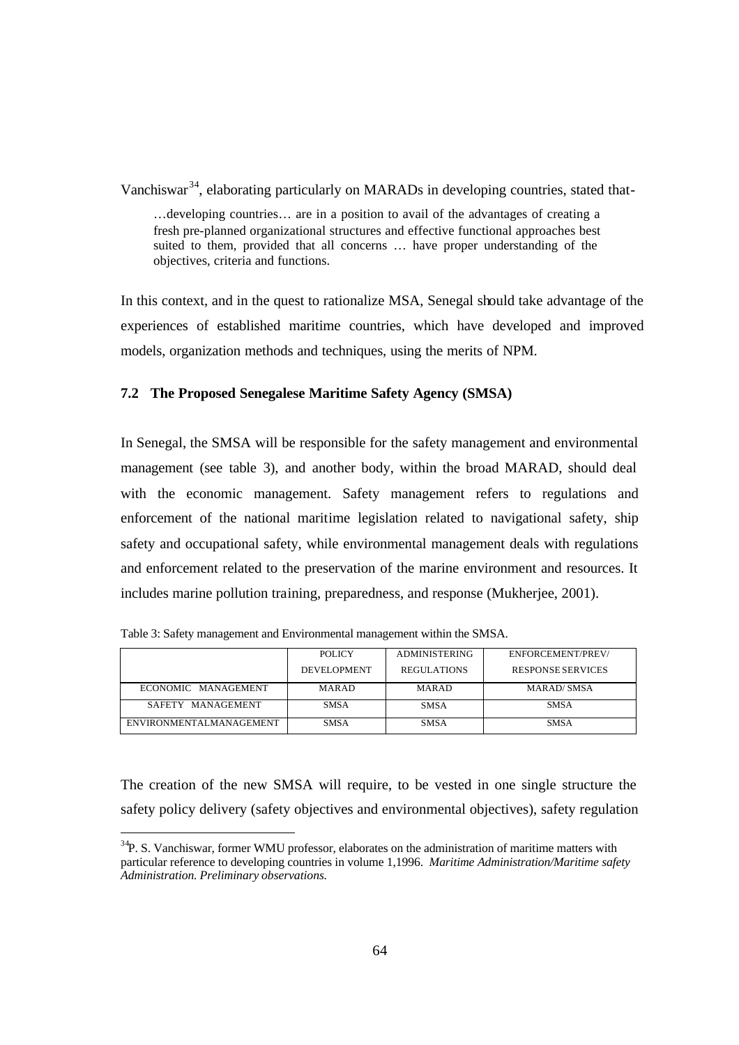Vanchiswar[34], elaborating particularly on MARADs in developing countries, stated that-

> …developing countries… are in a position to avail of the advantages of creating a fresh pre-planned organizational structures and effective functional approaches best suited to them, provided that all concerns … have proper understanding of the objectives, criteria and functions.

In this context, and in the quest to rationalize MSA, Senegal should take advantage of the experiences of established maritime countries, which have developed and improved models, organization methods and techniques, using the merits of NPM.

### 7.2 The Proposed Senegalese Maritime Safety Agency (SMSA)

In Senegal, the SMSA will be responsible for the safety management and environmental management (see table 3), and another body, within the broad MARAD, should deal with the economic management. Safety management refers to regulations and enforcement of the national maritime legislation related to navigational safety, ship safety and occupational safety, while environmental management deals with regulations and enforcement related to the preservation of the marine environment and resources. It includes marine pollution training, preparedness, and response (Mukherjee, 2001).

Table 3: Safety management and Environmental management within the SMSA.

| | POLICY DEVELOPMENT | ADMINISTERING REGULATIONS | ENFORCEMENT/PREV/ RESPONSE SERVICES |
|---|---|---|---|
| ECONOMIC MANAGEMENT | MARAD | MARAD | MARAD/ SMSA |
| SAFETY MANAGEMENT | SMSA | SMSA | SMSA |
| ENVIRONMENTALMANAGEMENT | SMSA | SMSA | SMSA |

The creation of the new SMSA will require, to be vested in one single structure the safety policy delivery (safety objectives and environmental objectives), safety regulation

[34] P. S. Vanchiswar, former WMU professor, elaborates on the administration of maritime matters with particular reference to developing countries in volume 1,1996. *Maritime Administration/Maritime safety Administration. Preliminary observations.*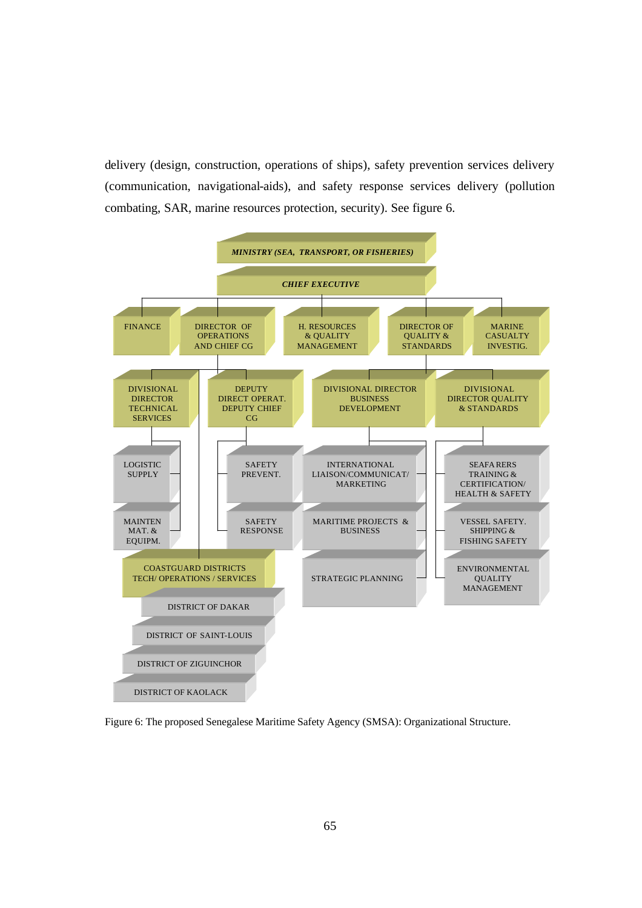delivery (design, construction, operations of ships), safety prevention services delivery (communication, navigational-aids), and safety response services delivery (pollution combating, SAR, marine resources protection, security). See figure 6.

*MINISTRY (SEA, TRANSPORT, OR FISHERIES)*

*CHIEF EXECUTIVE*

FINANCE

DIRECTOR OF OPERATIONS AND CHIEF CG

H. RESOURCES & QUALITY MANAGEMENT

DIRECTOR OF QUALITY & STANDARDS

MARINE CASUALTY INVESTIG.

DIVISIONAL DIRECTOR TECHNICAL SERVICES

DEPUTY DIRECT OPERAT. DEPUTY CHIEF CG

DIVISIONAL DIRECTOR BUSINESS DEVELOPMENT

DIVISIONAL DIRECTOR QUALITY & STANDARDS

LOGISTIC SUPPLY

MAINTEN MAT. & EQUIPM.

SAFETY PREVENT.

SAFETY RESPONSE

INTERNATIONAL LIAISON/COMMUNICAT/ MARKETING

MARITIME PROJECTS & BUSINESS

STRATEGIC PLANNING

SEAFA RERS TRAINING & CERTIFICATION/ HEALTH & SAFETY

VESSEL SAFETY. SHIPPING & FISHING SAFETY

ENVIRONMENTAL QUALITY MANAGEMENT

COASTGUARD DISTRICTS TECH/ OPERATIONS / SERVICES

DISTRICT OF DAKAR

DISTRICT OF SAINT-LOUIS

DISTRICT OF ZIGUINCHOR

DISTRICT OF KAOLACK

Figure 6: The proposed Senegalese Maritime Safety Agency (SMSA): Organizational Structure.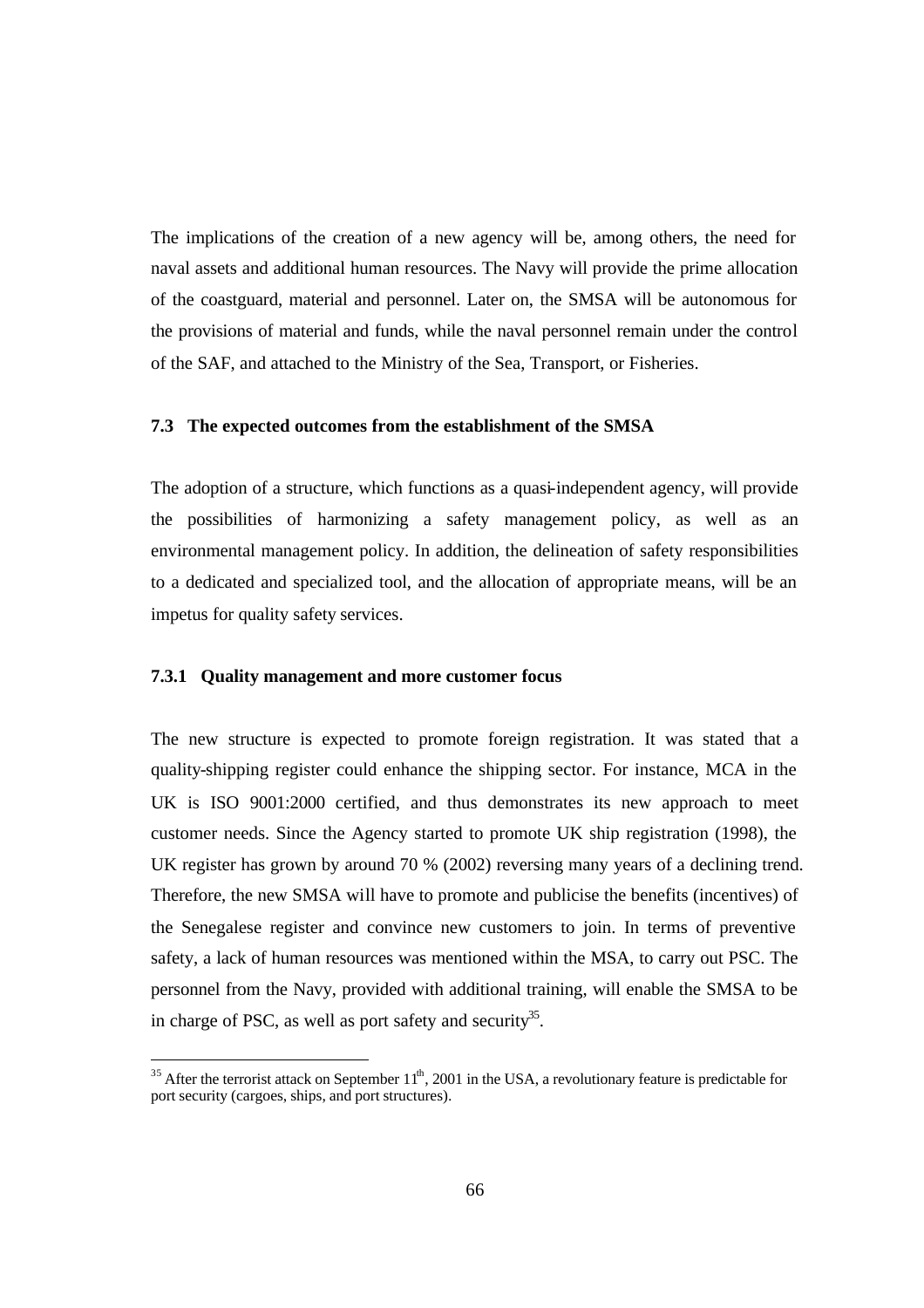The implications of the creation of a new agency will be, among others, the need for naval assets and additional human resources. The Navy will provide the prime allocation of the coastguard, material and personnel. Later on, the SMSA will be autonomous for the provisions of material and funds, while the naval personnel remain under the control of the SAF, and attached to the Ministry of the Sea, Transport, or Fisheries.

### 7.3 The expected outcomes from the establishment of the SMSA

The adoption of a structure, which functions as a quasi-independent agency, will provide the possibilities of harmonizing a safety management policy, as well as an environmental management policy. In addition, the delineation of safety responsibilities to a dedicated and specialized tool, and the allocation of appropriate means, will be an impetus for quality safety services.

#### 7.3.1 Quality management and more customer focus

The new structure is expected to promote foreign registration. It was stated that a quality-shipping register could enhance the shipping sector. For instance, MCA in the UK is ISO 9001:2000 certified, and thus demonstrates its new approach to meet customer needs. Since the Agency started to promote UK ship registration (1998), the UK register has grown by around 70 % (2002) reversing many years of a declining trend. Therefore, the new SMSA will have to promote and publicise the benefits (incentives) of the Senegalese register and convince new customers to join. In terms of preventive safety, a lack of human resources was mentioned within the MSA, to carry out PSC. The personnel from the Navy, provided with additional training, will enable the SMSA to be in charge of PSC, as well as port safety and security[35].

---

[35] After the terrorist attack on September 11th, 2001 in the USA, a revolutionary feature is predictable for port security (cargoes, ships, and port structures).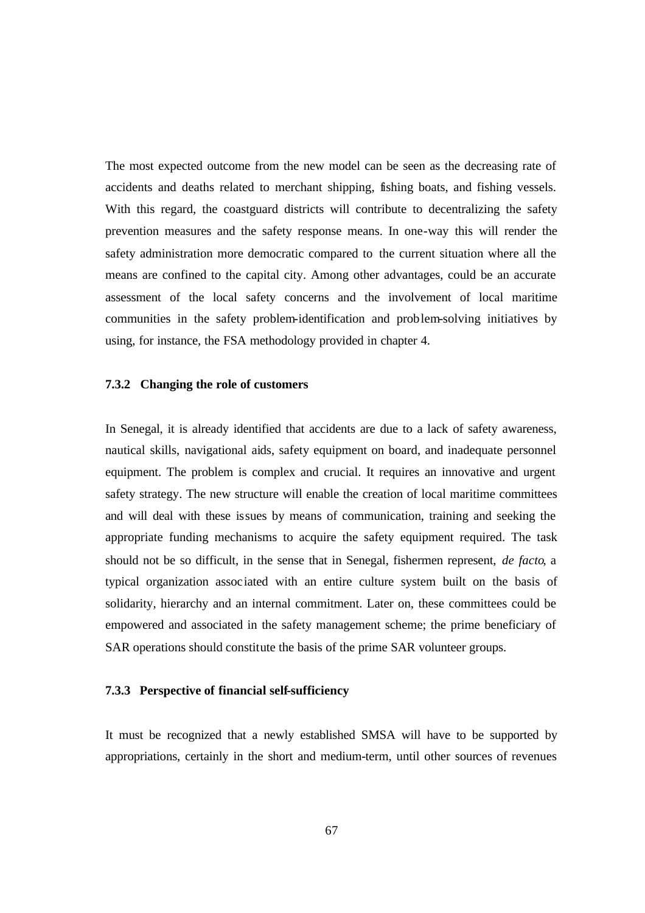The most expected outcome from the new model can be seen as the decreasing rate of accidents and deaths related to merchant shipping, fishing boats, and fishing vessels. With this regard, the coastguard districts will contribute to decentralizing the safety prevention measures and the safety response means. In one-way this will render the safety administration more democratic compared to the current situation where all the means are confined to the capital city. Among other advantages, could be an accurate assessment of the local safety concerns and the involvement of local maritime communities in the safety problem-identification and problem-solving initiatives by using, for instance, the FSA methodology provided in chapter 4.

### 7.3.2 Changing the role of customers

In Senegal, it is already identified that accidents are due to a lack of safety awareness, nautical skills, navigational aids, safety equipment on board, and inadequate personnel equipment. The problem is complex and crucial. It requires an innovative and urgent safety strategy. The new structure will enable the creation of local maritime committees and will deal with these issues by means of communication, training and seeking the appropriate funding mechanisms to acquire the safety equipment required. The task should not be so difficult, in the sense that in Senegal, fishermen represent, *de facto*, a typical organization associated with an entire culture system built on the basis of solidarity, hierarchy and an internal commitment. Later on, these committees could be empowered and associated in the safety management scheme; the prime beneficiary of SAR operations should constitute the basis of the prime SAR volunteer groups.

### 7.3.3 Perspective of financial self-sufficiency

It must be recognized that a newly established SMSA will have to be supported by appropriations, certainly in the short and medium-term, until other sources of revenues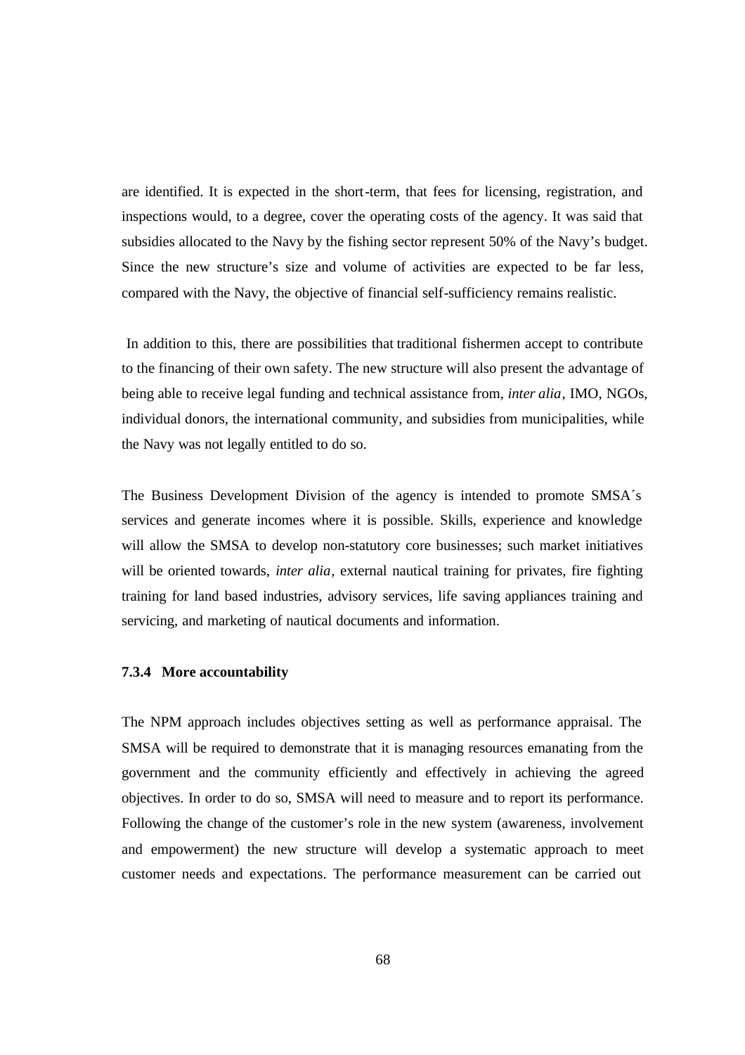are identified. It is expected in the short-term, that fees for licensing, registration, and inspections would, to a degree, cover the operating costs of the agency. It was said that subsidies allocated to the Navy by the fishing sector represent 50% of the Navy's budget. Since the new structure's size and volume of activities are expected to be far less, compared with the Navy, the objective of financial self-sufficiency remains realistic.

In addition to this, there are possibilities that traditional fishermen accept to contribute to the financing of their own safety. The new structure will also present the advantage of being able to receive legal funding and technical assistance from, *inter alia*, IMO, NGOs, individual donors, the international community, and subsidies from municipalities, while the Navy was not legally entitled to do so.

The Business Development Division of the agency is intended to promote SMSA´s services and generate incomes where it is possible. Skills, experience and knowledge will allow the SMSA to develop non-statutory core businesses; such market initiatives will be oriented towards, *inter alia*, external nautical training for privates, fire fighting training for land based industries, advisory services, life saving appliances training and servicing, and marketing of nautical documents and information.

#### 7.3.4 More accountability

The NPM approach includes objectives setting as well as performance appraisal. The SMSA will be required to demonstrate that it is managing resources emanating from the government and the community efficiently and effectively in achieving the agreed objectives. In order to do so, SMSA will need to measure and to report its performance. Following the change of the customer's role in the new system (awareness, involvement and empowerment) the new structure will develop a systematic approach to meet customer needs and expectations. The performance measurement can be carried out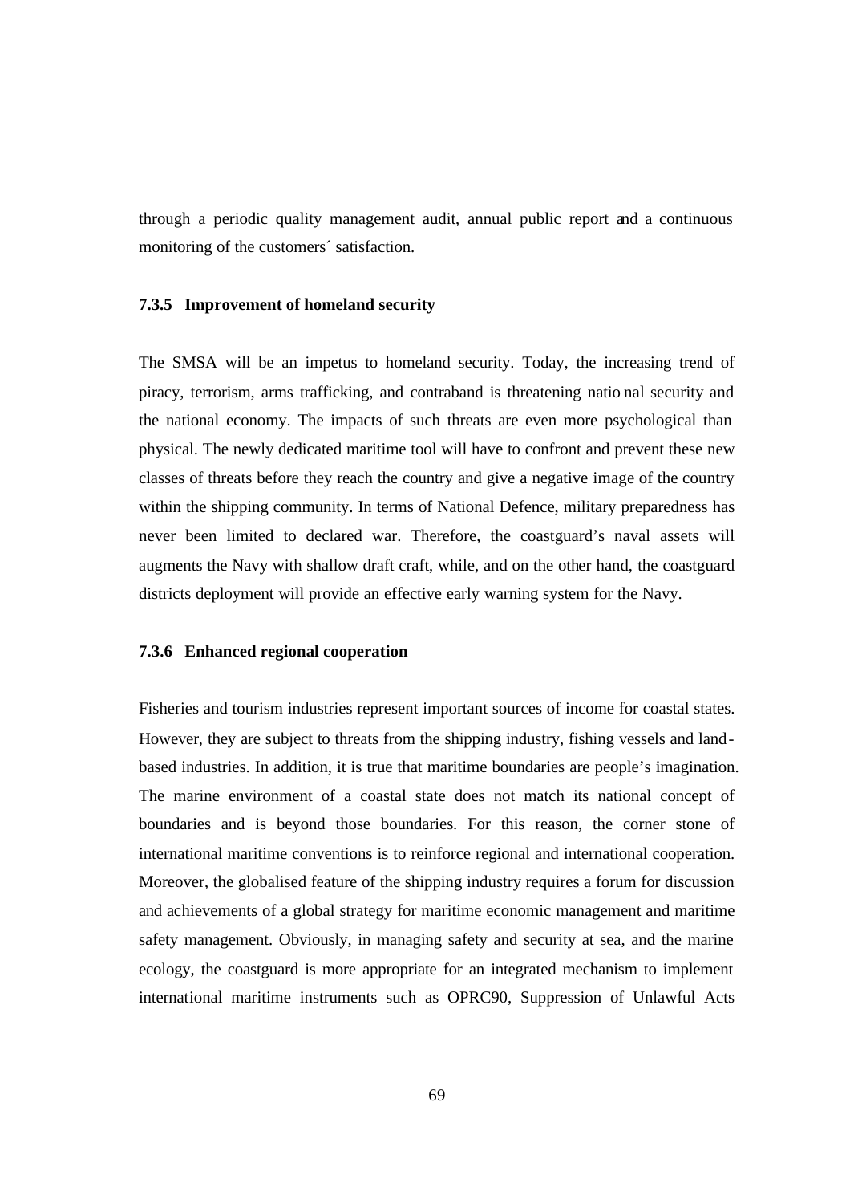through a periodic quality management audit, annual public report and a continuous monitoring of the customers´ satisfaction.

### 7.3.5 Improvement of homeland security

The SMSA will be an impetus to homeland security. Today, the increasing trend of piracy, terrorism, arms trafficking, and contraband is threatening national security and the national economy. The impacts of such threats are even more psychological than physical. The newly dedicated maritime tool will have to confront and prevent these new classes of threats before they reach the country and give a negative image of the country within the shipping community. In terms of National Defence, military preparedness has never been limited to declared war. Therefore, the coastguard's naval assets will augments the Navy with shallow draft craft, while, and on the other hand, the coastguard districts deployment will provide an effective early warning system for the Navy.

### 7.3.6 Enhanced regional cooperation

Fisheries and tourism industries represent important sources of income for coastal states. However, they are subject to threats from the shipping industry, fishing vessels and land-based industries. In addition, it is true that maritime boundaries are people's imagination. The marine environment of a coastal state does not match its national concept of boundaries and is beyond those boundaries. For this reason, the corner stone of international maritime conventions is to reinforce regional and international cooperation. Moreover, the globalised feature of the shipping industry requires a forum for discussion and achievements of a global strategy for maritime economic management and maritime safety management. Obviously, in managing safety and security at sea, and the marine ecology, the coastguard is more appropriate for an integrated mechanism to implement international maritime instruments such as OPRC90, Suppression of Unlawful Acts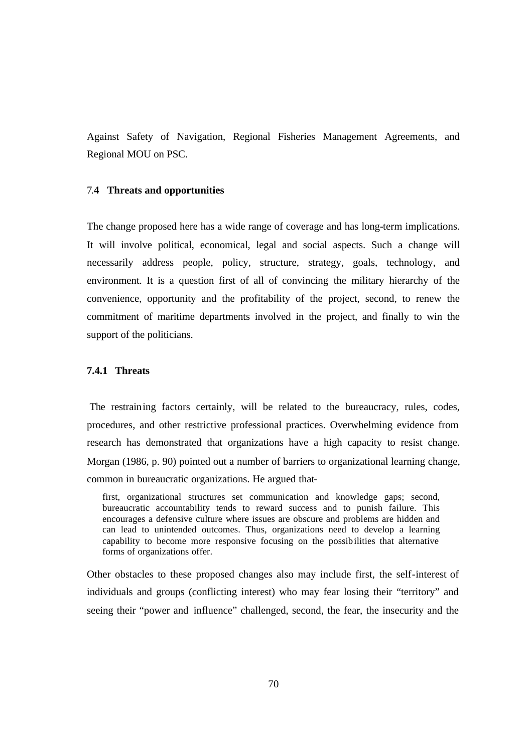Against Safety of Navigation, Regional Fisheries Management Agreements, and Regional MOU on PSC.

## 7.4 Threats and opportunities

The change proposed here has a wide range of coverage and has long-term implications. It will involve political, economical, legal and social aspects. Such a change will necessarily address people, policy, structure, strategy, goals, technology, and environment. It is a question first of all of convincing the military hierarchy of the convenience, opportunity and the profitability of the project, second, to renew the commitment of maritime departments involved in the project, and finally to win the support of the politicians.

### 7.4.1 Threats

The restraining factors certainly, will be related to the bureaucracy, rules, codes, procedures, and other restrictive professional practices. Overwhelming evidence from research has demonstrated that organizations have a high capacity to resist change. Morgan (1986, p. 90) pointed out a number of barriers to organizational learning change, common in bureaucratic organizations. He argued that-

> first, organizational structures set communication and knowledge gaps; second, bureaucratic accountability tends to reward success and to punish failure. This encourages a defensive culture where issues are obscure and problems are hidden and can lead to unintended outcomes. Thus, organizations need to develop a learning capability to become more responsive focusing on the possibilities that alternative forms of organizations offer.

Other obstacles to these proposed changes also may include first, the self-interest of individuals and groups (conflicting interest) who may fear losing their "territory" and seeing their "power and influence" challenged, second, the fear, the insecurity and the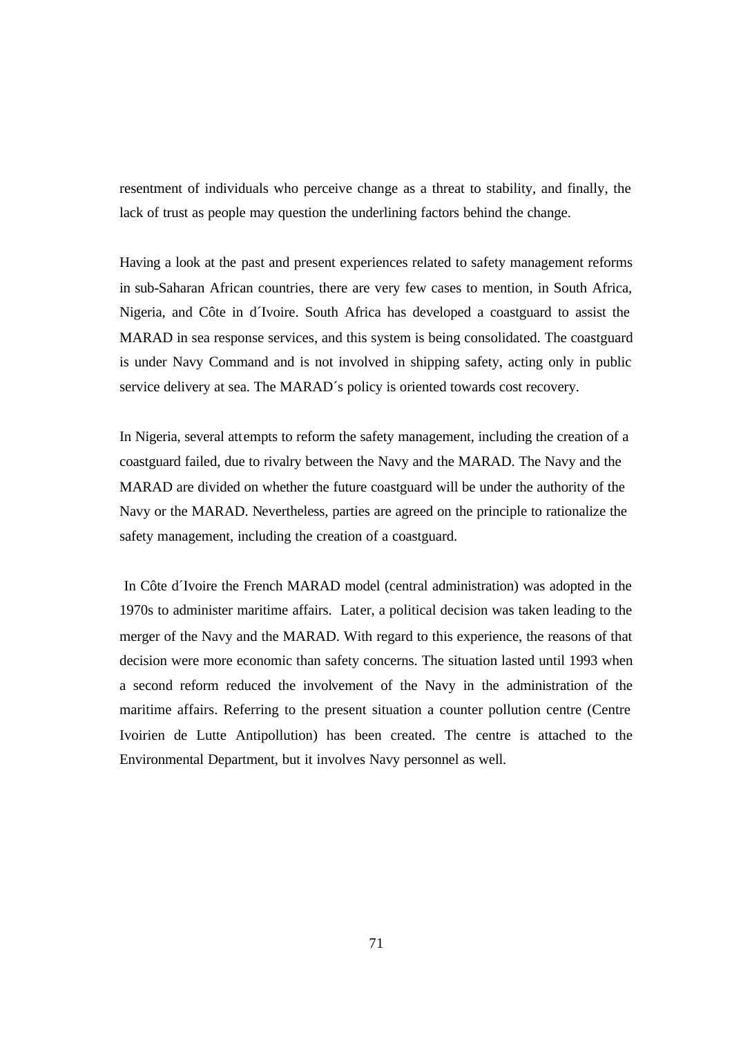resentment of individuals who perceive change as a threat to stability, and finally, the lack of trust as people may question the underlining factors behind the change.

Having a look at the past and present experiences related to safety management reforms in sub-Saharan African countries, there are very few cases to mention, in South Africa, Nigeria, and Côte in d´Ivoire. South Africa has developed a coastguard to assist the MARAD in sea response services, and this system is being consolidated. The coastguard is under Navy Command and is not involved in shipping safety, acting only in public service delivery at sea. The MARAD´s policy is oriented towards cost recovery.

In Nigeria, several attempts to reform the safety management, including the creation of a coastguard failed, due to rivalry between the Navy and the MARAD. The Navy and the MARAD are divided on whether the future coastguard will be under the authority of the Navy or the MARAD. Nevertheless, parties are agreed on the principle to rationalize the safety management, including the creation of a coastguard.

In Côte d´Ivoire the French MARAD model (central administration) was adopted in the 1970s to administer maritime affairs. Later, a political decision was taken leading to the merger of the Navy and the MARAD. With regard to this experience, the reasons of that decision were more economic than safety concerns. The situation lasted until 1993 when a second reform reduced the involvement of the Navy in the administration of the maritime affairs. Referring to the present situation a counter pollution centre (Centre Ivoirien de Lutte Antipollution) has been created. The centre is attached to the Environmental Department, but it involves Navy personnel as well.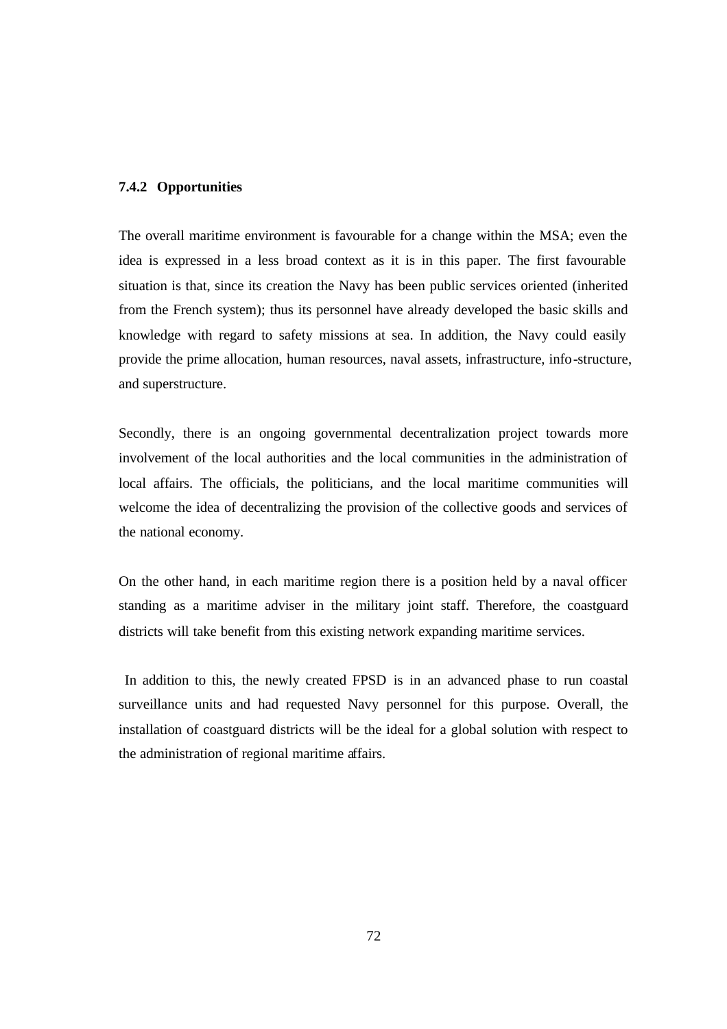### 7.4.2 Opportunities

The overall maritime environment is favourable for a change within the MSA; even the idea is expressed in a less broad context as it is in this paper. The first favourable situation is that, since its creation the Navy has been public services oriented (inherited from the French system); thus its personnel have already developed the basic skills and knowledge with regard to safety missions at sea. In addition, the Navy could easily provide the prime allocation, human resources, naval assets, infrastructure, info-structure, and superstructure.

Secondly, there is an ongoing governmental decentralization project towards more involvement of the local authorities and the local communities in the administration of local affairs. The officials, the politicians, and the local maritime communities will welcome the idea of decentralizing the provision of the collective goods and services of the national economy.

On the other hand, in each maritime region there is a position held by a naval officer standing as a maritime adviser in the military joint staff. Therefore, the coastguard districts will take benefit from this existing network expanding maritime services.

In addition to this, the newly created FPSD is in an advanced phase to run coastal surveillance units and had requested Navy personnel for this purpose. Overall, the installation of coastguard districts will be the ideal for a global solution with respect to the administration of regional maritime affairs.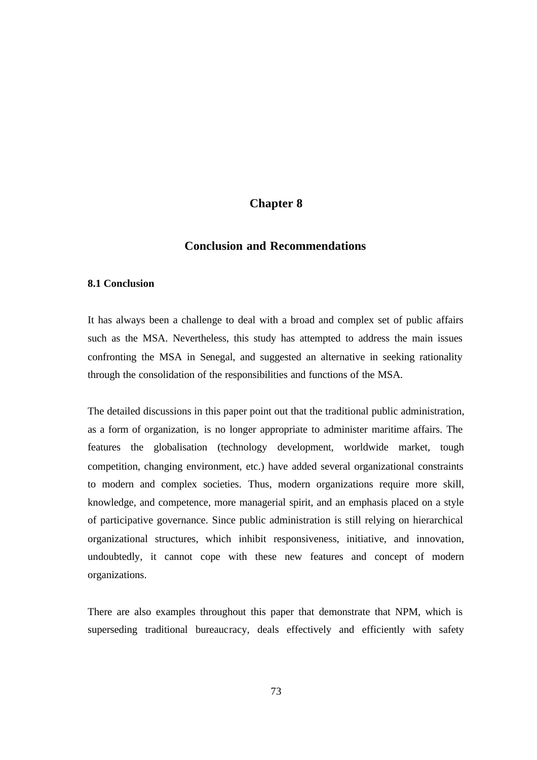# Chapter 8

## Conclusion and Recommendations

### 8.1 Conclusion

It has always been a challenge to deal with a broad and complex set of public affairs such as the MSA. Nevertheless, this study has attempted to address the main issues confronting the MSA in Senegal, and suggested an alternative in seeking rationality through the consolidation of the responsibilities and functions of the MSA.

The detailed discussions in this paper point out that the traditional public administration, as a form of organization, is no longer appropriate to administer maritime affairs. The features the globalisation (technology development, worldwide market, tough competition, changing environment, etc.) have added several organizational constraints to modern and complex societies. Thus, modern organizations require more skill, knowledge, and competence, more managerial spirit, and an emphasis placed on a style of participative governance. Since public administration is still relying on hierarchical organizational structures, which inhibit responsiveness, initiative, and innovation, undoubtedly, it cannot cope with these new features and concept of modern organizations.

There are also examples throughout this paper that demonstrate that NPM, which is superseding traditional bureaucracy, deals effectively and efficiently with safety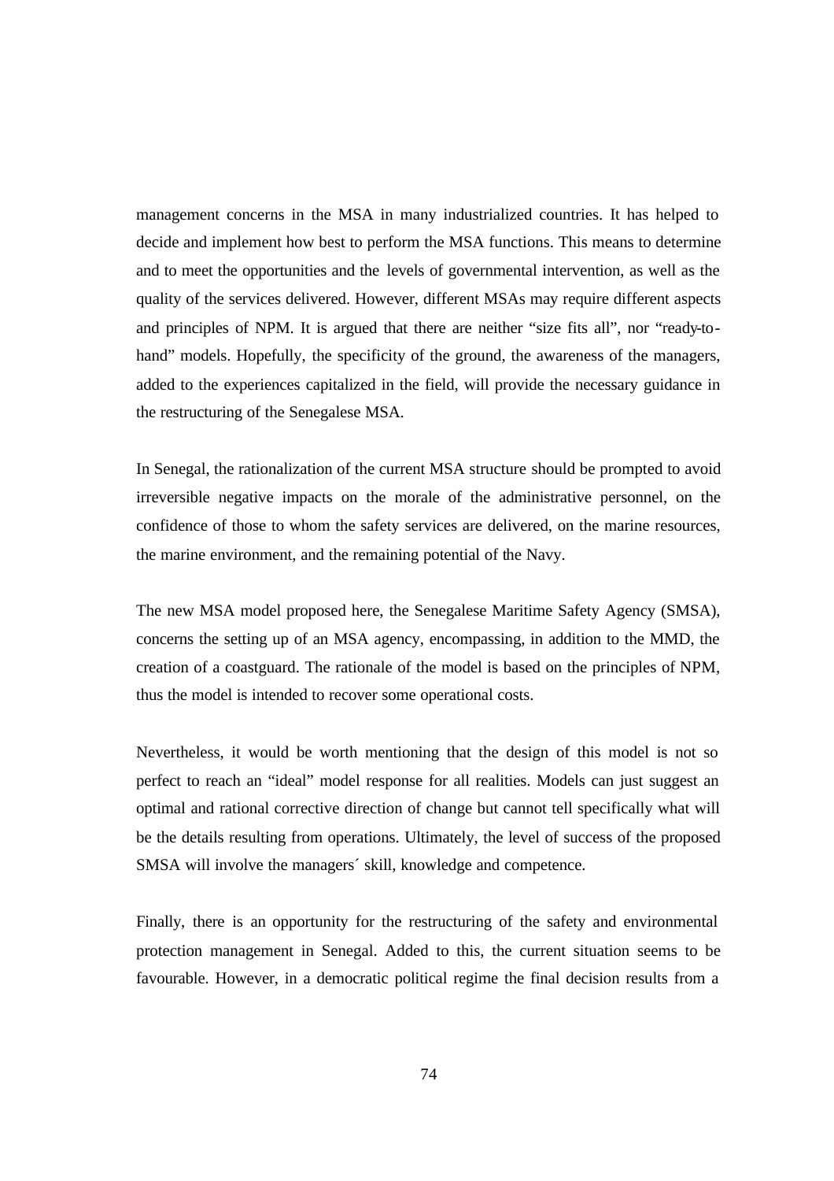management concerns in the MSA in many industrialized countries. It has helped to decide and implement how best to perform the MSA functions. This means to determine and to meet the opportunities and the levels of governmental intervention, as well as the quality of the services delivered. However, different MSAs may require different aspects and principles of NPM. It is argued that there are neither "size fits all", nor "ready-to-hand" models. Hopefully, the specificity of the ground, the awareness of the managers, added to the experiences capitalized in the field, will provide the necessary guidance in the restructuring of the Senegalese MSA.

In Senegal, the rationalization of the current MSA structure should be prompted to avoid irreversible negative impacts on the morale of the administrative personnel, on the confidence of those to whom the safety services are delivered, on the marine resources, the marine environment, and the remaining potential of the Navy.

The new MSA model proposed here, the Senegalese Maritime Safety Agency (SMSA), concerns the setting up of an MSA agency, encompassing, in addition to the MMD, the creation of a coastguard. The rationale of the model is based on the principles of NPM, thus the model is intended to recover some operational costs.

Nevertheless, it would be worth mentioning that the design of this model is not so perfect to reach an "ideal" model response for all realities. Models can just suggest an optimal and rational corrective direction of change but cannot tell specifically what will be the details resulting from operations. Ultimately, the level of success of the proposed SMSA will involve the managers´ skill, knowledge and competence.

Finally, there is an opportunity for the restructuring of the safety and environmental protection management in Senegal. Added to this, the current situation seems to be favourable. However, in a democratic political regime the final decision results from a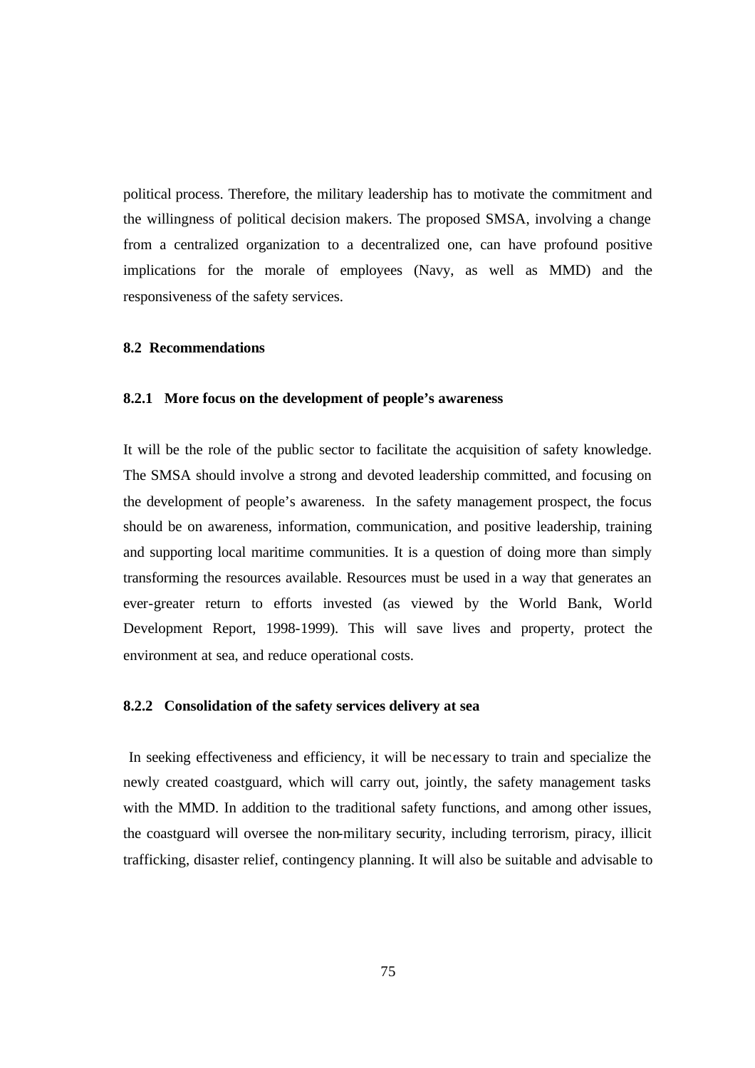political process. Therefore, the military leadership has to motivate the commitment and the willingness of political decision makers. The proposed SMSA, involving a change from a centralized organization to a decentralized one, can have profound positive implications for the morale of employees (Navy, as well as MMD) and the responsiveness of the safety services.

## 8.2 Recommendations

### 8.2.1 More focus on the development of people's awareness

It will be the role of the public sector to facilitate the acquisition of safety knowledge. The SMSA should involve a strong and devoted leadership committed, and focusing on the development of people's awareness. In the safety management prospect, the focus should be on awareness, information, communication, and positive leadership, training and supporting local maritime communities. It is a question of doing more than simply transforming the resources available. Resources must be used in a way that generates an ever-greater return to efforts invested (as viewed by the World Bank, World Development Report, 1998-1999). This will save lives and property, protect the environment at sea, and reduce operational costs.

### 8.2.2 Consolidation of the safety services delivery at sea

In seeking effectiveness and efficiency, it will be necessary to train and specialize the newly created coastguard, which will carry out, jointly, the safety management tasks with the MMD. In addition to the traditional safety functions, and among other issues, the coastguard will oversee the non-military security, including terrorism, piracy, illicit trafficking, disaster relief, contingency planning. It will also be suitable and advisable to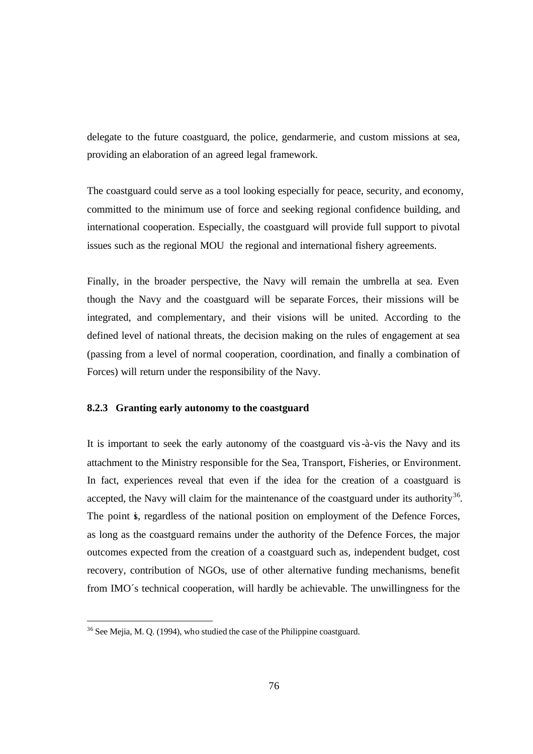delegate to the future coastguard, the police, gendarmerie, and custom missions at sea, providing an elaboration of an agreed legal framework.

The coastguard could serve as a tool looking especially for peace, security, and economy, committed to the minimum use of force and seeking regional confidence building, and international cooperation. Especially, the coastguard will provide full support to pivotal issues such as the regional MOU the regional and international fishery agreements.

Finally, in the broader perspective, the Navy will remain the umbrella at sea. Even though the Navy and the coastguard will be separate Forces, their missions will be integrated, and complementary, and their visions will be united. According to the defined level of national threats, the decision making on the rules of engagement at sea (passing from a level of normal cooperation, coordination, and finally a combination of Forces) will return under the responsibility of the Navy.

### 8.2.3 Granting early autonomy to the coastguard

It is important to seek the early autonomy of the coastguard vis-à-vis the Navy and its attachment to the Ministry responsible for the Sea, Transport, Fisheries, or Environment. In fact, experiences reveal that even if the idea for the creation of a coastguard is accepted, the Navy will claim for the maintenance of the coastguard under its authority[36]. The point is, regardless of the national position on employment of the Defence Forces, as long as the coastguard remains under the authority of the Defence Forces, the major outcomes expected from the creation of a coastguard such as, independent budget, cost recovery, contribution of NGOs, use of other alternative funding mechanisms, benefit from IMO´s technical cooperation, will hardly be achievable. The unwillingness for the

[36] See Mejia, M. Q. (1994), who studied the case of the Philippine coastguard.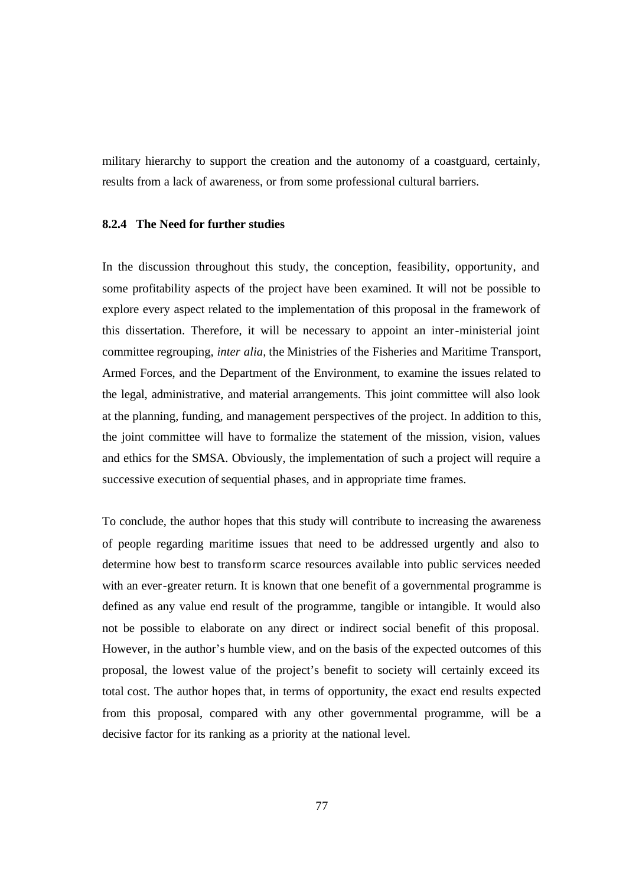military hierarchy to support the creation and the autonomy of a coastguard, certainly, results from a lack of awareness, or from some professional cultural barriers.

### 8.2.4 The Need for further studies

In the discussion throughout this study, the conception, feasibility, opportunity, and some profitability aspects of the project have been examined. It will not be possible to explore every aspect related to the implementation of this proposal in the framework of this dissertation. Therefore, it will be necessary to appoint an inter-ministerial joint committee regrouping, *inter alia*, the Ministries of the Fisheries and Maritime Transport, Armed Forces, and the Department of the Environment, to examine the issues related to the legal, administrative, and material arrangements. This joint committee will also look at the planning, funding, and management perspectives of the project. In addition to this, the joint committee will have to formalize the statement of the mission, vision, values and ethics for the SMSA. Obviously, the implementation of such a project will require a successive execution of sequential phases, and in appropriate time frames.

To conclude, the author hopes that this study will contribute to increasing the awareness of people regarding maritime issues that need to be addressed urgently and also to determine how best to transform scarce resources available into public services needed with an ever-greater return. It is known that one benefit of a governmental programme is defined as any value end result of the programme, tangible or intangible. It would also not be possible to elaborate on any direct or indirect social benefit of this proposal. However, in the author's humble view, and on the basis of the expected outcomes of this proposal, the lowest value of the project's benefit to society will certainly exceed its total cost. The author hopes that, in terms of opportunity, the exact end results expected from this proposal, compared with any other governmental programme, will be a decisive factor for its ranking as a priority at the national level.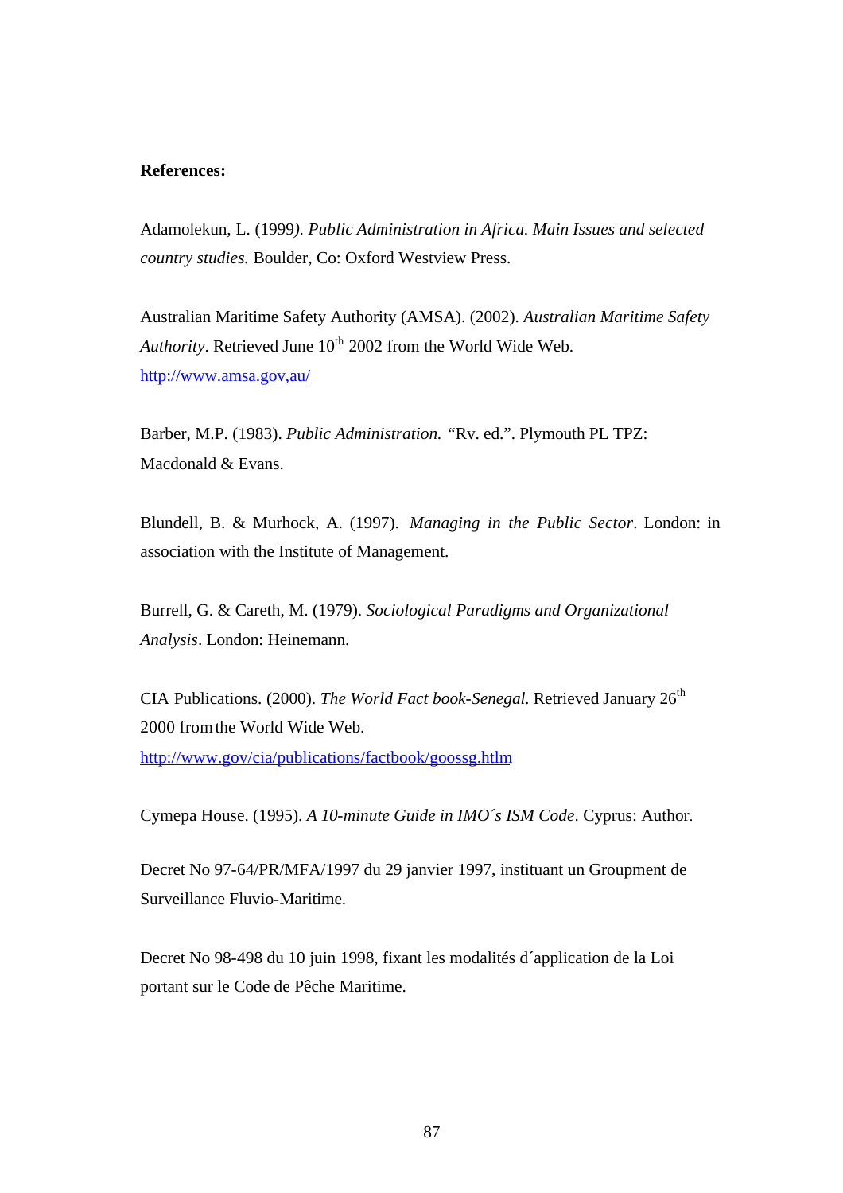**References:**

Adamolekun, L. (1999*). Public Administration in Africa. Main Issues and selected country studies.* Boulder, Co: Oxford Westview Press.

Australian Maritime Safety Authority (AMSA). (2002). *Australian Maritime Safety Authority*. Retrieved June 10th 2002 from the World Wide Web. http://www.amsa.gov,au/

Barber, M.P. (1983). *Public Administration.* "Rv. ed.". Plymouth PL TPZ: Macdonald & Evans.

Blundell, B. & Murhock, A. (1997). *Managing in the Public Sector*. London: in association with the Institute of Management.

Burrell, G. & Careth, M. (1979). *Sociological Paradigms and Organizational Analysis*. London: Heinemann.

CIA Publications. (2000). *The World Fact book-Senegal.* Retrieved January 26th 2000 from the World Wide Web. http://www.gov/cia/publications/factbook/goossg.htlm

Cymepa House. (1995). *A 10-minute Guide in IMO´s ISM Code*. Cyprus: Author.

Decret No 97-64/PR/MFA/1997 du 29 janvier 1997, instituant un Groupment de Surveillance Fluvio-Maritime.

Decret No 98-498 du 10 juin 1998, fixant les modalités d´application de la Loi portant sur le Code de Pêche Maritime.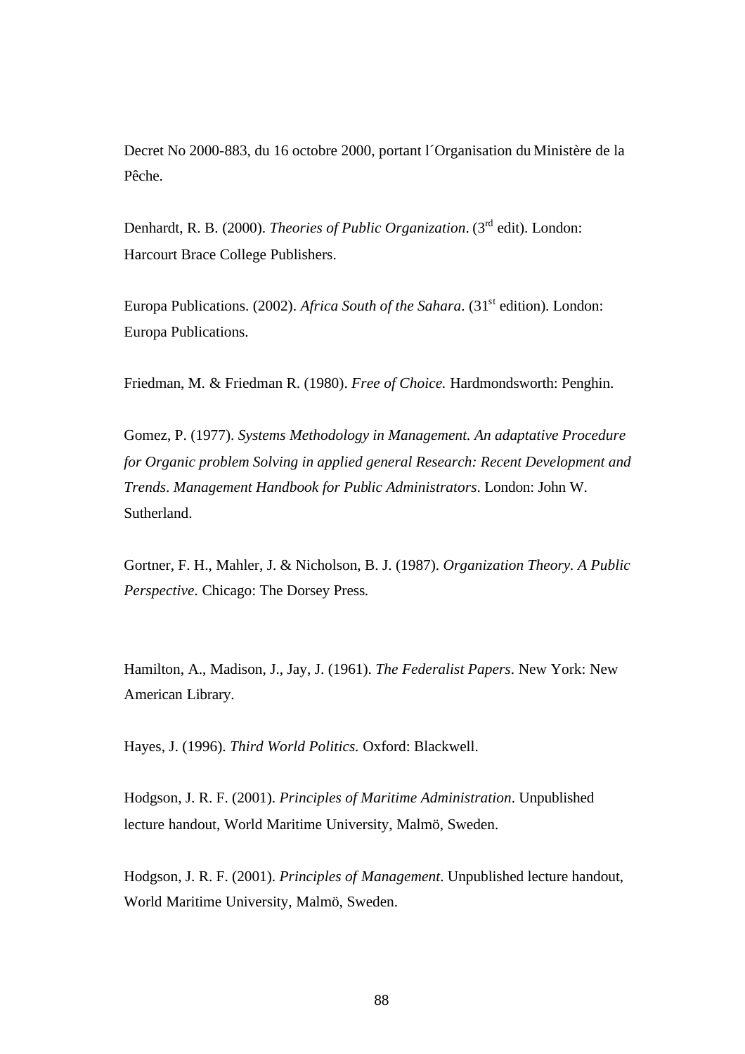Decret No 2000-883, du 16 octobre 2000, portant l´Organisation du Ministère de la Pêche.

Denhardt, R. B. (2000). *Theories of Public Organization*. (3rd edit). London: Harcourt Brace College Publishers.

Europa Publications. (2002). *Africa South of the Sahara*. (31st edition). London: Europa Publications.

Friedman, M. & Friedman R. (1980). *Free of Choice.* Hardmondsworth: Penghin.

Gomez, P. (1977). *Systems Methodology in Management. An adaptative Procedure for Organic problem Solving in applied general Research: Recent Development and Trends*. *Management Handbook for Public Administrators*. London: John W. Sutherland.

Gortner, F. H., Mahler, J. & Nicholson, B. J. (1987). *Organization Theory. A Public Perspective.* Chicago: The Dorsey Press.

Hamilton, A., Madison, J., Jay, J. (1961). *The Federalist Papers*. New York: New American Library.

Hayes, J. (1996). *Third World Politics.* Oxford: Blackwell.

Hodgson, J. R. F. (2001). *Principles of Maritime Administration*. Unpublished lecture handout, World Maritime University, Malmö, Sweden.

Hodgson, J. R. F. (2001). *Principles of Management*. Unpublished lecture handout, World Maritime University, Malmö, Sweden.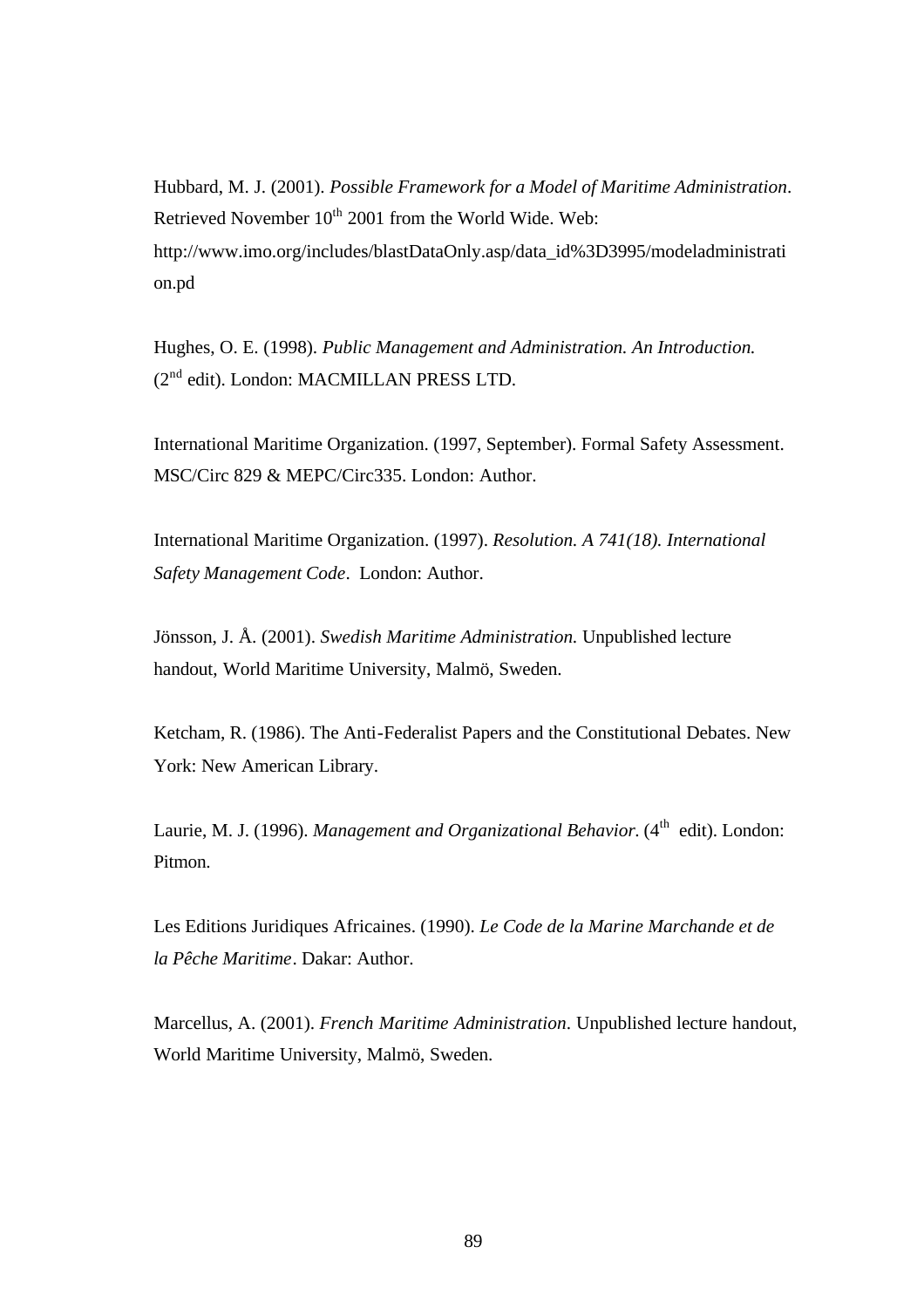Hubbard, M. J. (2001). *Possible Framework for a Model of Maritime Administration*. Retrieved November 10th 2001 from the World Wide. Web: http://www.imo.org/includes/blastDataOnly.asp/data_id%3D3995/modeladministration.pd

Hughes, O. E. (1998). *Public Management and Administration. An Introduction.* (2nd edit). London: MACMILLAN PRESS LTD.

International Maritime Organization. (1997, September). Formal Safety Assessment. MSC/Circ 829 & MEPC/Circ335. London: Author.

International Maritime Organization. (1997). *Resolution. A 741(18). International Safety Management Code*. London: Author.

Jönsson, J. Å. (2001). *Swedish Maritime Administration.* Unpublished lecture handout, World Maritime University, Malmö, Sweden.

Ketcham, R. (1986). The Anti-Federalist Papers and the Constitutional Debates. New York: New American Library.

Laurie, M. J. (1996). *Management and Organizational Behavior.* (4th edit). London: Pitmon.

Les Editions Juridiques Africaines. (1990). *Le Code de la Marine Marchande et de la Pêche Maritime*. Dakar: Author.

Marcellus, A. (2001). *French Maritime Administration*. Unpublished lecture handout, World Maritime University, Malmö, Sweden.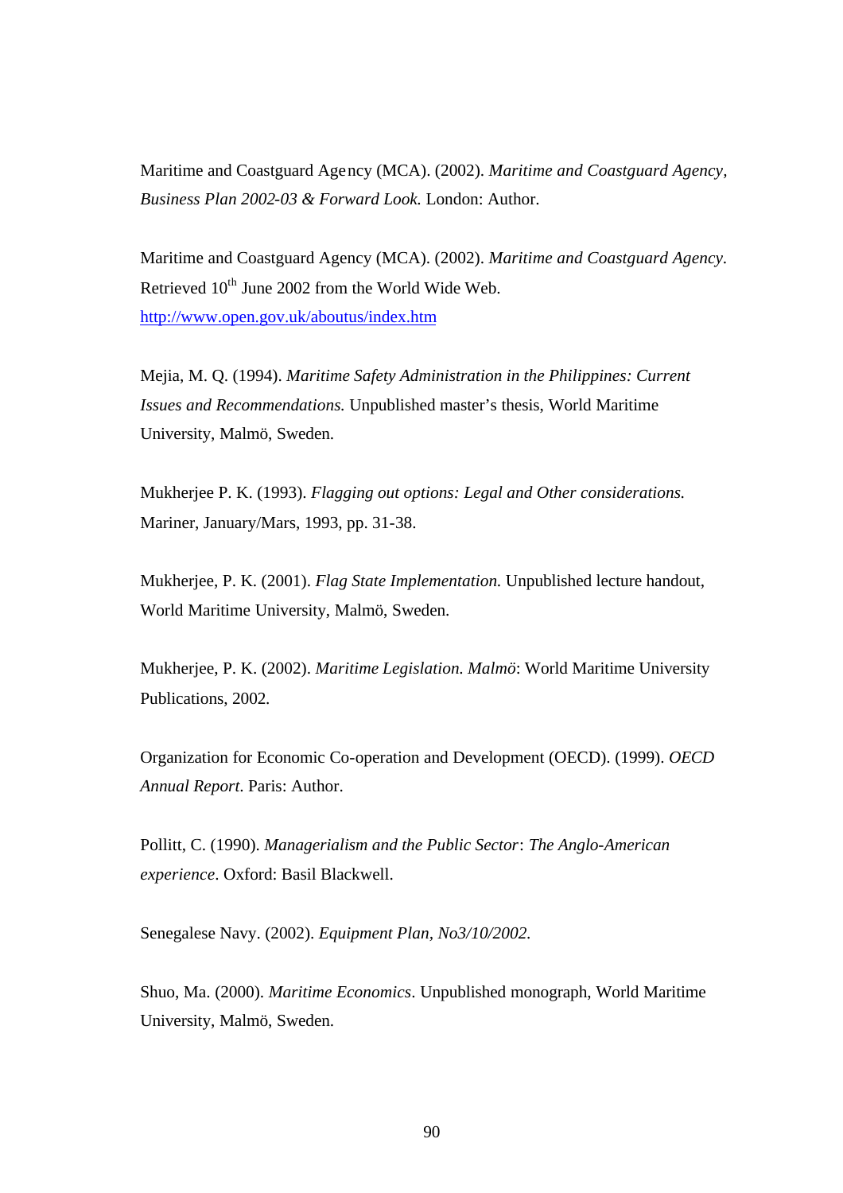Maritime and Coastguard Agency (MCA). (2002). *Maritime and Coastguard Agency, Business Plan 2002-03 & Forward Look.* London: Author.

Maritime and Coastguard Agency (MCA). (2002). *Maritime and Coastguard Agency.* Retrieved 10th June 2002 from the World Wide Web. http://www.open.gov.uk/aboutus/index.htm

Mejia, M. Q. (1994). *Maritime Safety Administration in the Philippines: Current Issues and Recommendations.* Unpublished master's thesis, World Maritime University, Malmö, Sweden.

Mukherjee P. K. (1993). *Flagging out options: Legal and Other considerations.* Mariner, January/Mars, 1993, pp. 31-38.

Mukherjee, P. K. (2001). *Flag State Implementation.* Unpublished lecture handout, World Maritime University, Malmö, Sweden.

Mukherjee, P. K. (2002). *Maritime Legislation. Malmö*: World Maritime University Publications, 2002.

Organization for Economic Co-operation and Development (OECD). (1999). *OECD Annual Report*. Paris: Author.

Pollitt, C. (1990). *Managerialism and the Public Sector*: *The Anglo-American experience*. Oxford: Basil Blackwell.

Senegalese Navy. (2002). *Equipment Plan, No3/10/2002.*

Shuo, Ma. (2000). *Maritime Economics*. Unpublished monograph, World Maritime University, Malmö, Sweden.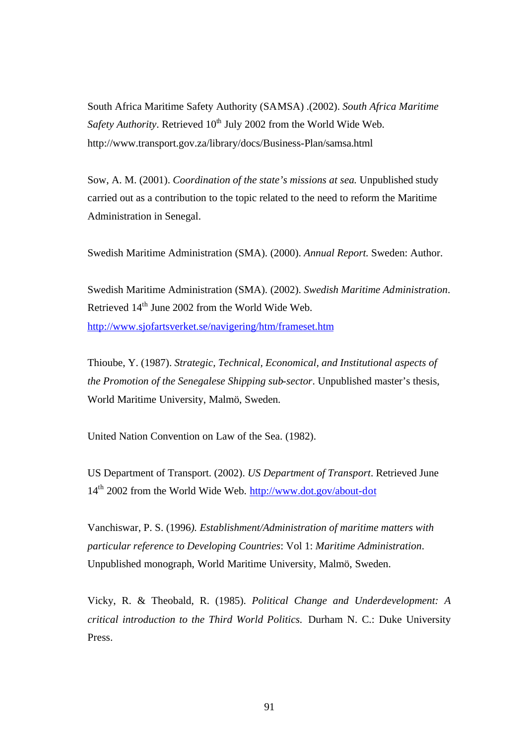South Africa Maritime Safety Authority (SAMSA) .(2002). *South Africa Maritime Safety Authority*. Retrieved 10th July 2002 from the World Wide Web. http://www.transport.gov.za/library/docs/Business-Plan/samsa.html

Sow, A. M. (2001). *Coordination of the state's missions at sea.* Unpublished study carried out as a contribution to the topic related to the need to reform the Maritime Administration in Senegal.

Swedish Maritime Administration (SMA). (2000). *Annual Report.* Sweden: Author.

Swedish Maritime Administration (SMA). (2002). *Swedish Maritime Administration*. Retrieved 14th June 2002 from the World Wide Web. http://www.sjofartsverket.se/navigering/htm/frameset.htm

Thioube, Y. (1987). *Strategic, Technical, Economical, and Institutional aspects of the Promotion of the Senegalese Shipping sub-sector*. Unpublished master's thesis, World Maritime University, Malmö, Sweden.

United Nation Convention on Law of the Sea. (1982).

US Department of Transport. (2002). *US Department of Transport*. Retrieved June 14th 2002 from the World Wide Web. http://www.dot.gov/about-dot

Vanchiswar, P. S. (1996). *Establishment/Administration of maritime matters with particular reference to Developing Countries*: Vol 1: *Maritime Administration*. Unpublished monograph, World Maritime University, Malmö, Sweden.

Vicky, R. & Theobald, R. (1985). *Political Change and Underdevelopment: A critical introduction to the Third World Politics.* Durham N. C.: Duke University Press.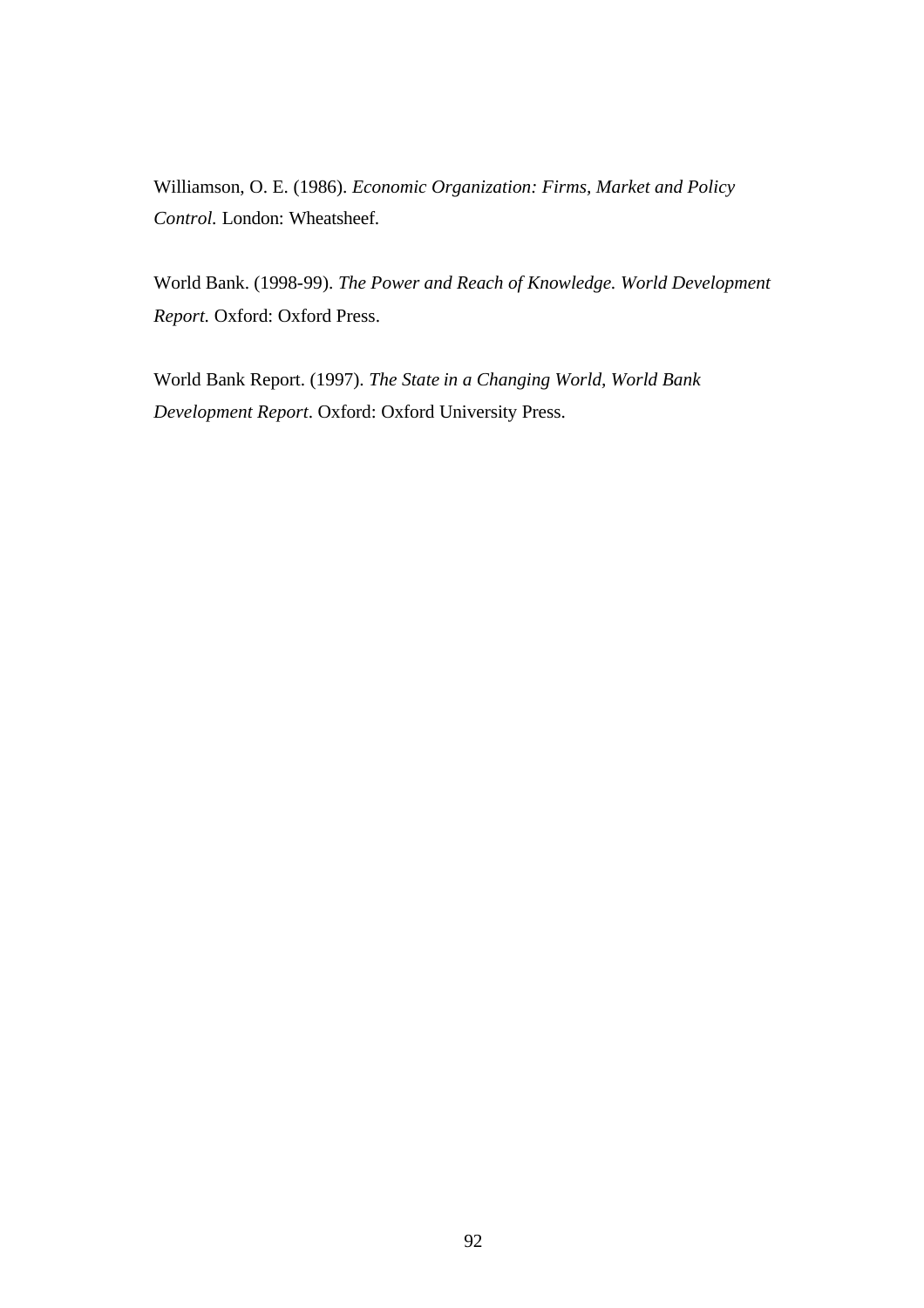Williamson, O. E. (1986). *Economic Organization: Firms, Market and Policy Control.* London: Wheatsheef.

World Bank. (1998-99). *The Power and Reach of Knowledge. World Development Report.* Oxford: Oxford Press.

World Bank Report. (1997). *The State in a Changing World, World Bank Development Report*. Oxford: Oxford University Press.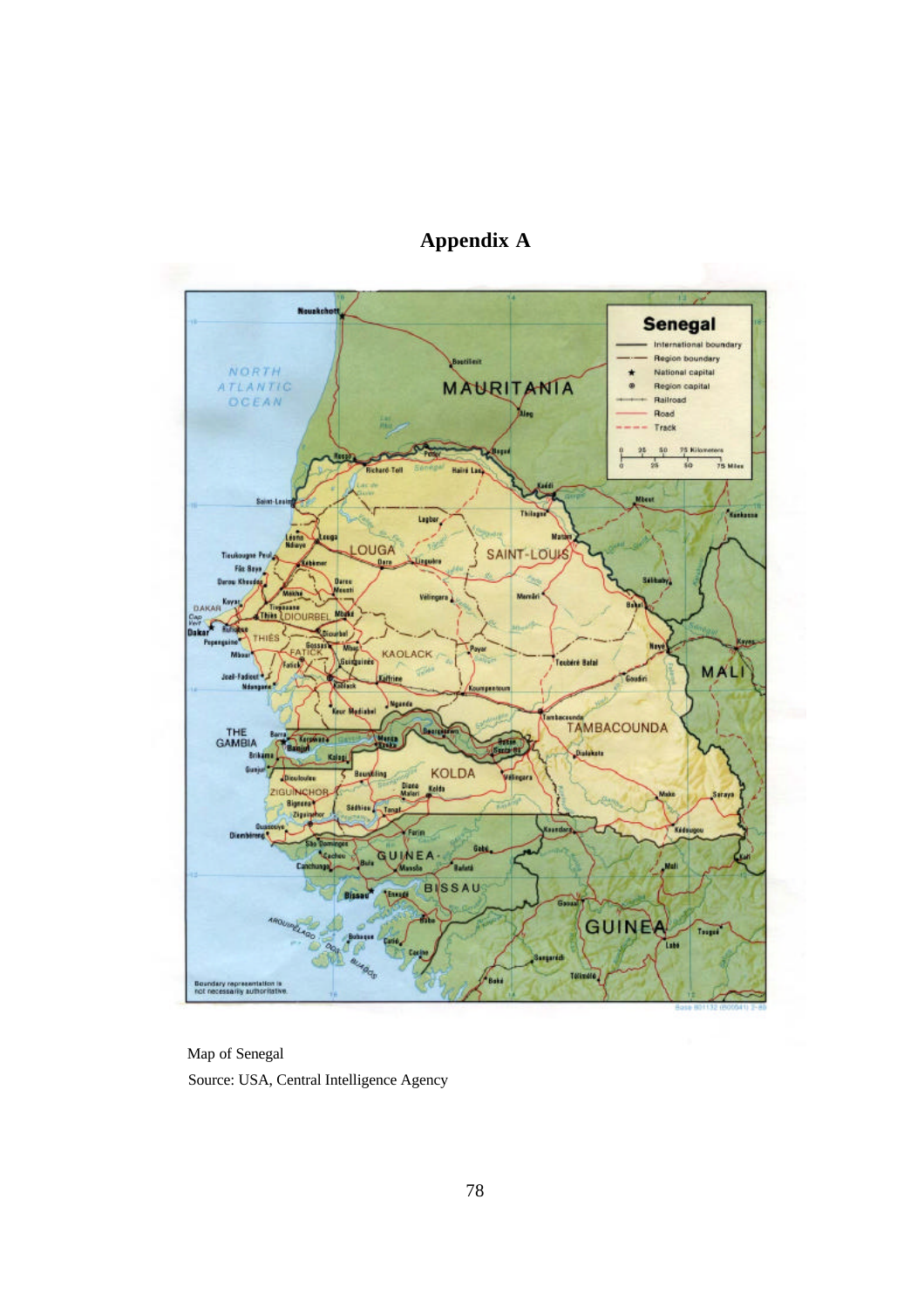# Appendix A

Map of Senegal

Source: USA, Central Intelligence Agency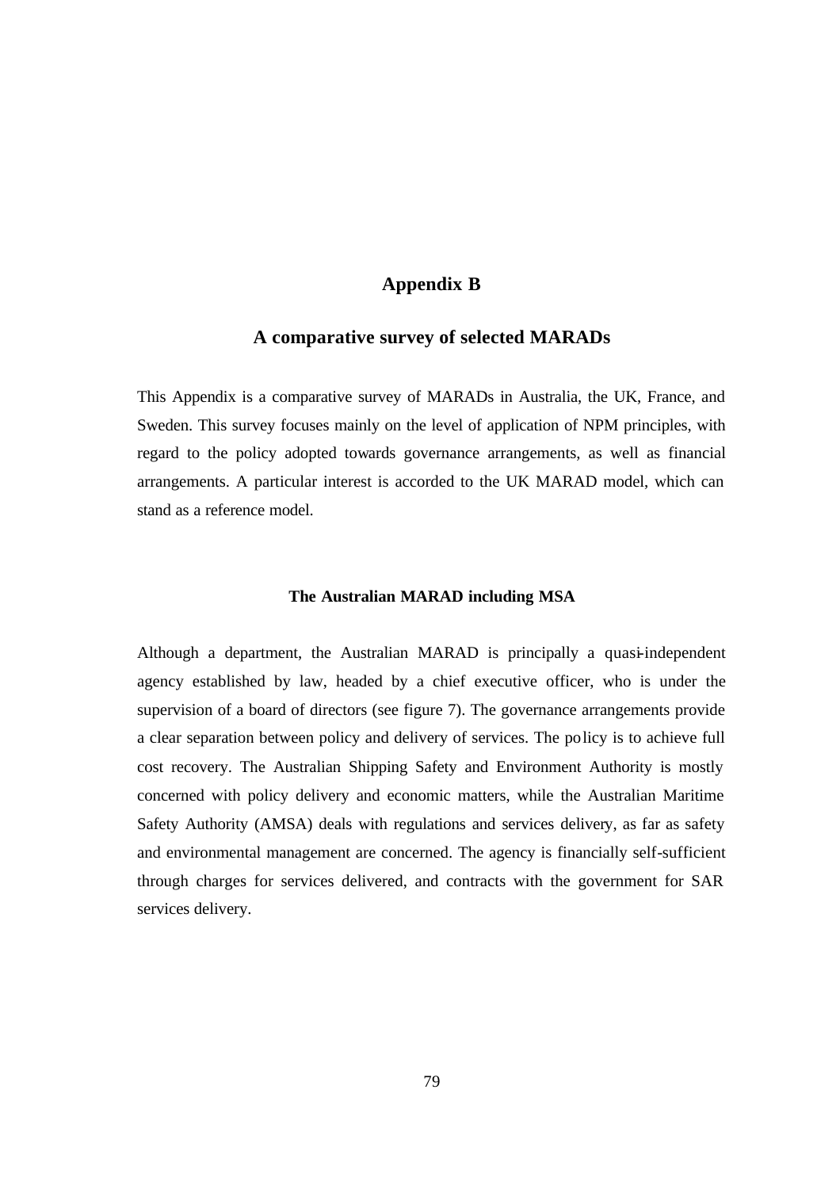# Appendix B

## A comparative survey of selected MARADs

This Appendix is a comparative survey of MARADs in Australia, the UK, France, and Sweden. This survey focuses mainly on the level of application of NPM principles, with regard to the policy adopted towards governance arrangements, as well as financial arrangements. A particular interest is accorded to the UK MARAD model, which can stand as a reference model.

### The Australian MARAD including MSA

Although a department, the Australian MARAD is principally a quasi-independent agency established by law, headed by a chief executive officer, who is under the supervision of a board of directors (see figure 7). The governance arrangements provide a clear separation between policy and delivery of services. The policy is to achieve full cost recovery. The Australian Shipping Safety and Environment Authority is mostly concerned with policy delivery and economic matters, while the Australian Maritime Safety Authority (AMSA) deals with regulations and services delivery, as far as safety and environmental management are concerned. The agency is financially self-sufficient through charges for services delivered, and contracts with the government for SAR services delivery.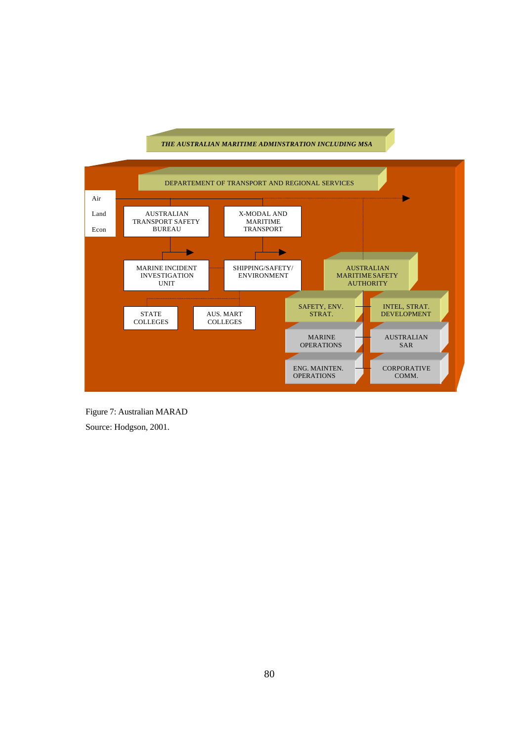THE AUSTRALIAN MARITIME ADMINSTRATION INCLUDING MSA

DEPARTEMENT OF TRANSPORT AND REGIONAL SERVICES

Air

Land

Econ

AUSTRALIAN TRANSPORT SAFETY BUREAU

X-MODAL AND MARITIME TRANSPORT

MARINE INCIDENT INVESTIGATION UNIT

SHIPPING/SAFETY/ ENVIRONMENT

AUSTRALIAN MARITIME SAFETY AUTHORITY

STATE COLLEGES

AUS. MART COLLEGES

SAFETY, ENV. STRAT.

INTEL, STRAT. DEVELOPMENT

MARINE OPERATIONS

AUSTRALIAN SAR

ENG. MAINTEN. OPERATIONS

CORPORATIVE COMM.

Figure 7: Australian MARAD

Source: Hodgson, 2001.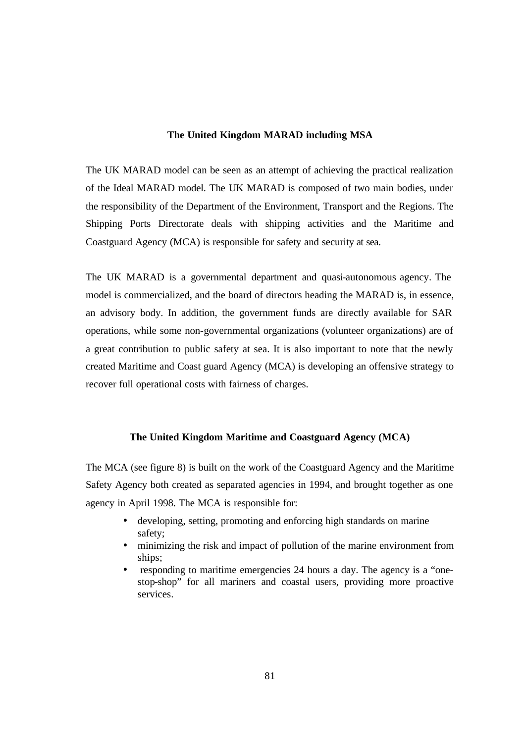### The United Kingdom MARAD including MSA

The UK MARAD model can be seen as an attempt of achieving the practical realization of the Ideal MARAD model. The UK MARAD is composed of two main bodies, under the responsibility of the Department of the Environment, Transport and the Regions. The Shipping Ports Directorate deals with shipping activities and the Maritime and Coastguard Agency (MCA) is responsible for safety and security at sea.

The UK MARAD is a governmental department and quasi-autonomous agency. The model is commercialized, and the board of directors heading the MARAD is, in essence, an advisory body. In addition, the government funds are directly available for SAR operations, while some non-governmental organizations (volunteer organizations) are of a great contribution to public safety at sea. It is also important to note that the newly created Maritime and Coast guard Agency (MCA) is developing an offensive strategy to recover full operational costs with fairness of charges.

### The United Kingdom Maritime and Coastguard Agency (MCA)

The MCA (see figure 8) is built on the work of the Coastguard Agency and the Maritime Safety Agency both created as separated agencies in 1994, and brought together as one agency in April 1998. The MCA is responsible for:

- developing, setting, promoting and enforcing high standards on marine safety;
- minimizing the risk and impact of pollution of the marine environment from ships;
- responding to maritime emergencies 24 hours a day. The agency is a "one-stop-shop" for all mariners and coastal users, providing more proactive services.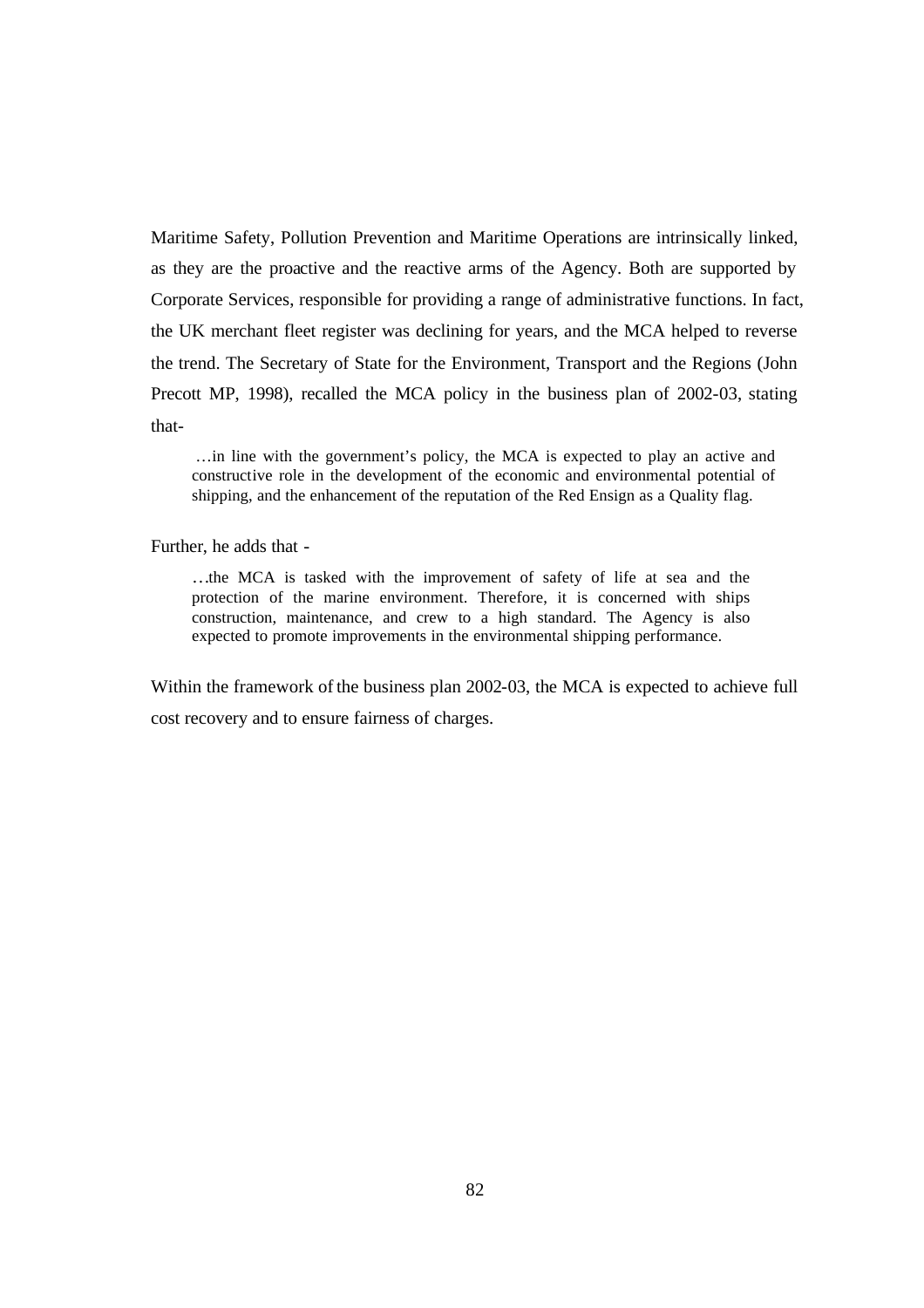Maritime Safety, Pollution Prevention and Maritime Operations are intrinsically linked, as they are the proactive and the reactive arms of the Agency. Both are supported by Corporate Services, responsible for providing a range of administrative functions. In fact, the UK merchant fleet register was declining for years, and the MCA helped to reverse the trend. The Secretary of State for the Environment, Transport and the Regions (John Precott MP, 1998), recalled the MCA policy in the business plan of 2002-03, stating that-

> …in line with the government's policy, the MCA is expected to play an active and constructive role in the development of the economic and environmental potential of shipping, and the enhancement of the reputation of the Red Ensign as a Quality flag.

Further, he adds that -

> …the MCA is tasked with the improvement of safety of life at sea and the protection of the marine environment. Therefore, it is concerned with ships construction, maintenance, and crew to a high standard. The Agency is also expected to promote improvements in the environmental shipping performance.

Within the framework of the business plan 2002-03, the MCA is expected to achieve full cost recovery and to ensure fairness of charges.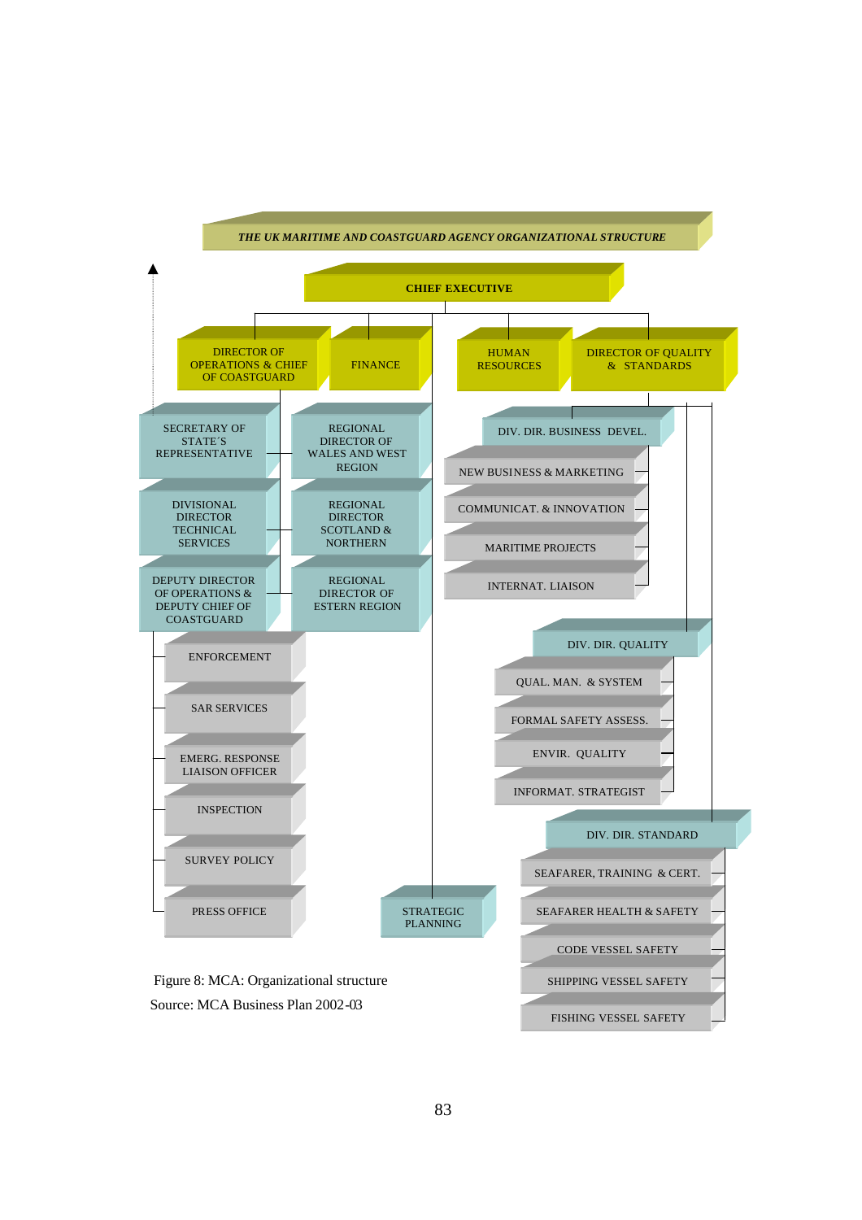*THE UK MARITIME AND COASTGUARD AGENCY ORGANIZATIONAL STRUCTURE*

**CHIEF EXECUTIVE**

- DIRECTOR OF OPERATIONS & CHIEF OF COASTGUARD
  - SECRETARY OF STATE´S REPRESENTATIVE
  - DIVISIONAL DIRECTOR TECHNICAL SERVICES
  - DEPUTY DIRECTOR OF OPERATIONS & DEPUTY CHIEF OF COASTGUARD
    - ENFORCEMENT
    - SAR SERVICES
    - EMERG. RESPONSE LIAISON OFFICER
    - INSPECTION
    - SURVEY POLICY
    - PRESS OFFICE
  - REGIONAL DIRECTOR OF WALES AND WEST REGION
  - REGIONAL DIRECTOR SCOTLAND & NORTHERN
  - REGIONAL DIRECTOR OF ESTERN REGION
- FINANCE
- STRATEGIC PLANNING
- HUMAN RESOURCES
- DIRECTOR OF QUALITY & STANDARDS
  - DIV. DIR. BUSINESS DEVEL.
    - NEW BUSINESS & MARKETING
    - COMMUNICAT. & INNOVATION
    - MARITIME PROJECTS
    - INTERNAT. LIAISON
  - DIV. DIR. QUALITY
    - QUAL. MAN. & SYSTEM
    - FORMAL SAFETY ASSESS.
    - ENVIR. QUALITY
    - INFORMAT. STRATEGIST
  - DIV. DIR. STANDARD
    - SEAFARER, TRAINING & CERT.
    - SEAFARER HEALTH & SAFETY
    - CODE VESSEL SAFETY
    - SHIPPING VESSEL SAFETY
    - FISHING VESSEL SAFETY

Figure 8: MCA: Organizational structure

Source: MCA Business Plan 2002-03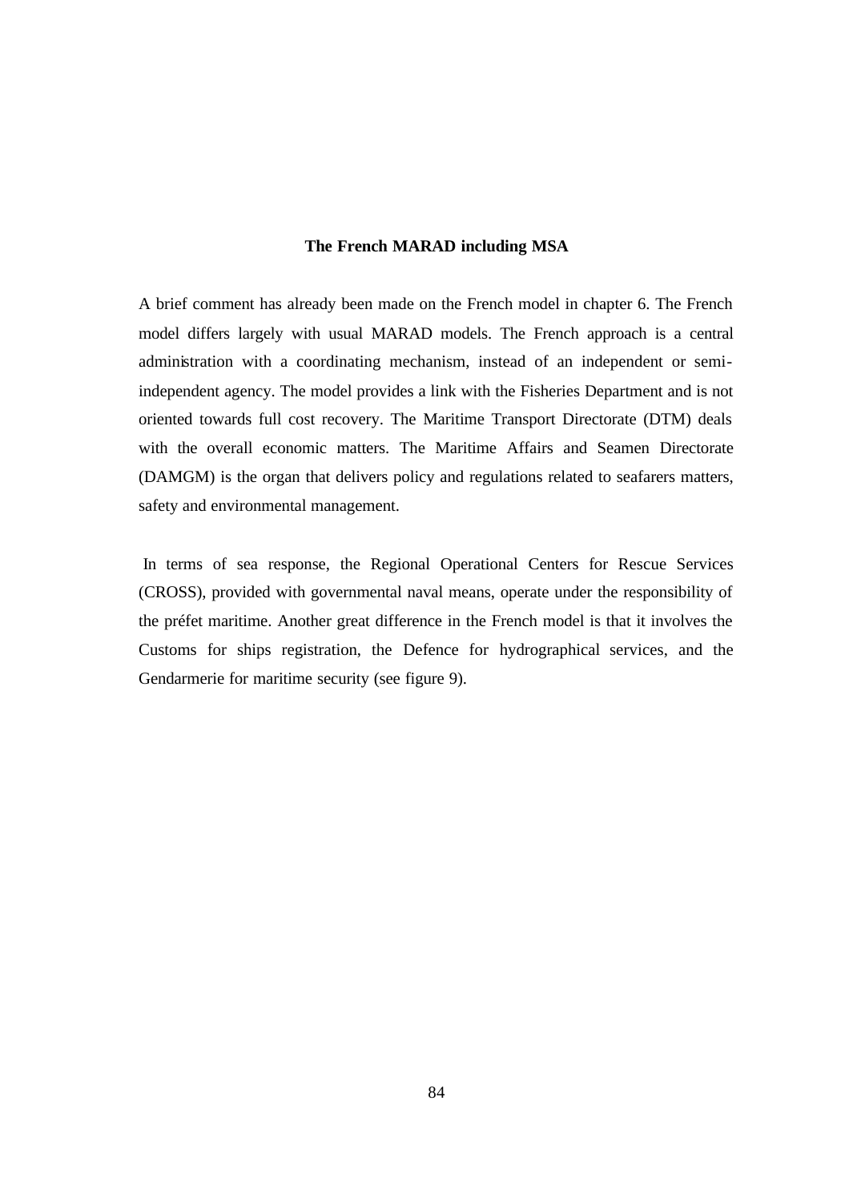**The French MARAD including MSA**

A brief comment has already been made on the French model in chapter 6. The French model differs largely with usual MARAD models. The French approach is a central administration with a coordinating mechanism, instead of an independent or semi-independent agency. The model provides a link with the Fisheries Department and is not oriented towards full cost recovery. The Maritime Transport Directorate (DTM) deals with the overall economic matters. The Maritime Affairs and Seamen Directorate (DAMGM) is the organ that delivers policy and regulations related to seafarers matters, safety and environmental management.

In terms of sea response, the Regional Operational Centers for Rescue Services (CROSS), provided with governmental naval means, operate under the responsibility of the préfet maritime. Another great difference in the French model is that it involves the Customs for ships registration, the Defence for hydrographical services, and the Gendarmerie for maritime security (see figure 9).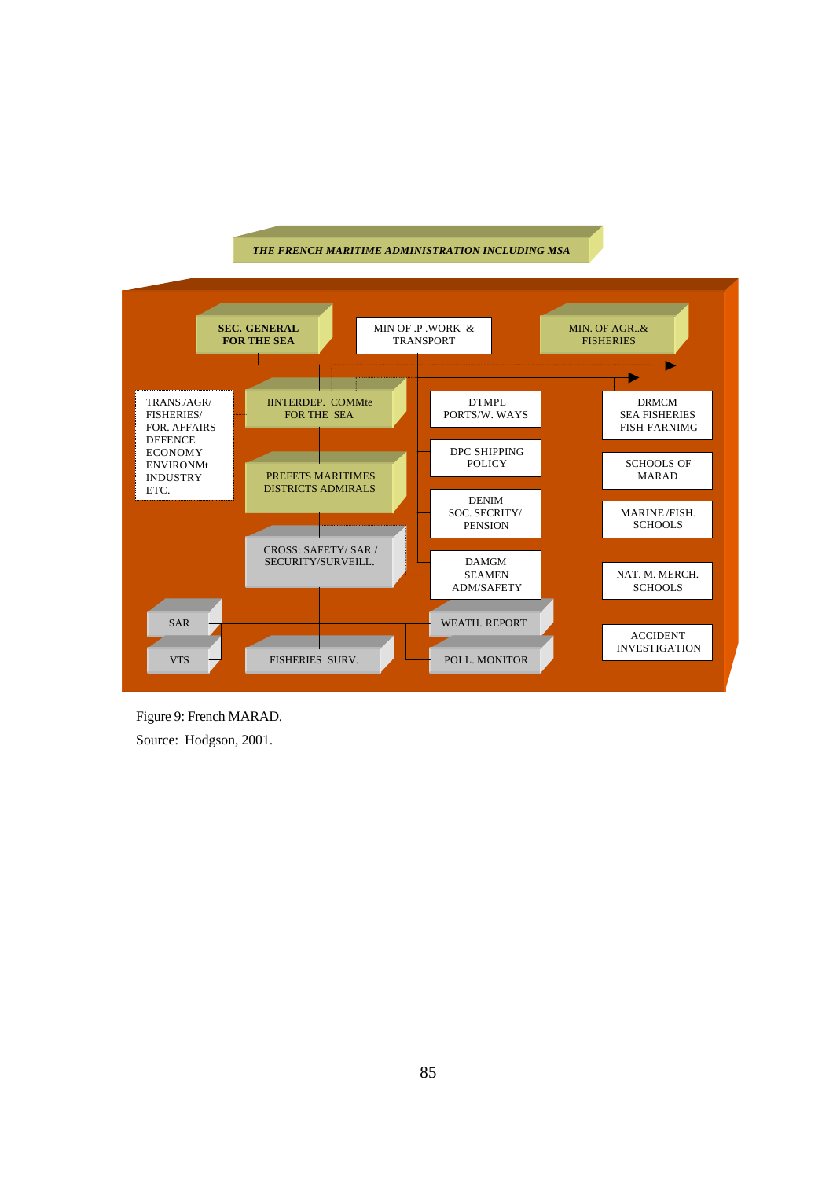*THE FRENCH MARITIME ADMINISTRATION INCLUDING MSA*

**SEC. GENERAL FOR THE SEA**

MIN OF .P .WORK & TRANSPORT

MIN. OF AGR..& FISHERIES

TRANS./AGR/ FISHERIES/ FOR. AFFAIRS DEFENCE ECONOMY ENVIRONMt INDUSTRY ETC.

IINTERDEP. COMMte FOR THE SEA

PREFETS MARITIMES DISTRICTS ADMIRALS

CROSS: SAFETY/ SAR / SECURITY/SURVEILL.

DTMPL PORTS/W. WAYS

DPC SHIPPING POLICY

DENIM SOC. SECRITY/ PENSION

DAMGM SEAMEN ADM/SAFETY

DRMCM SEA FISHERIES FISH FARNIMG

SCHOOLS OF MARAD

MARINE /FISH. SCHOOLS

NAT. M. MERCH. SCHOOLS

ACCIDENT INVESTIGATION

SAR

VTS

FISHERIES SURV.

WEATH. REPORT

POLL. MONITOR

Figure 9: French MARAD.

Source: Hodgson, 2001.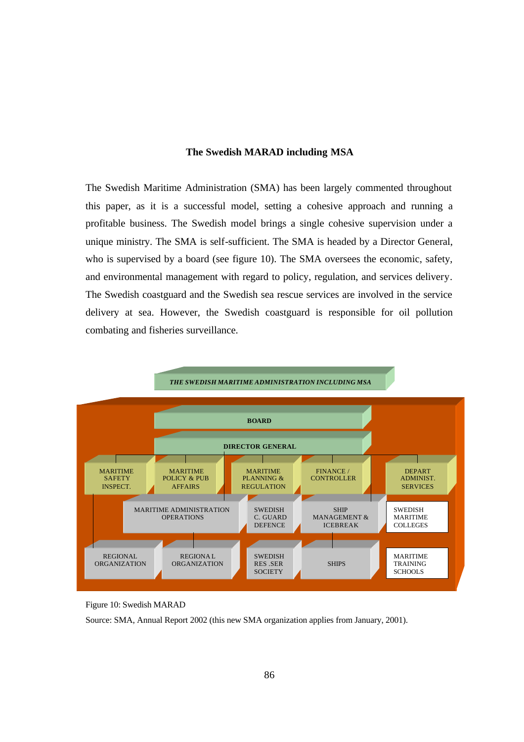### The Swedish MARAD including MSA

The Swedish Maritime Administration (SMA) has been largely commented throughout this paper, as it is a successful model, setting a cohesive approach and running a profitable business. The Swedish model brings a single cohesive supervision under a unique ministry. The SMA is self-sufficient. The SMA is headed by a Director General, who is supervised by a board (see figure 10). The SMA oversees the economic, safety, and environmental management with regard to policy, regulation, and services delivery. The Swedish coastguard and the Swedish sea rescue services are involved in the service delivery at sea. However, the Swedish coastguard is responsible for oil pollution combating and fisheries surveillance.

*THE SWEDISH MARITIME ADMINISTRATION INCLUDING MSA*

- BOARD
- DIRECTOR GENERAL
- MARITIME SAFETY INSPECT.
- MARITIME POLICY & PUB AFFAIRS
- MARITIME PLANNING & REGULATION
- FINANCE / CONTROLLER
- DEPART ADMINIST. SERVICES
- MARITIME ADMINISTRATION OPERATIONS
- SWEDISH C. GUARD DEFENCE
- SHIP MANAGEMENT & ICEBREAK
- SWEDISH MARITIME COLLEGES
- REGIONAL ORGANIZATION
- REGIONAL ORGANIZATION
- SWEDISH RES .SER SOCIETY
- SHIPS
- MARITIME TRAINING SCHOOLS

Figure 10: Swedish MARAD

Source: SMA, Annual Report 2002 (this new SMA organization applies from January, 2001).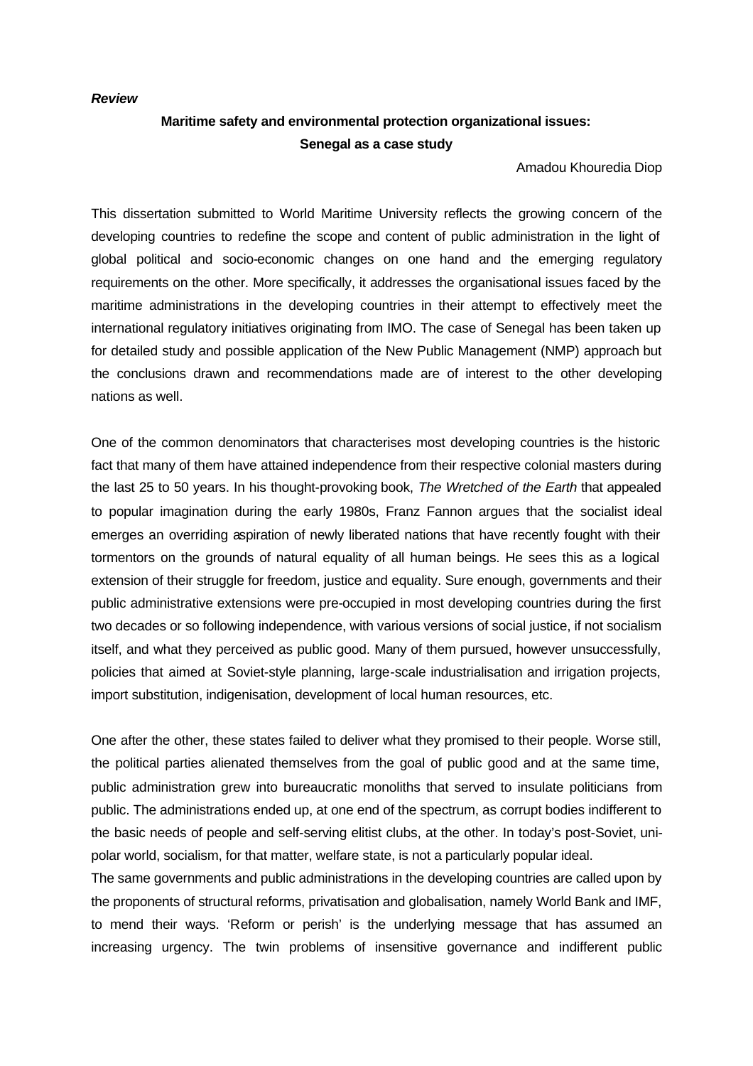***Review***

**Maritime safety and environmental protection organizational issues: Senegal as a case study**

Amadou Khouredia Diop

This dissertation submitted to World Maritime University reflects the growing concern of the developing countries to redefine the scope and content of public administration in the light of global political and socio-economic changes on one hand and the emerging regulatory requirements on the other. More specifically, it addresses the organisational issues faced by the maritime administrations in the developing countries in their attempt to effectively meet the international regulatory initiatives originating from IMO. The case of Senegal has been taken up for detailed study and possible application of the New Public Management (NMP) approach but the conclusions drawn and recommendations made are of interest to the other developing nations as well.

One of the common denominators that characterises most developing countries is the historic fact that many of them have attained independence from their respective colonial masters during the last 25 to 50 years. In his thought-provoking book, *The Wretched of the Earth* that appealed to popular imagination during the early 1980s, Franz Fannon argues that the socialist ideal emerges an overriding aspiration of newly liberated nations that have recently fought with their tormentors on the grounds of natural equality of all human beings. He sees this as a logical extension of their struggle for freedom, justice and equality. Sure enough, governments and their public administrative extensions were pre-occupied in most developing countries during the first two decades or so following independence, with various versions of social justice, if not socialism itself, and what they perceived as public good. Many of them pursued, however unsuccessfully, policies that aimed at Soviet-style planning, large-scale industrialisation and irrigation projects, import substitution, indigenisation, development of local human resources, etc.

One after the other, these states failed to deliver what they promised to their people. Worse still, the political parties alienated themselves from the goal of public good and at the same time, public administration grew into bureaucratic monoliths that served to insulate politicians from public. The administrations ended up, at one end of the spectrum, as corrupt bodies indifferent to the basic needs of people and self-serving elitist clubs, at the other. In today's post-Soviet, uni-polar world, socialism, for that matter, welfare state, is not a particularly popular ideal.

The same governments and public administrations in the developing countries are called upon by the proponents of structural reforms, privatisation and globalisation, namely World Bank and IMF, to mend their ways. 'Reform or perish' is the underlying message that has assumed an increasing urgency. The twin problems of insensitive governance and indifferent public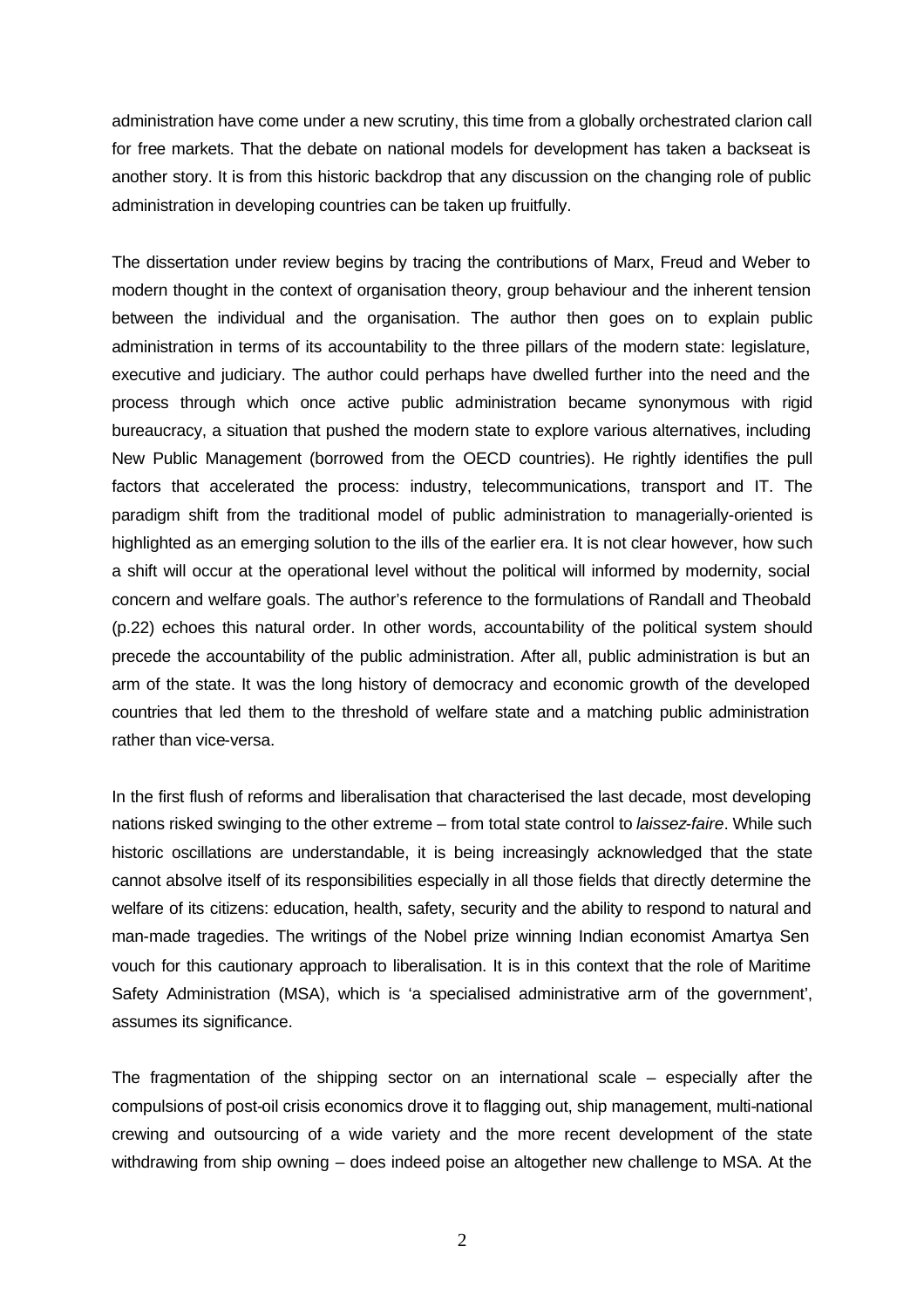administration have come under a new scrutiny, this time from a globally orchestrated clarion call for free markets. That the debate on national models for development has taken a backseat is another story. It is from this historic backdrop that any discussion on the changing role of public administration in developing countries can be taken up fruitfully.

The dissertation under review begins by tracing the contributions of Marx, Freud and Weber to modern thought in the context of organisation theory, group behaviour and the inherent tension between the individual and the organisation. The author then goes on to explain public administration in terms of its accountability to the three pillars of the modern state: legislature, executive and judiciary. The author could perhaps have dwelled further into the need and the process through which once active public administration became synonymous with rigid bureaucracy, a situation that pushed the modern state to explore various alternatives, including New Public Management (borrowed from the OECD countries). He rightly identifies the pull factors that accelerated the process: industry, telecommunications, transport and IT. The paradigm shift from the traditional model of public administration to managerially-oriented is highlighted as an emerging solution to the ills of the earlier era. It is not clear however, how such a shift will occur at the operational level without the political will informed by modernity, social concern and welfare goals. The author's reference to the formulations of Randall and Theobald (p.22) echoes this natural order. In other words, accountability of the political system should precede the accountability of the public administration. After all, public administration is but an arm of the state. It was the long history of democracy and economic growth of the developed countries that led them to the threshold of welfare state and a matching public administration rather than vice-versa.

In the first flush of reforms and liberalisation that characterised the last decade, most developing nations risked swinging to the other extreme – from total state control to *laissez-faire*. While such historic oscillations are understandable, it is being increasingly acknowledged that the state cannot absolve itself of its responsibilities especially in all those fields that directly determine the welfare of its citizens: education, health, safety, security and the ability to respond to natural and man-made tragedies. The writings of the Nobel prize winning Indian economist Amartya Sen vouch for this cautionary approach to liberalisation. It is in this context that the role of Maritime Safety Administration (MSA), which is 'a specialised administrative arm of the government', assumes its significance.

The fragmentation of the shipping sector on an international scale – especially after the compulsions of post-oil crisis economics drove it to flagging out, ship management, multi-national crewing and outsourcing of a wide variety and the more recent development of the state withdrawing from ship owning – does indeed poise an altogether new challenge to MSA. At the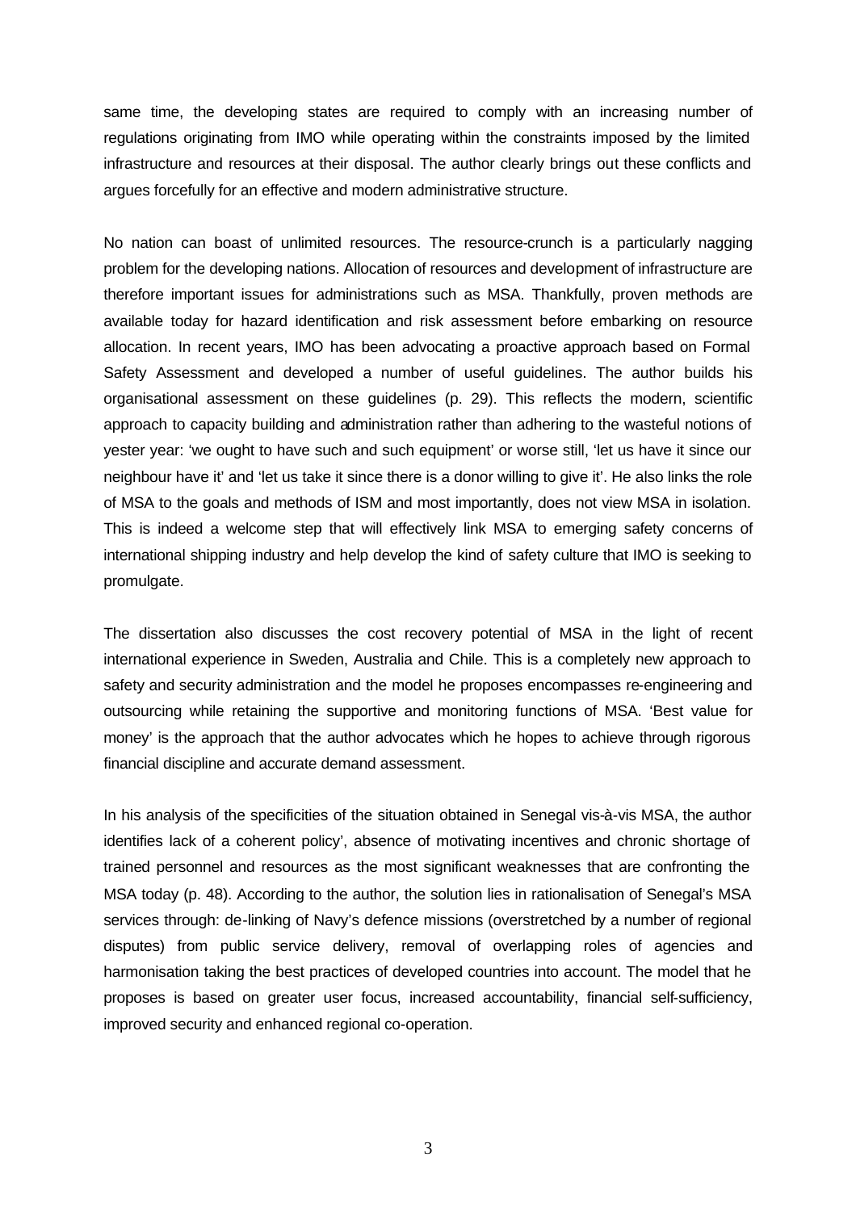same time, the developing states are required to comply with an increasing number of regulations originating from IMO while operating within the constraints imposed by the limited infrastructure and resources at their disposal. The author clearly brings out these conflicts and argues forcefully for an effective and modern administrative structure.

No nation can boast of unlimited resources. The resource-crunch is a particularly nagging problem for the developing nations. Allocation of resources and development of infrastructure are therefore important issues for administrations such as MSA. Thankfully, proven methods are available today for hazard identification and risk assessment before embarking on resource allocation. In recent years, IMO has been advocating a proactive approach based on Formal Safety Assessment and developed a number of useful guidelines. The author builds his organisational assessment on these guidelines (p. 29). This reflects the modern, scientific approach to capacity building and administration rather than adhering to the wasteful notions of yester year: 'we ought to have such and such equipment' or worse still, 'let us have it since our neighbour have it' and 'let us take it since there is a donor willing to give it'. He also links the role of MSA to the goals and methods of ISM and most importantly, does not view MSA in isolation. This is indeed a welcome step that will effectively link MSA to emerging safety concerns of international shipping industry and help develop the kind of safety culture that IMO is seeking to promulgate.

The dissertation also discusses the cost recovery potential of MSA in the light of recent international experience in Sweden, Australia and Chile. This is a completely new approach to safety and security administration and the model he proposes encompasses re-engineering and outsourcing while retaining the supportive and monitoring functions of MSA. 'Best value for money' is the approach that the author advocates which he hopes to achieve through rigorous financial discipline and accurate demand assessment.

In his analysis of the specificities of the situation obtained in Senegal vis-à-vis MSA, the author identifies lack of a coherent policy', absence of motivating incentives and chronic shortage of trained personnel and resources as the most significant weaknesses that are confronting the MSA today (p. 48). According to the author, the solution lies in rationalisation of Senegal's MSA services through: de-linking of Navy's defence missions (overstretched by a number of regional disputes) from public service delivery, removal of overlapping roles of agencies and harmonisation taking the best practices of developed countries into account. The model that he proposes is based on greater user focus, increased accountability, financial self-sufficiency, improved security and enhanced regional co-operation.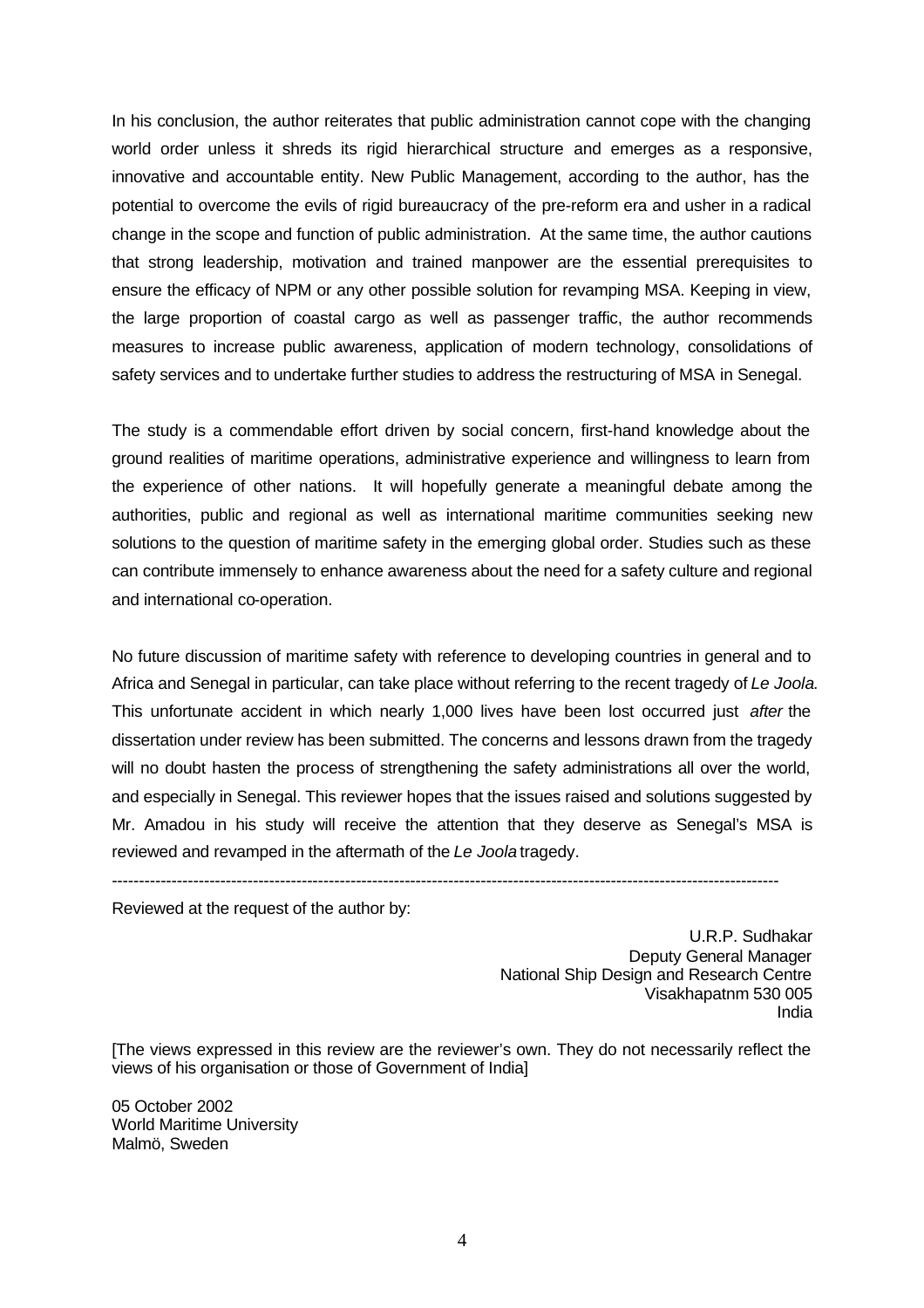In his conclusion, the author reiterates that public administration cannot cope with the changing world order unless it shreds its rigid hierarchical structure and emerges as a responsive, innovative and accountable entity. New Public Management, according to the author, has the potential to overcome the evils of rigid bureaucracy of the pre-reform era and usher in a radical change in the scope and function of public administration. At the same time, the author cautions that strong leadership, motivation and trained manpower are the essential prerequisites to ensure the efficacy of NPM or any other possible solution for revamping MSA. Keeping in view, the large proportion of coastal cargo as well as passenger traffic, the author recommends measures to increase public awareness, application of modern technology, consolidations of safety services and to undertake further studies to address the restructuring of MSA in Senegal.

The study is a commendable effort driven by social concern, first-hand knowledge about the ground realities of maritime operations, administrative experience and willingness to learn from the experience of other nations. It will hopefully generate a meaningful debate among the authorities, public and regional as well as international maritime communities seeking new solutions to the question of maritime safety in the emerging global order. Studies such as these can contribute immensely to enhance awareness about the need for a safety culture and regional and international co-operation.

No future discussion of maritime safety with reference to developing countries in general and to Africa and Senegal in particular, can take place without referring to the recent tragedy of *Le Joola*. This unfortunate accident in which nearly 1,000 lives have been lost occurred just *after* the dissertation under review has been submitted. The concerns and lessons drawn from the tragedy will no doubt hasten the process of strengthening the safety administrations all over the world, and especially in Senegal. This reviewer hopes that the issues raised and solutions suggested by Mr. Amadou in his study will receive the attention that they deserve as Senegal's MSA is reviewed and revamped in the aftermath of the *Le Joola* tragedy.

---

Reviewed at the request of the author by:

U.R.P. Sudhakar
Deputy General Manager
National Ship Design and Research Centre
Visakhapatnm 530 005
India

[The views expressed in this review are the reviewer's own. They do not necessarily reflect the views of his organisation or those of Government of India]

05 October 2002
World Maritime University
Malmö, Sweden